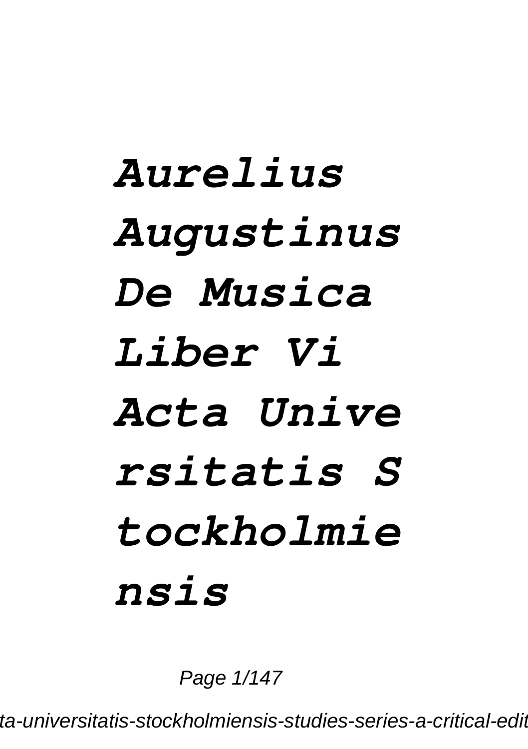# *Aurelius Augustinus De Musica Liber Vi Acta Universitatis Stockholmiensis*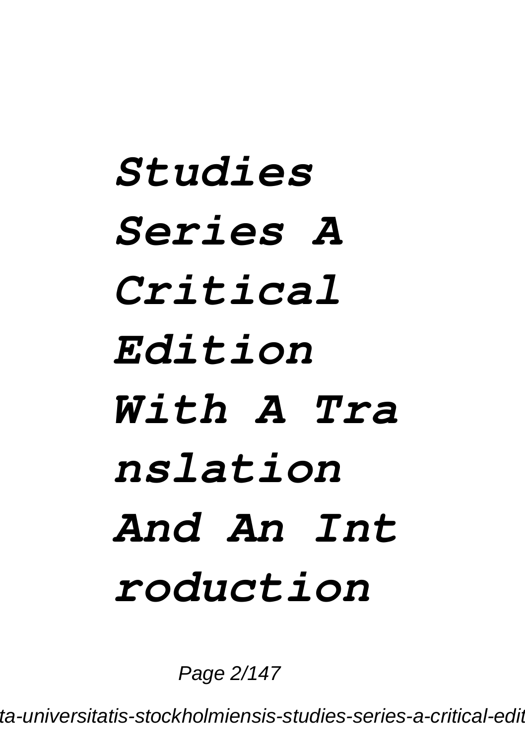***Studies Series A Critical Edition With A Translation And An Introduction***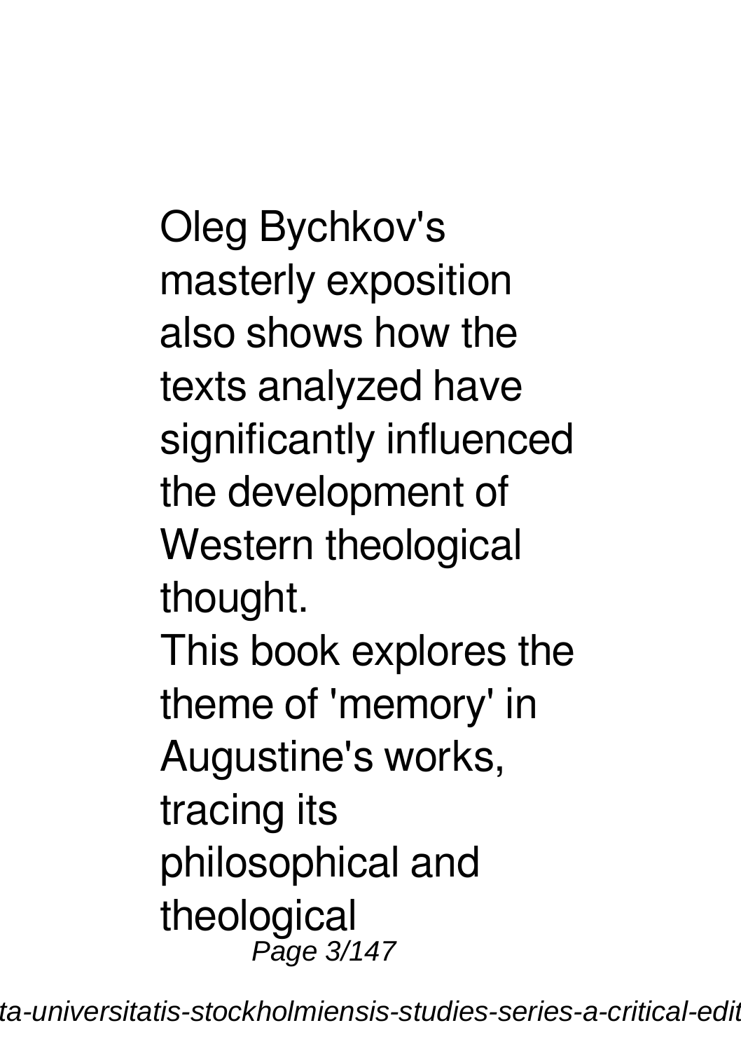Oleg Bychkov's masterly exposition also shows how the texts analyzed have significantly influenced the development of Western theological thought.

This book explores the theme of 'memory' in Augustine's works, tracing its philosophical and theological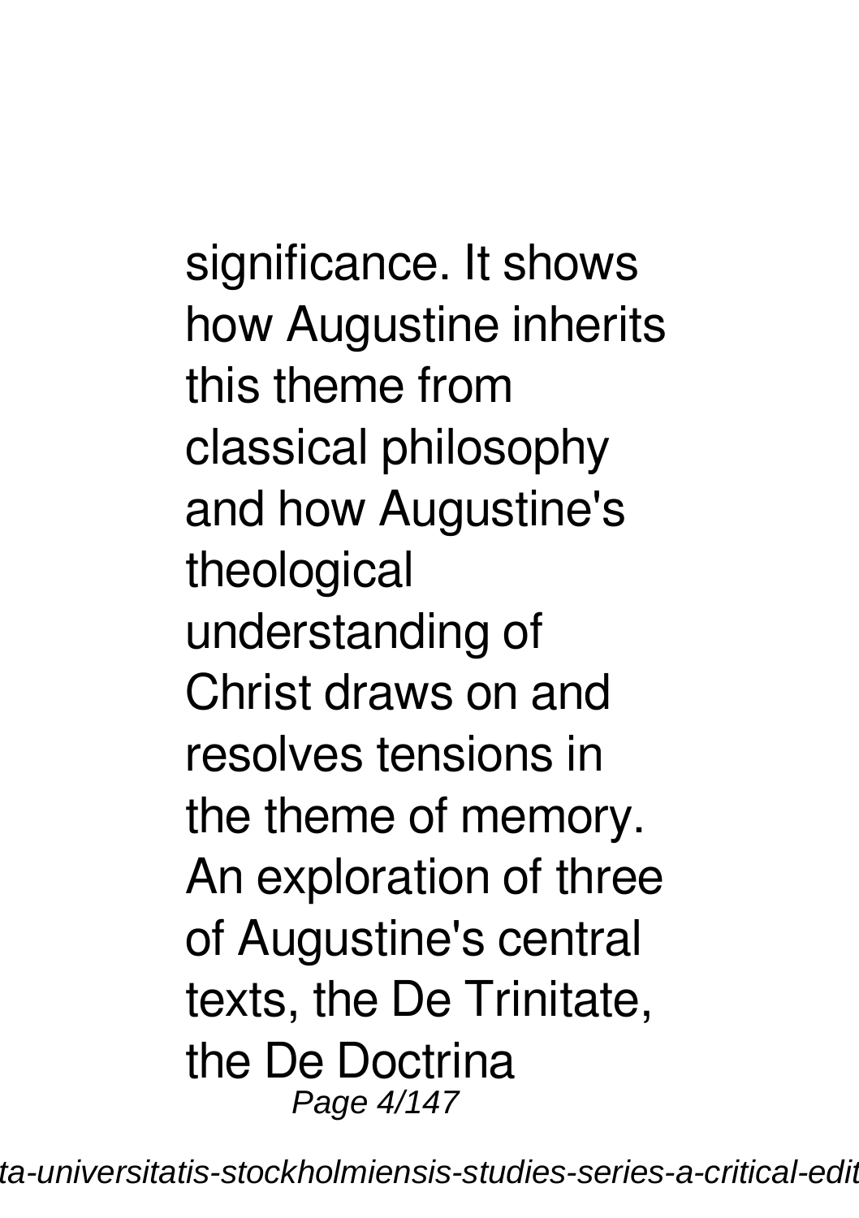significance. It shows how Augustine inherits this theme from classical philosophy and how Augustine's theological understanding of Christ draws on and resolves tensions in the theme of memory. An exploration of three of Augustine's central texts, the De Trinitate, the De Doctrina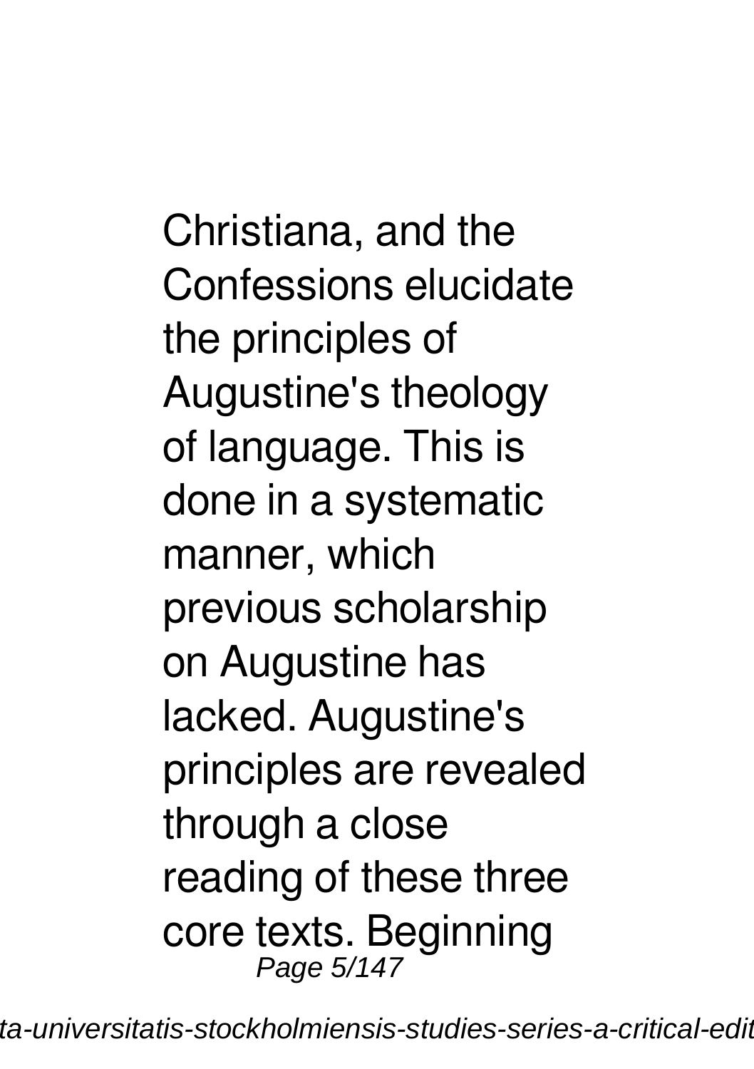Christiana, and the Confessions elucidate the principles of Augustine's theology of language. This is done in a systematic manner, which previous scholarship on Augustine has lacked. Augustine's principles are revealed through a close reading of these three core texts. Beginning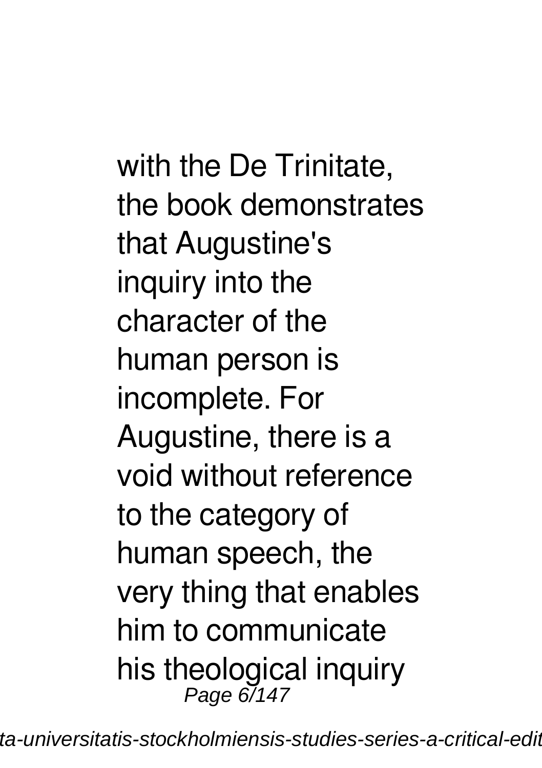with the De Trinitate, the book demonstrates that Augustine's inquiry into the character of the human person is incomplete. For Augustine, there is a void without reference to the category of human speech, the very thing that enables him to communicate his theological inquiry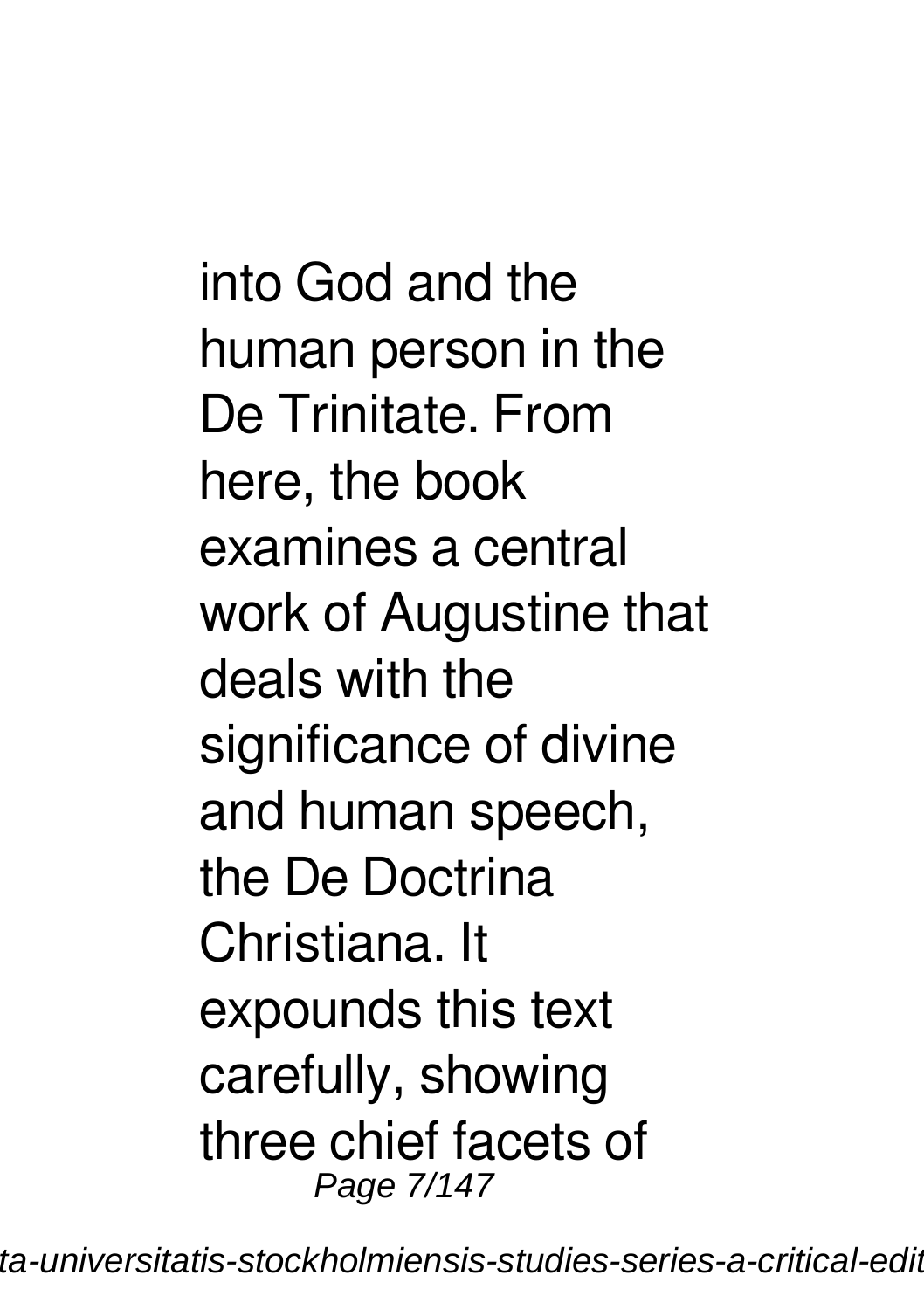into God and the human person in the De Trinitate. From here, the book examines a central work of Augustine that deals with the significance of divine and human speech, the De Doctrina Christiana. It expounds this text carefully, showing three chief facets of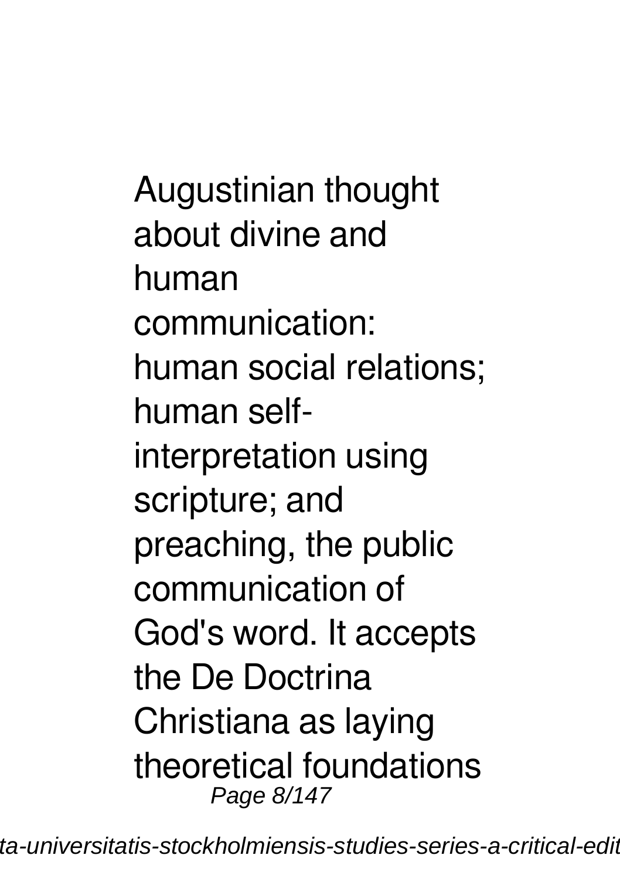Augustinian thought about divine and human communication: human social relations; human self-interpretation using scripture; and preaching, the public communication of God's word. It accepts the De Doctrina Christiana as laying theoretical foundations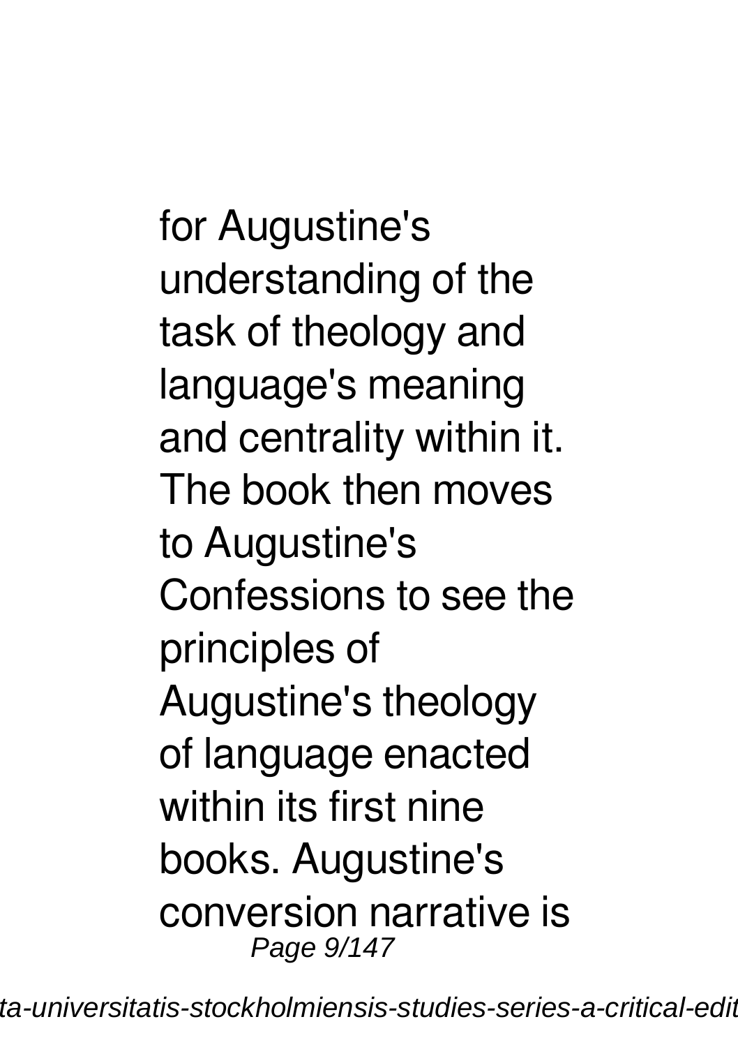for Augustine's understanding of the task of theology and language's meaning and centrality within it. The book then moves to Augustine's Confessions to see the principles of Augustine's theology of language enacted within its first nine books. Augustine's conversion narrative is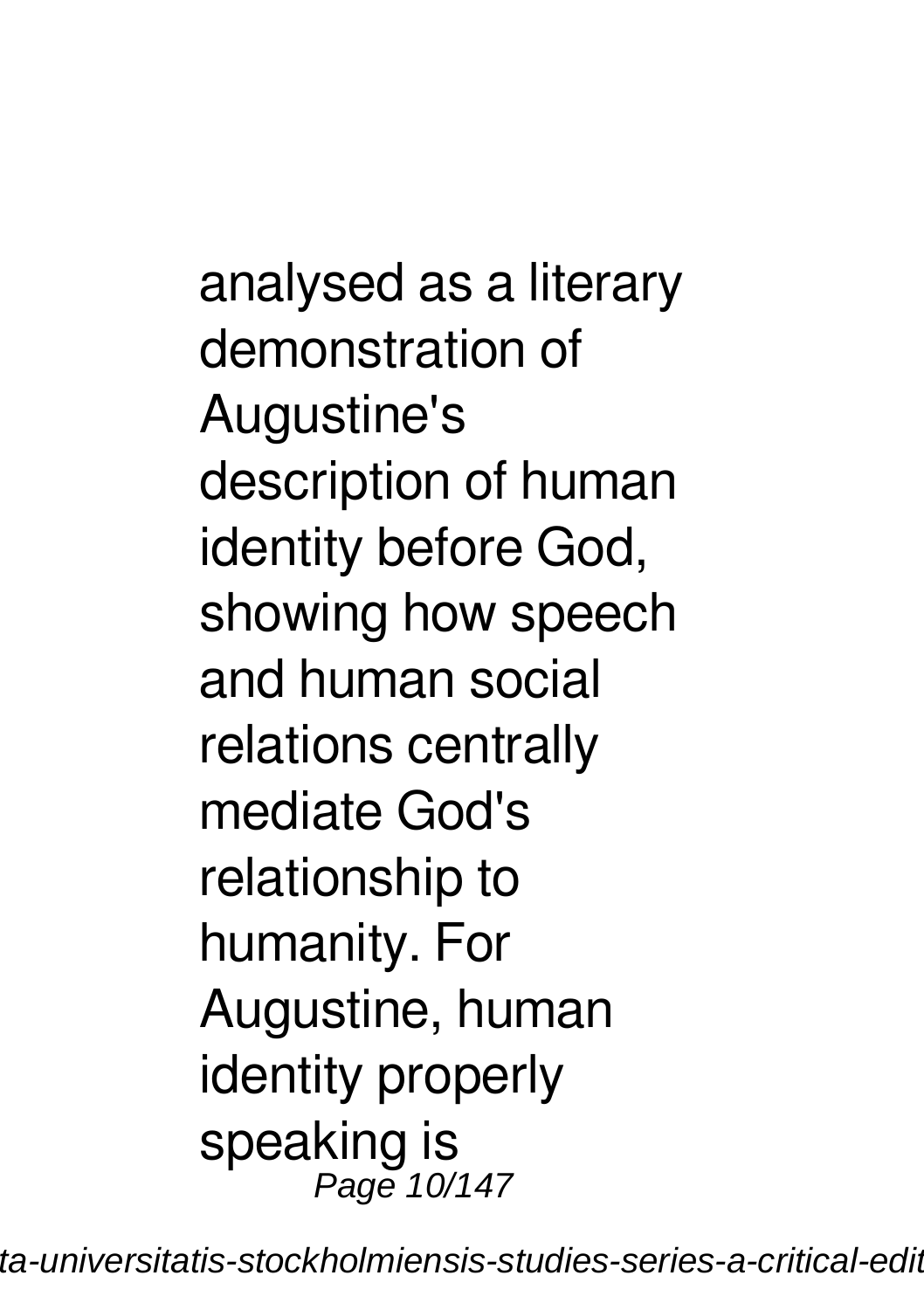analysed as a literary demonstration of Augustine's description of human identity before God, showing how speech and human social relations centrally mediate God's relationship to humanity. For Augustine, human identity properly speaking is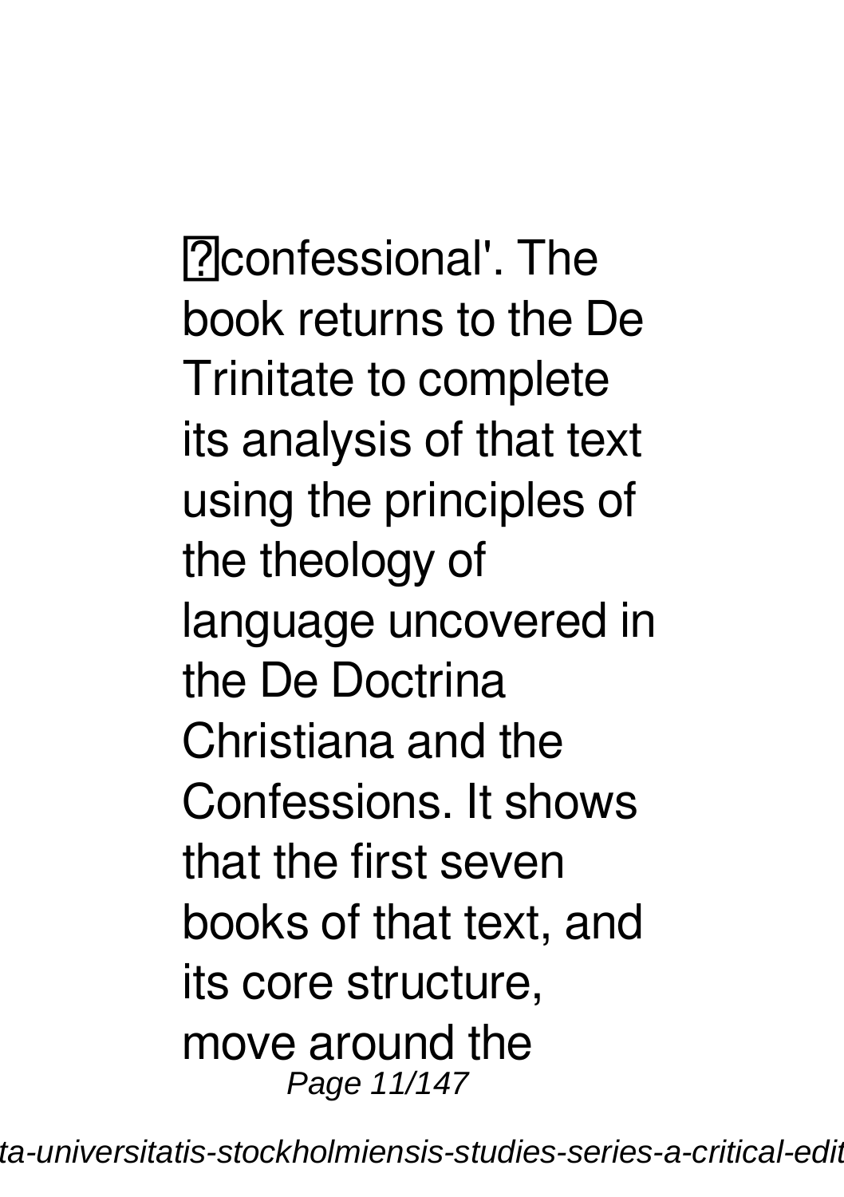confessional'. The book returns to the De Trinitate to complete its analysis of that text using the principles of the theology of language uncovered in the De Doctrina Christiana and the Confessions. It shows that the first seven books of that text, and its core structure, move around the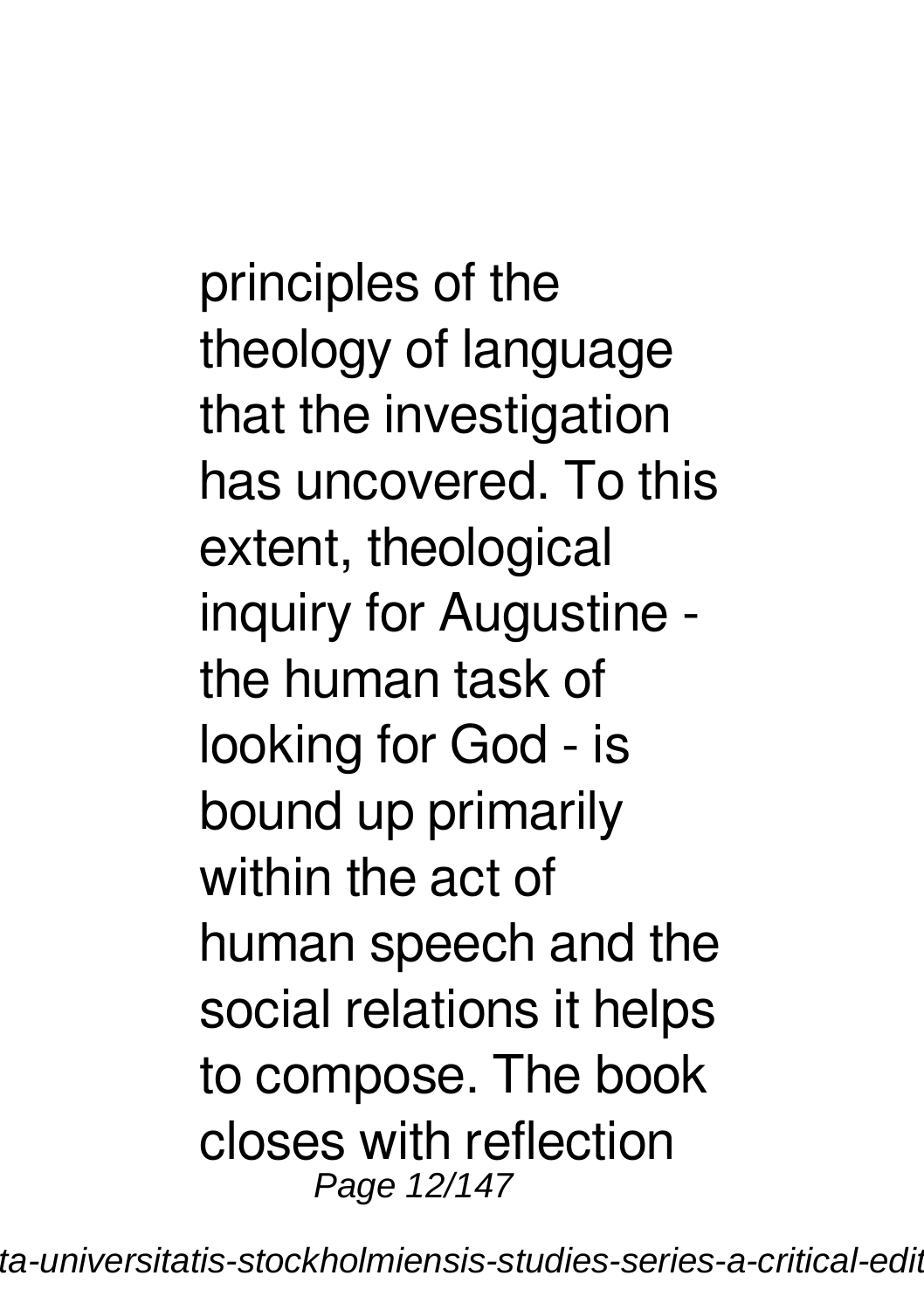principles of the theology of language that the investigation has uncovered. To this extent, theological inquiry for Augustine - the human task of looking for God - is bound up primarily within the act of human speech and the social relations it helps to compose. The book closes with reflection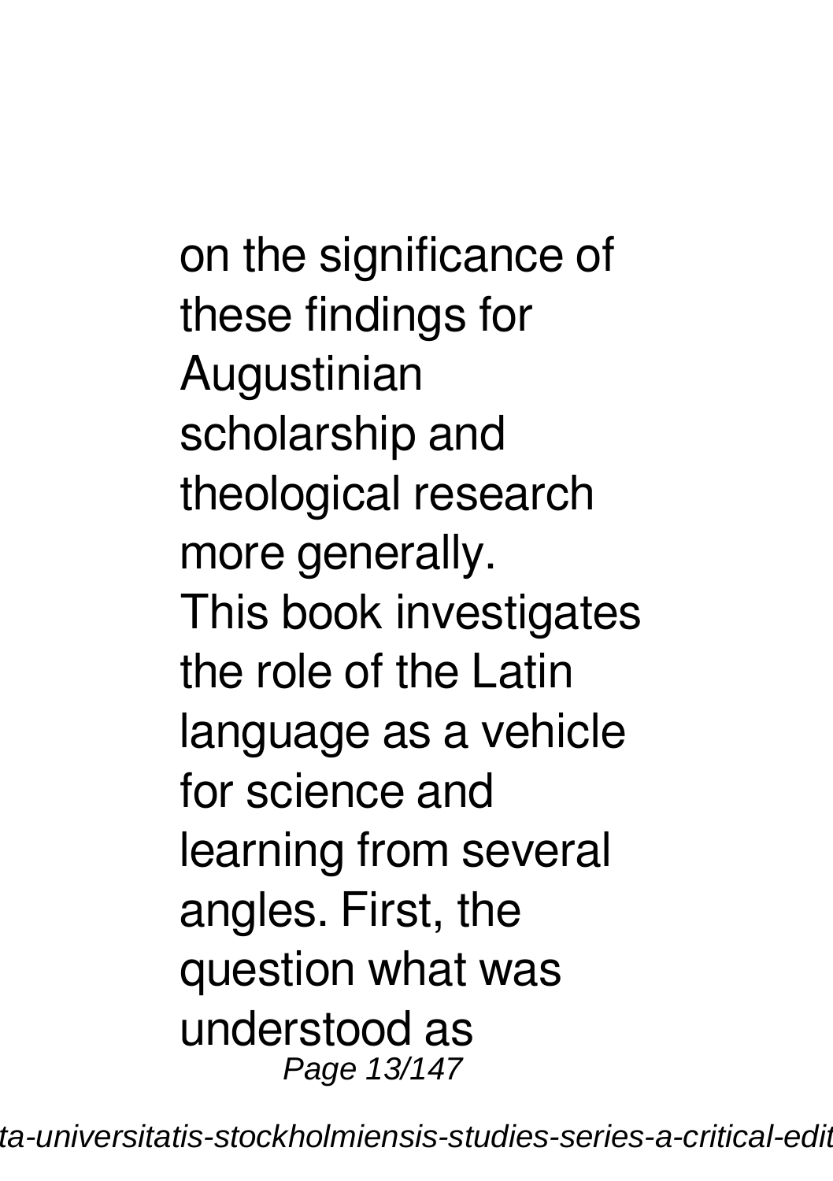on the significance of these findings for Augustinian scholarship and theological research more generally.

This book investigates the role of the Latin language as a vehicle for science and learning from several angles. First, the question what was understood as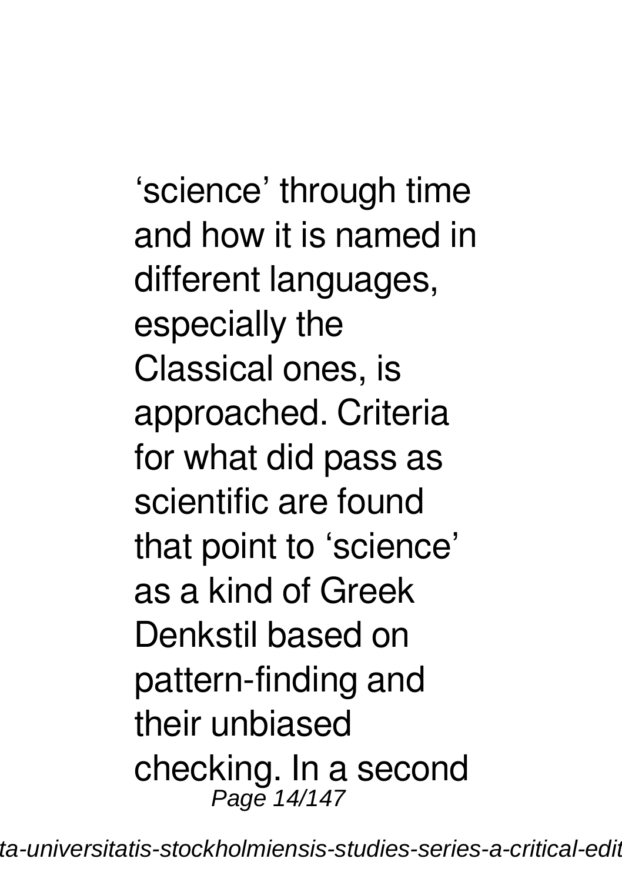'science' through time and how it is named in different languages, especially the Classical ones, is approached. Criteria for what did pass as scientific are found that point to 'science' as a kind of Greek Denkstil based on pattern-finding and their unbiased checking. In a second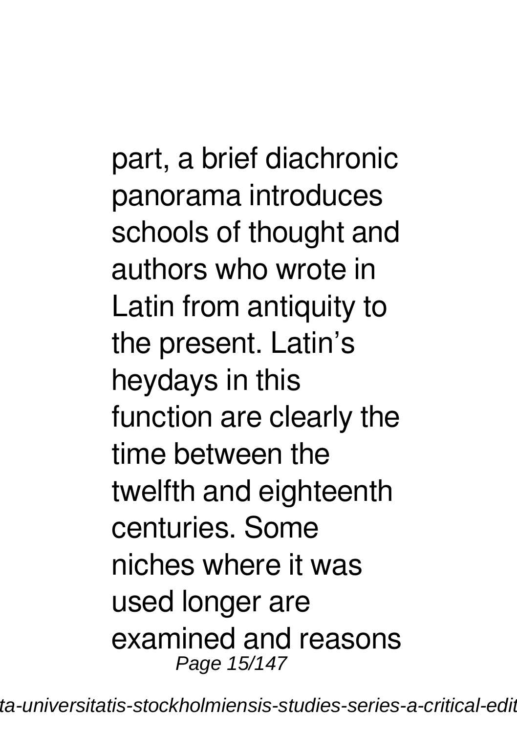part, a brief diachronic panorama introduces schools of thought and authors who wrote in Latin from antiquity to the present. Latin's heydays in this function are clearly the time between the twelfth and eighteenth centuries. Some niches where it was used longer are examined and reasons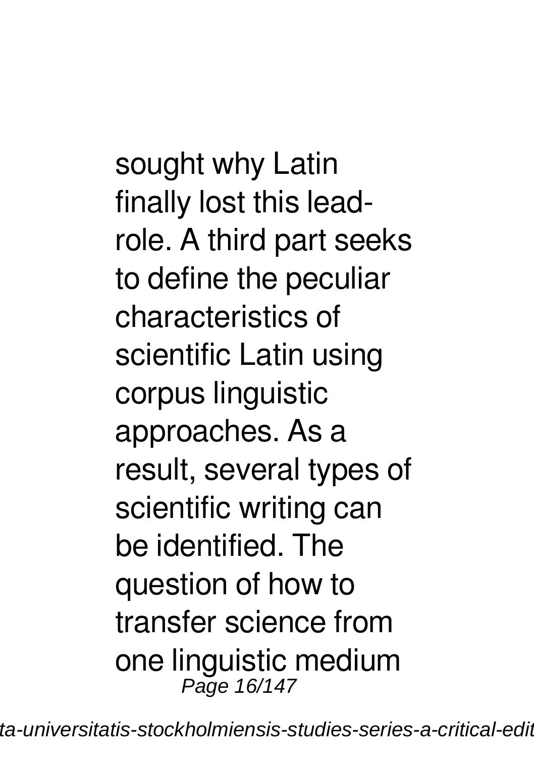sought why Latin finally lost this lead-role. A third part seeks to define the peculiar characteristics of scientific Latin using corpus linguistic approaches. As a result, several types of scientific writing can be identified. The question of how to transfer science from one linguistic medium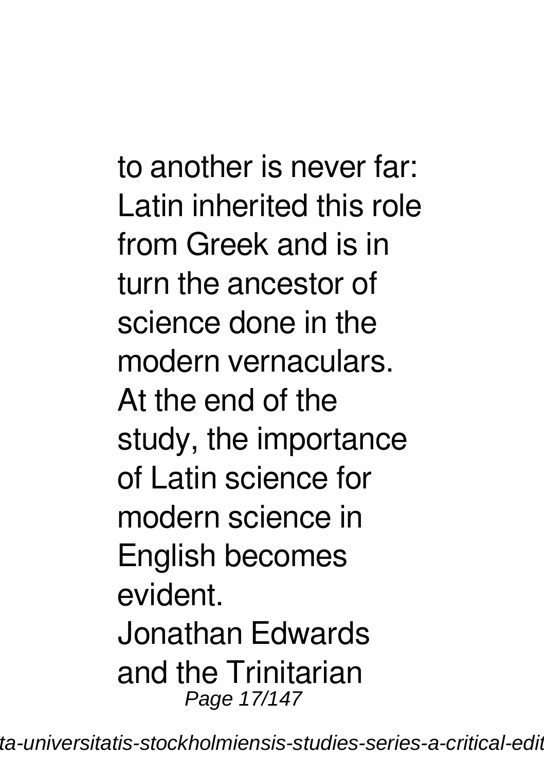to another is never far: Latin inherited this role from Greek and is in turn the ancestor of science done in the modern vernaculars. At the end of the study, the importance of Latin science for modern science in English becomes evident.

Jonathan Edwards and the Trinitarian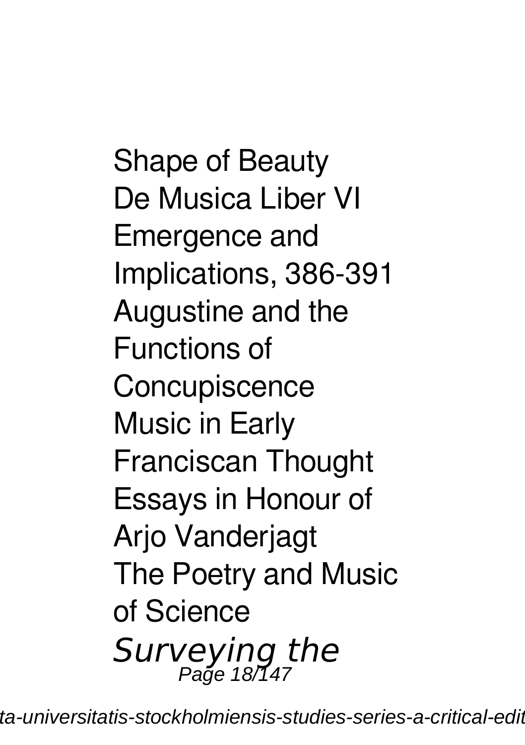Shape of Beauty
De Musica Liber VI
Emergence and Implications, 386-391
Augustine and the Functions of Concupiscence
Music in Early Franciscan Thought
Essays in Honour of Arjo Vanderjagt
The Poetry and Music of Science
*Surveying the*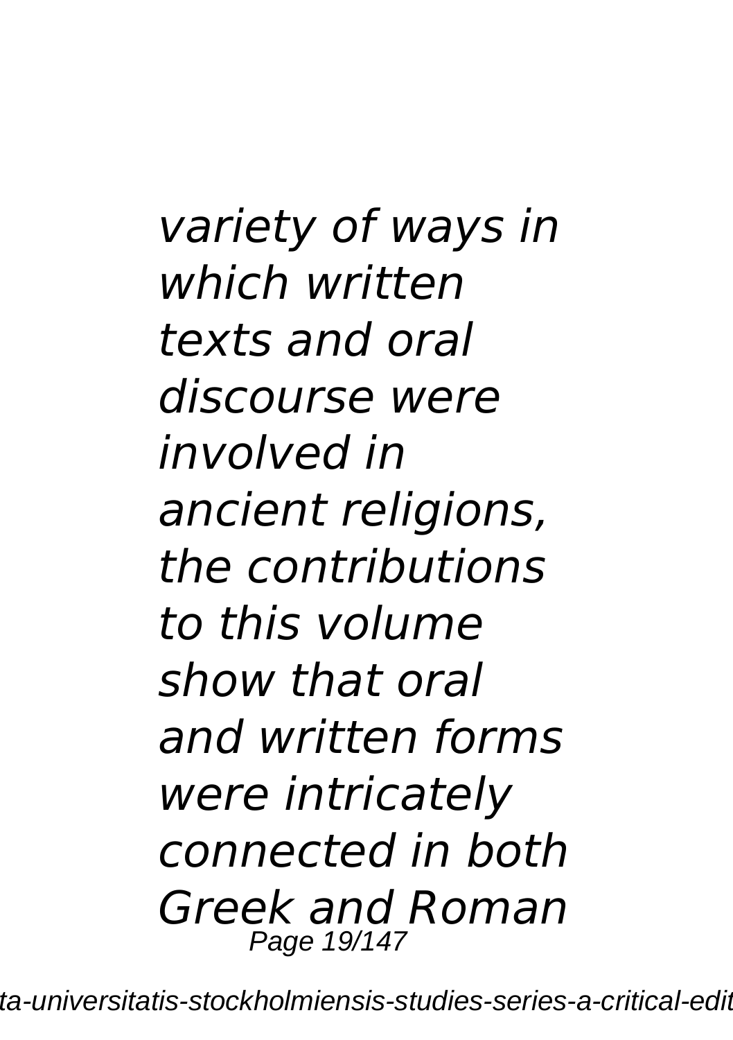*variety of ways in which written texts and oral discourse were involved in ancient religions, the contributions to this volume show that oral and written forms were intricately connected in both Greek and Roman*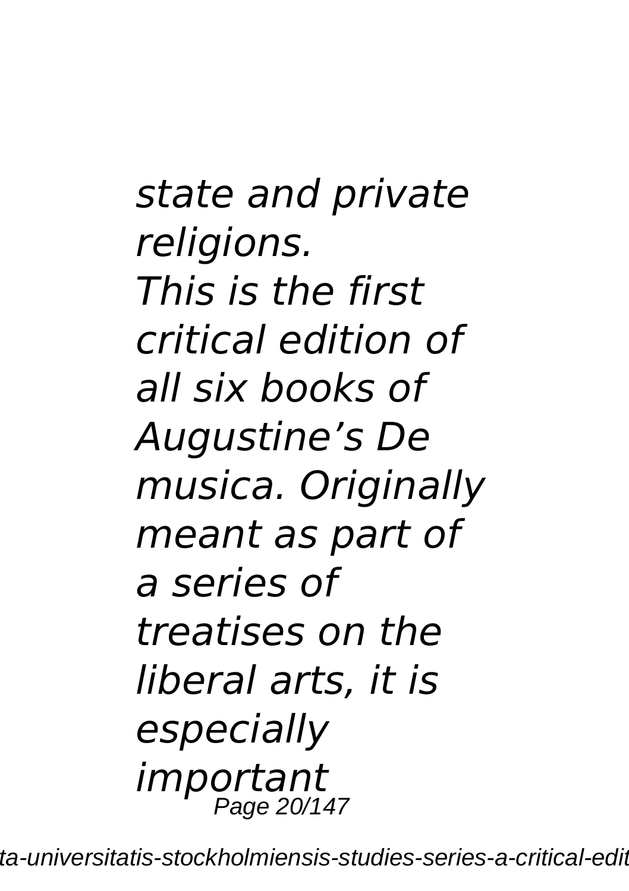*state and private religions.*
*This is the first critical edition of all six books of Augustine's De musica. Originally meant as part of a series of treatises on the liberal arts, it is especially important*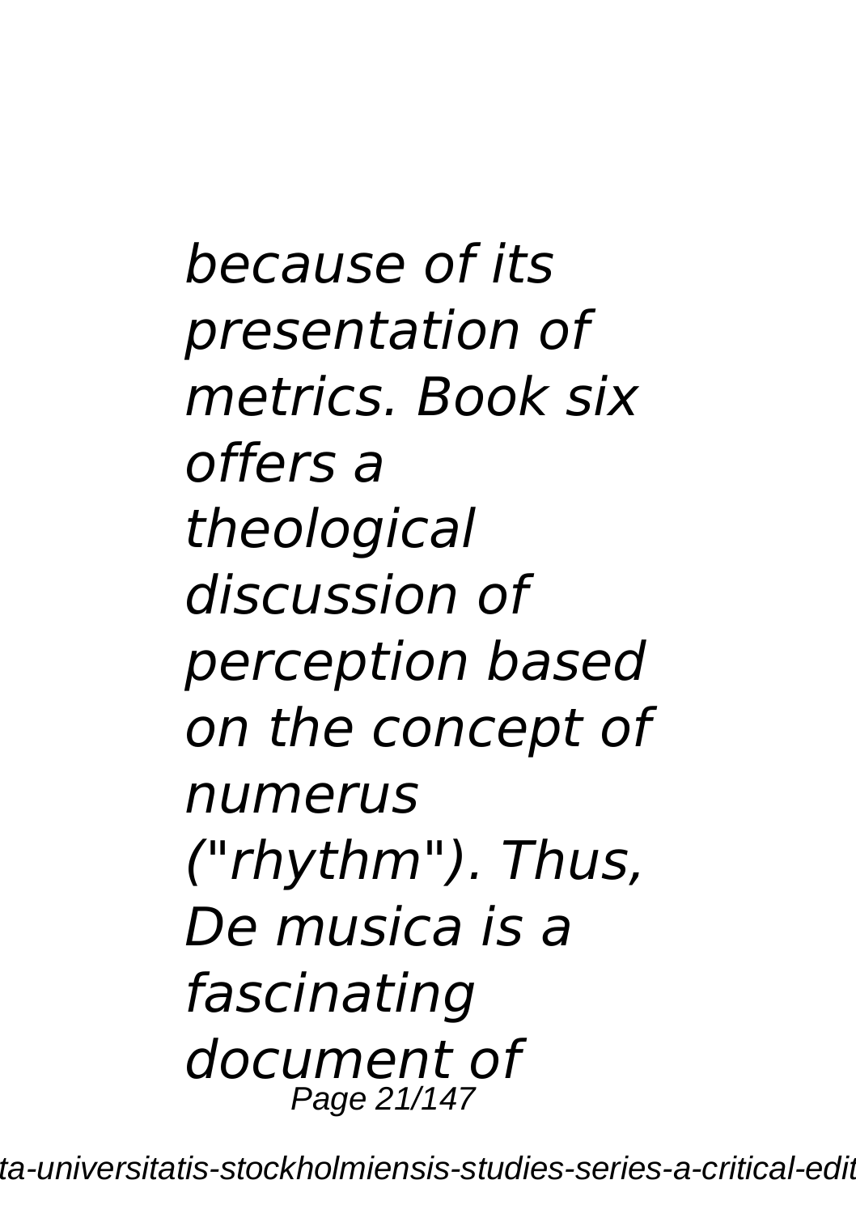*because of its presentation of metrics. Book six offers a theological discussion of perception based on the concept of numerus ("rhythm"). Thus, De musica is a fascinating document of*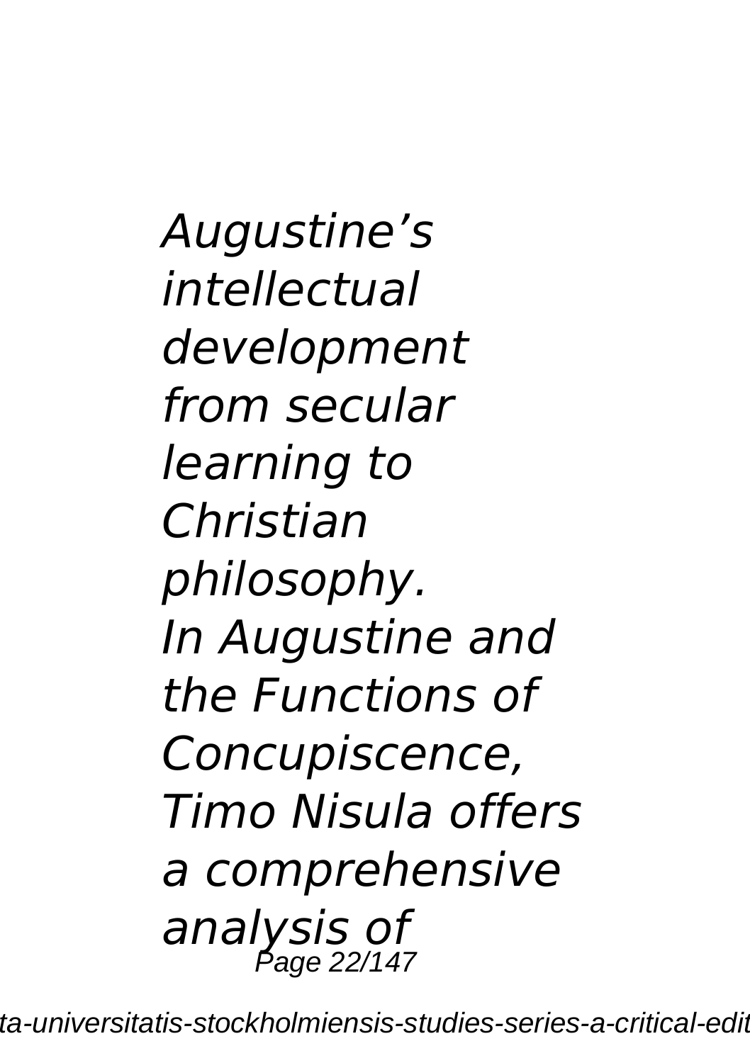*Augustine’s intellectual development from secular learning to Christian philosophy.*
*In Augustine and the Functions of Concupiscence, Timo Nisula offers a comprehensive analysis of*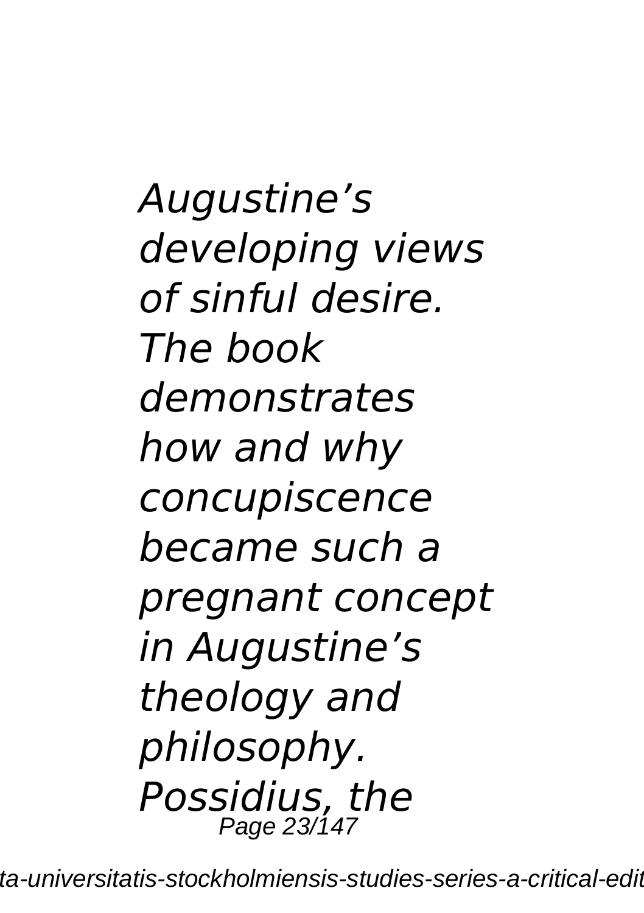*Augustine's developing views of sinful desire. The book demonstrates how and why concupiscence became such a pregnant concept in Augustine's theology and philosophy. Possidius, the*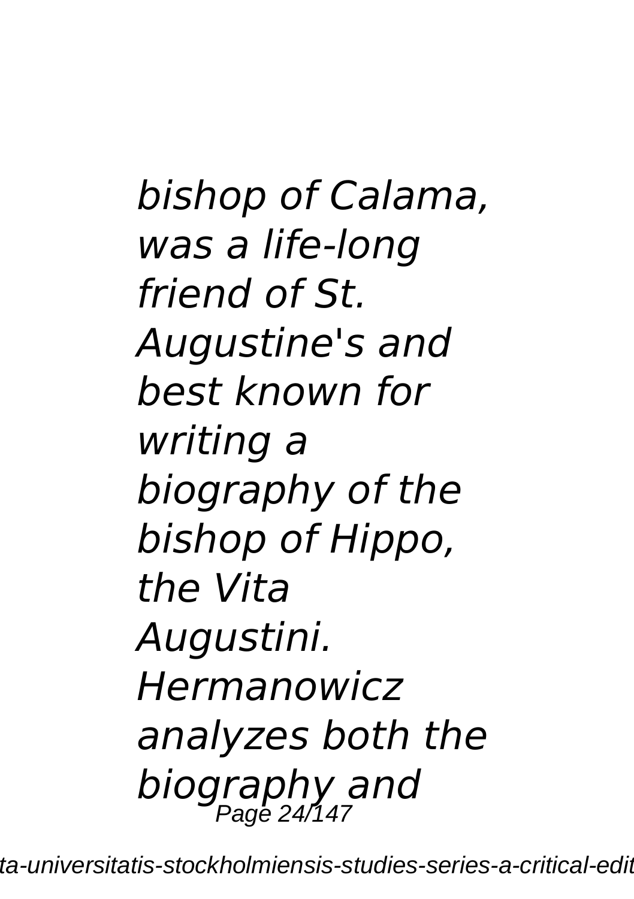*bishop of Calama, was a life-long friend of St. Augustine's and best known for writing a biography of the bishop of Hippo, the Vita Augustini. Hermanowicz analyzes both the biography and*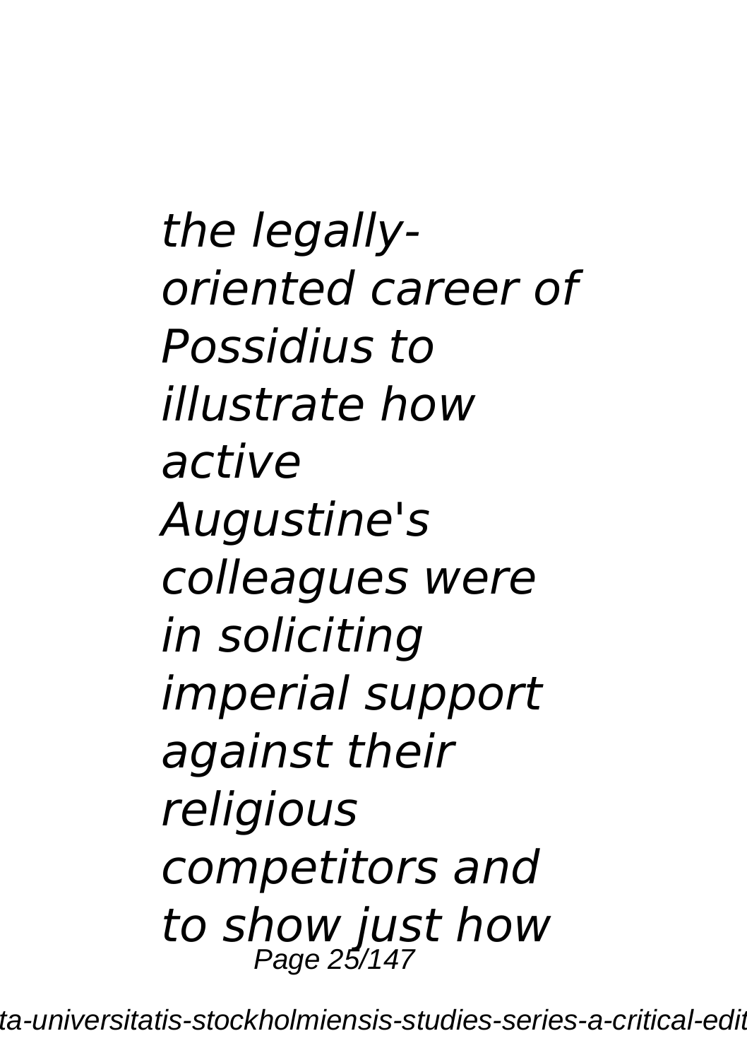*the legally-oriented career of Possidius to illustrate how active Augustine's colleagues were in soliciting imperial support against their religious competitors and to show just how*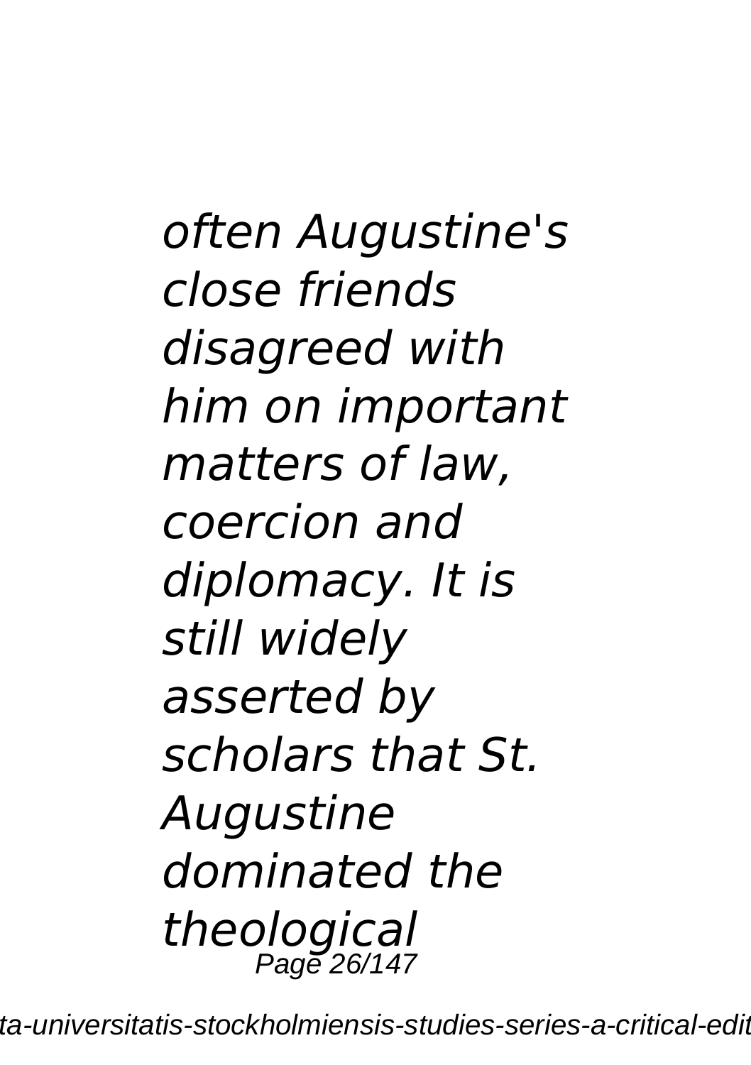*often Augustine's close friends disagreed with him on important matters of law, coercion and diplomacy. It is still widely asserted by scholars that St. Augustine dominated the theological*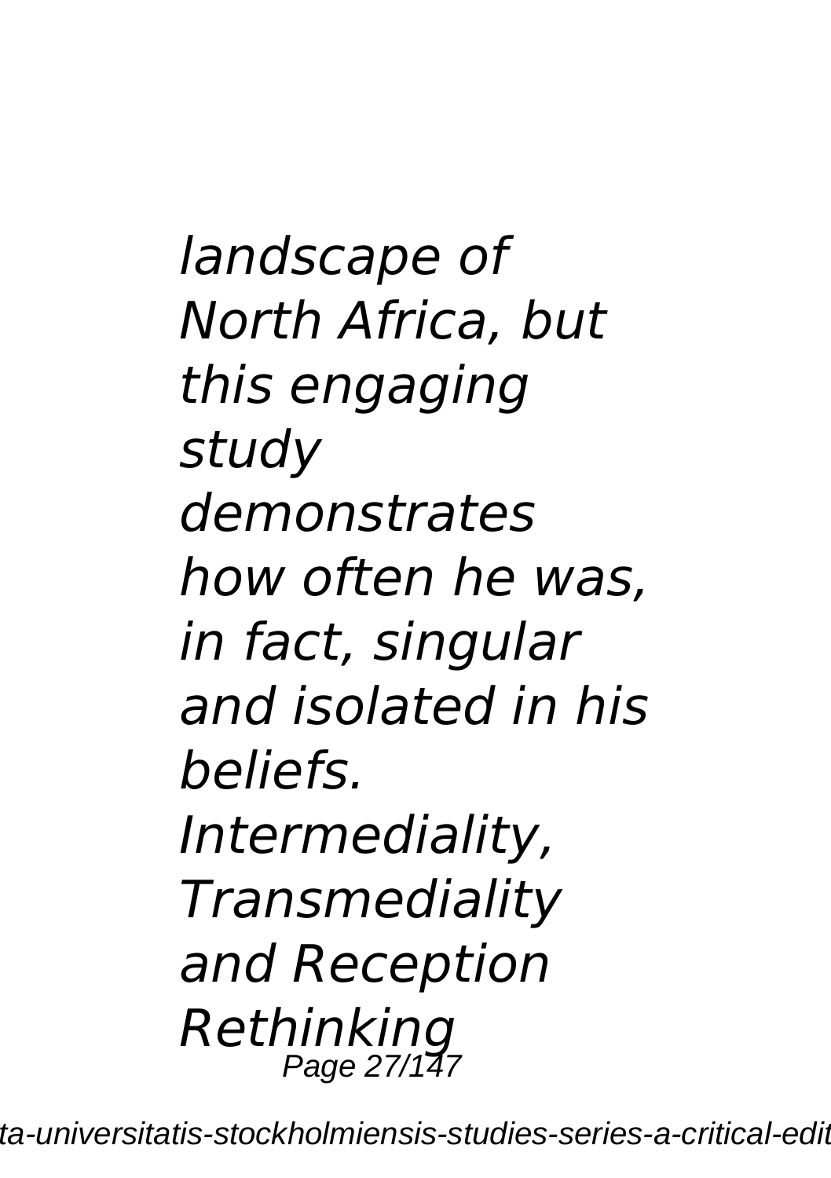*landscape of North Africa, but this engaging study demonstrates how often he was, in fact, singular and isolated in his beliefs.*

*Intermediality, Transmediality and Reception Rethinking*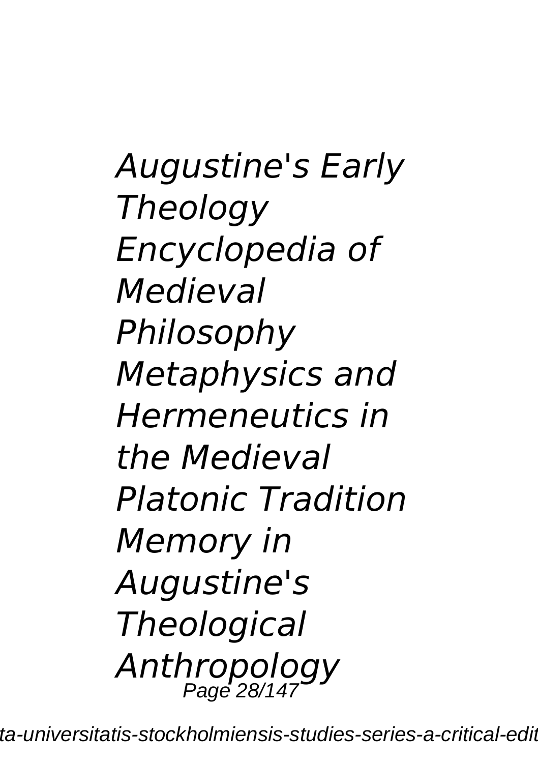*Augustine's Early Theology*

*Encyclopedia of Medieval Philosophy*

*Metaphysics and Hermeneutics in the Medieval Platonic Tradition*

*Memory in Augustine's Theological Anthropology*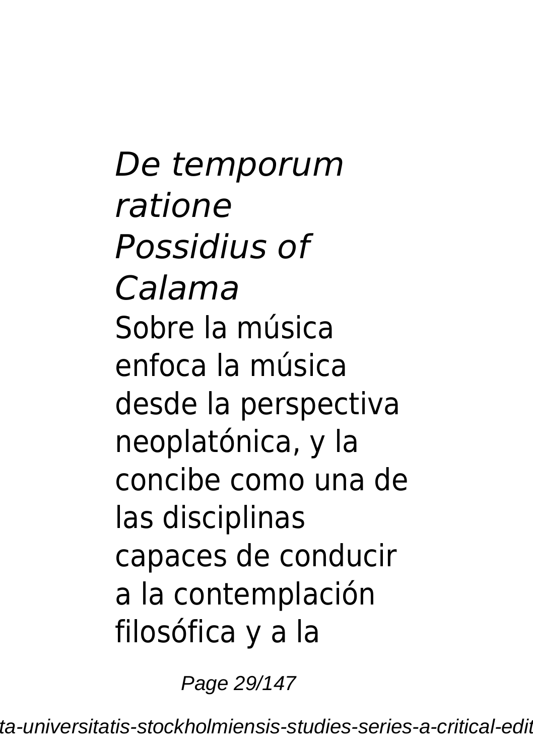*De temporum ratione*
*Possidius of Calama*

Sobre la música enfoca la música desde la perspectiva neoplatónica, y la concibe como una de las disciplinas capaces de conducir a la contemplación filosófica y a la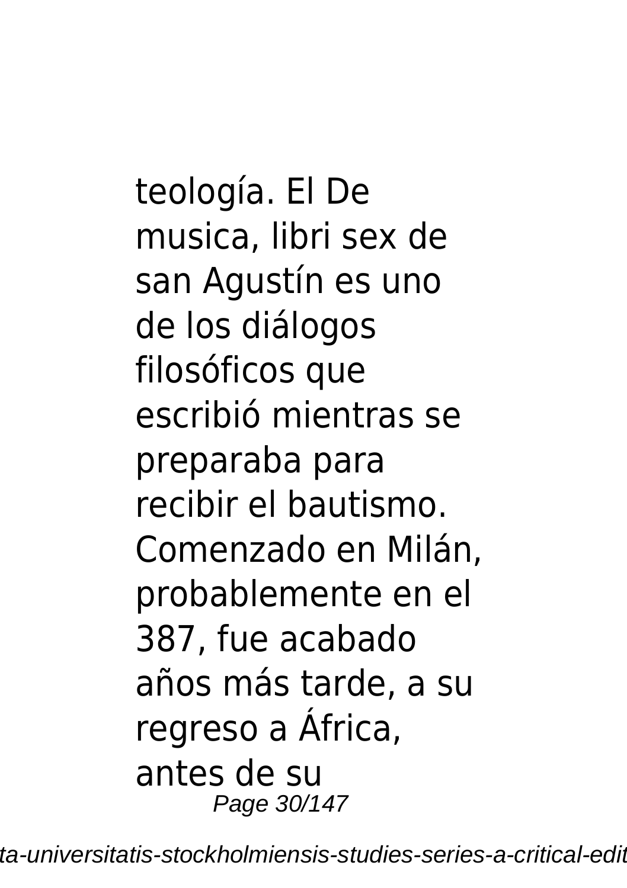teología. El De musica, libri sex de san Agustín es uno de los diálogos filosóficos que escribió mientras se preparaba para recibir el bautismo. Comenzado en Milán, probablemente en el 387, fue acabado años más tarde, a su regreso a África, antes de su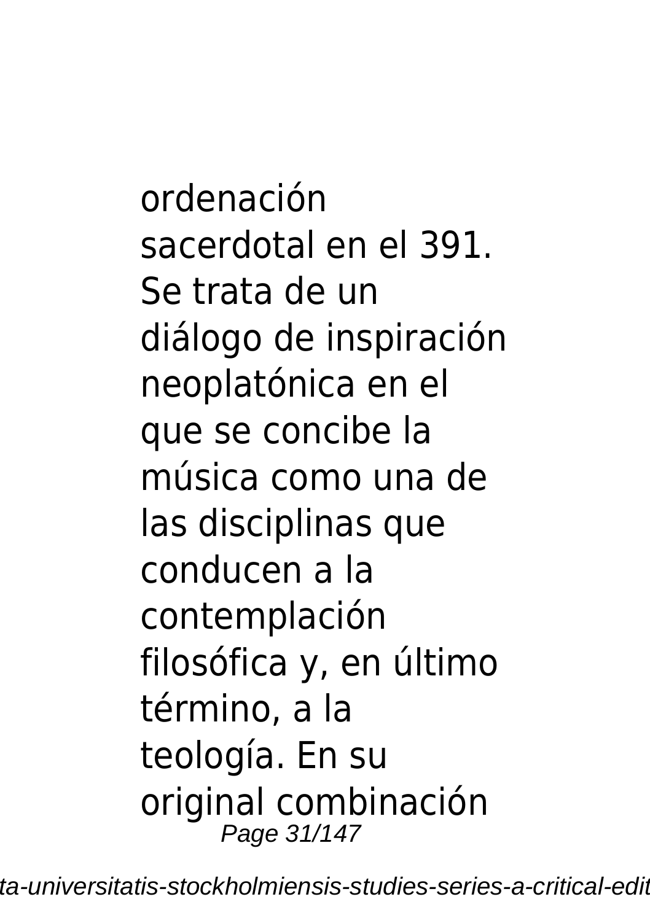ordenación sacerdotal en el 391. Se trata de un diálogo de inspiración neoplatónica en el que se concibe la música como una de las disciplinas que conducen a la contemplación filosófica y, en último término, a la teología. En su original combinación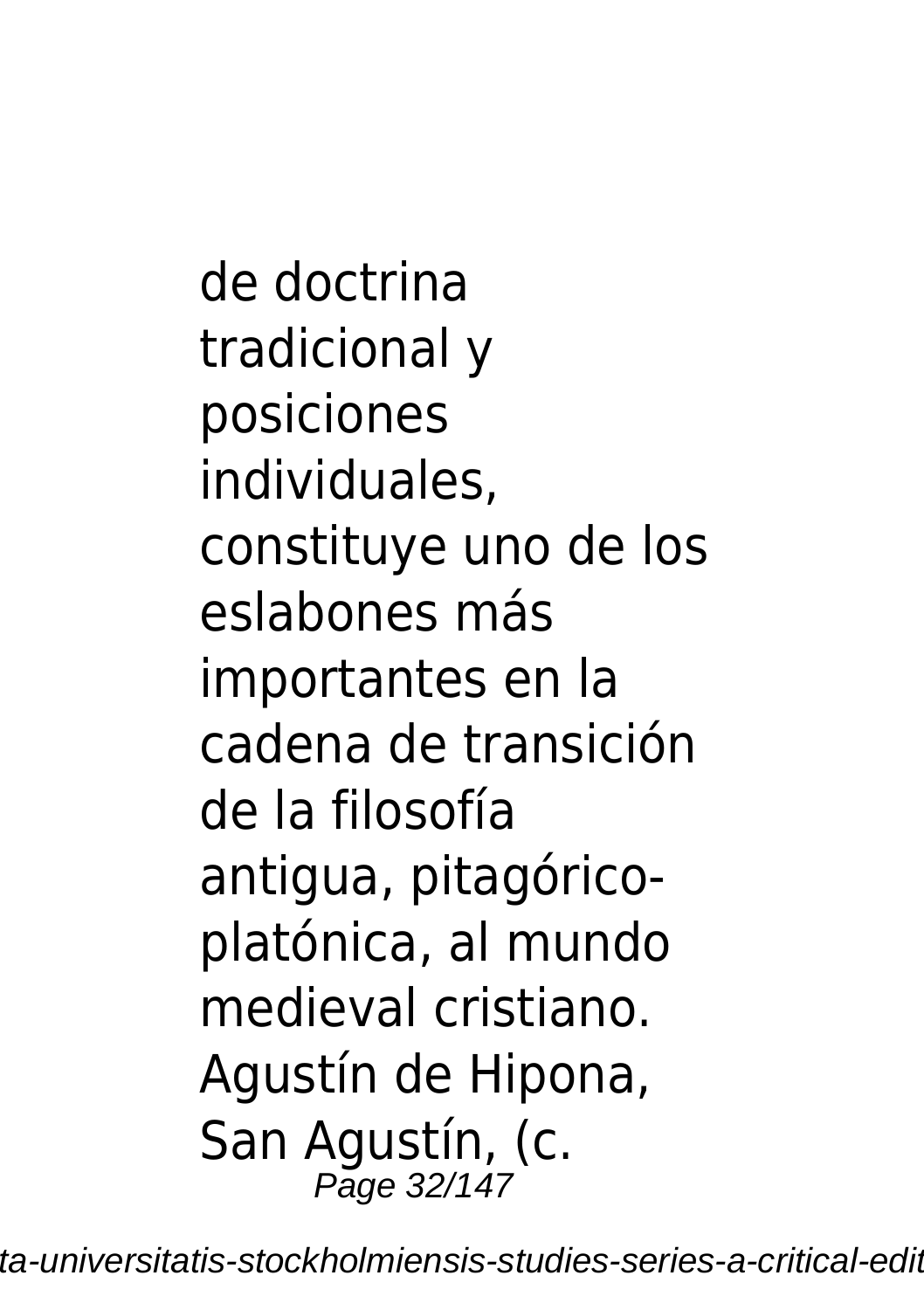de doctrina tradicional y posiciones individuales, constituye uno de los eslabones más importantes en la cadena de transición de la filosofía antigua, pitagórico-platónica, al mundo medieval cristiano. Agustín de Hipona, San Agustín, (c.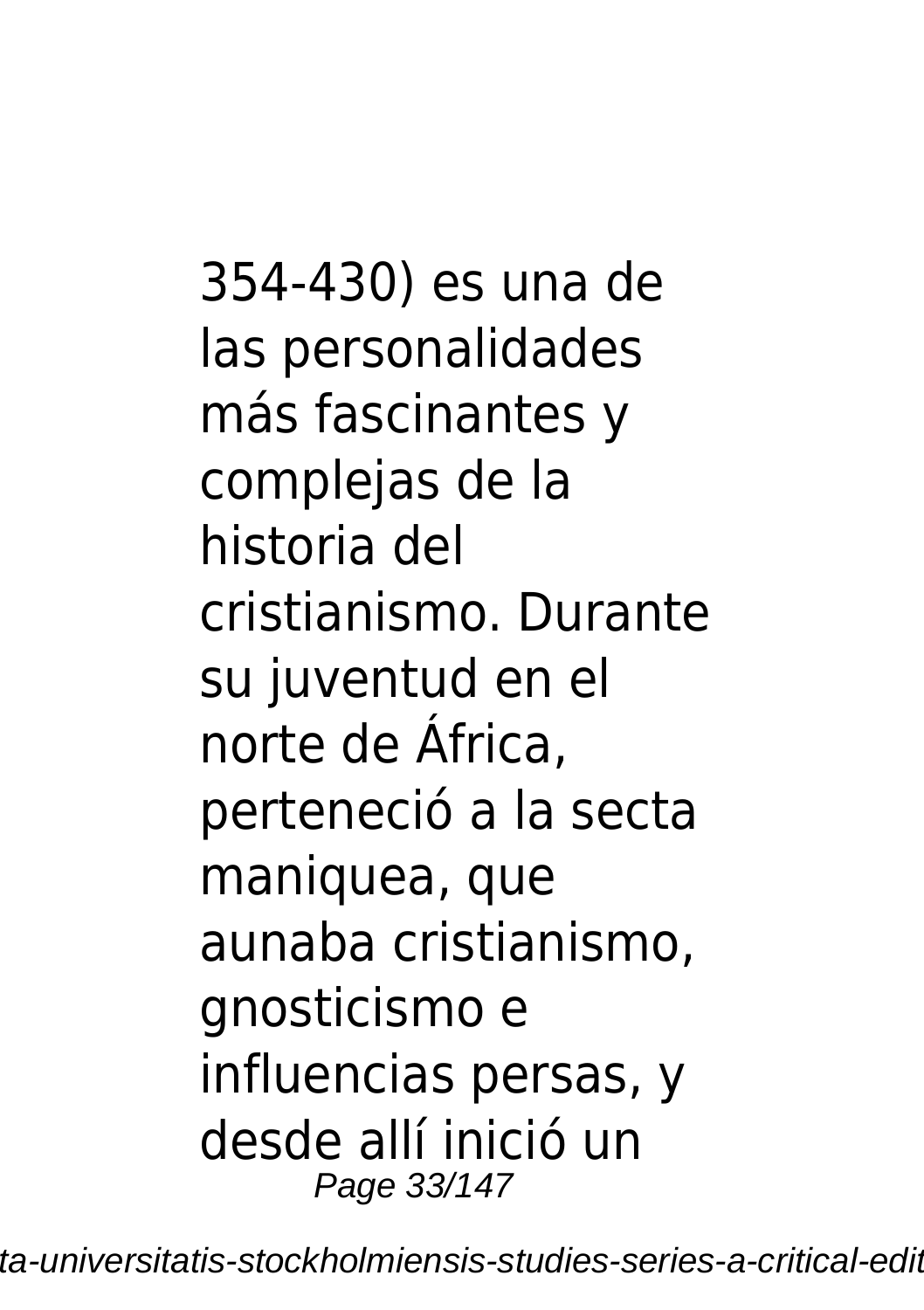354-430) es una de las personalidades más fascinantes y complejas de la historia del cristianismo. Durante su juventud en el norte de África, perteneció a la secta maniquea, que aunaba cristianismo, gnosticismo e influencias persas, y desde allí inició un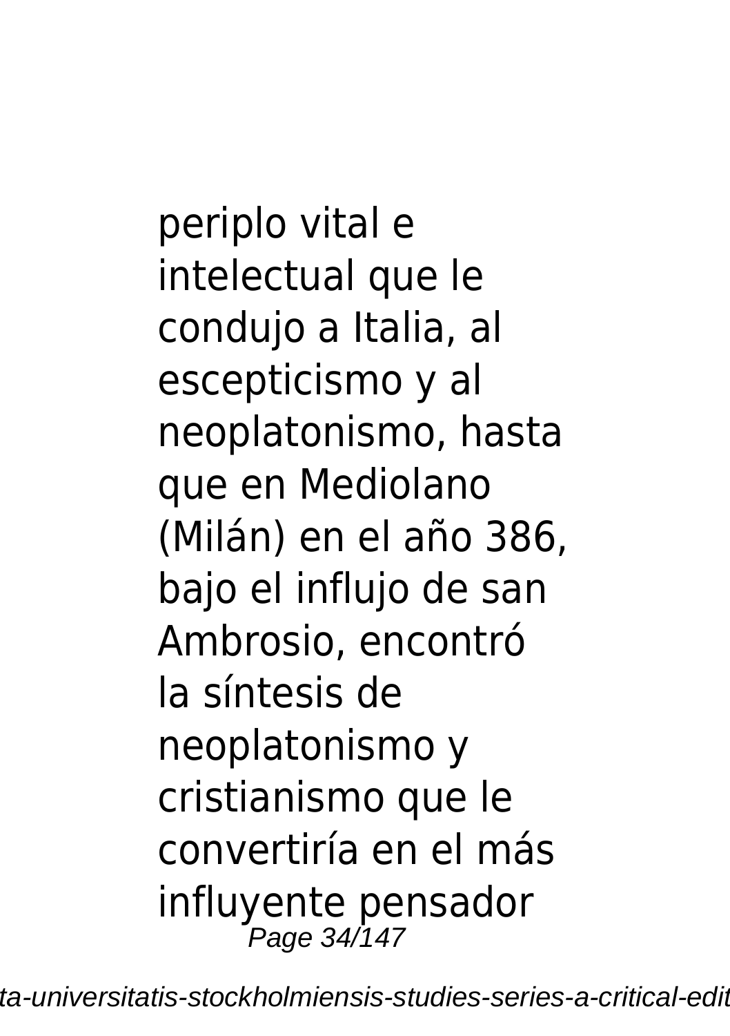periplo vital e intelectual que le condujo a Italia, al escepticismo y al neoplatonismo, hasta que en Mediolano (Milán) en el año 386, bajo el influjo de san Ambrosio, encontró la síntesis de neoplatonismo y cristianismo que le convertiría en el más influyente pensador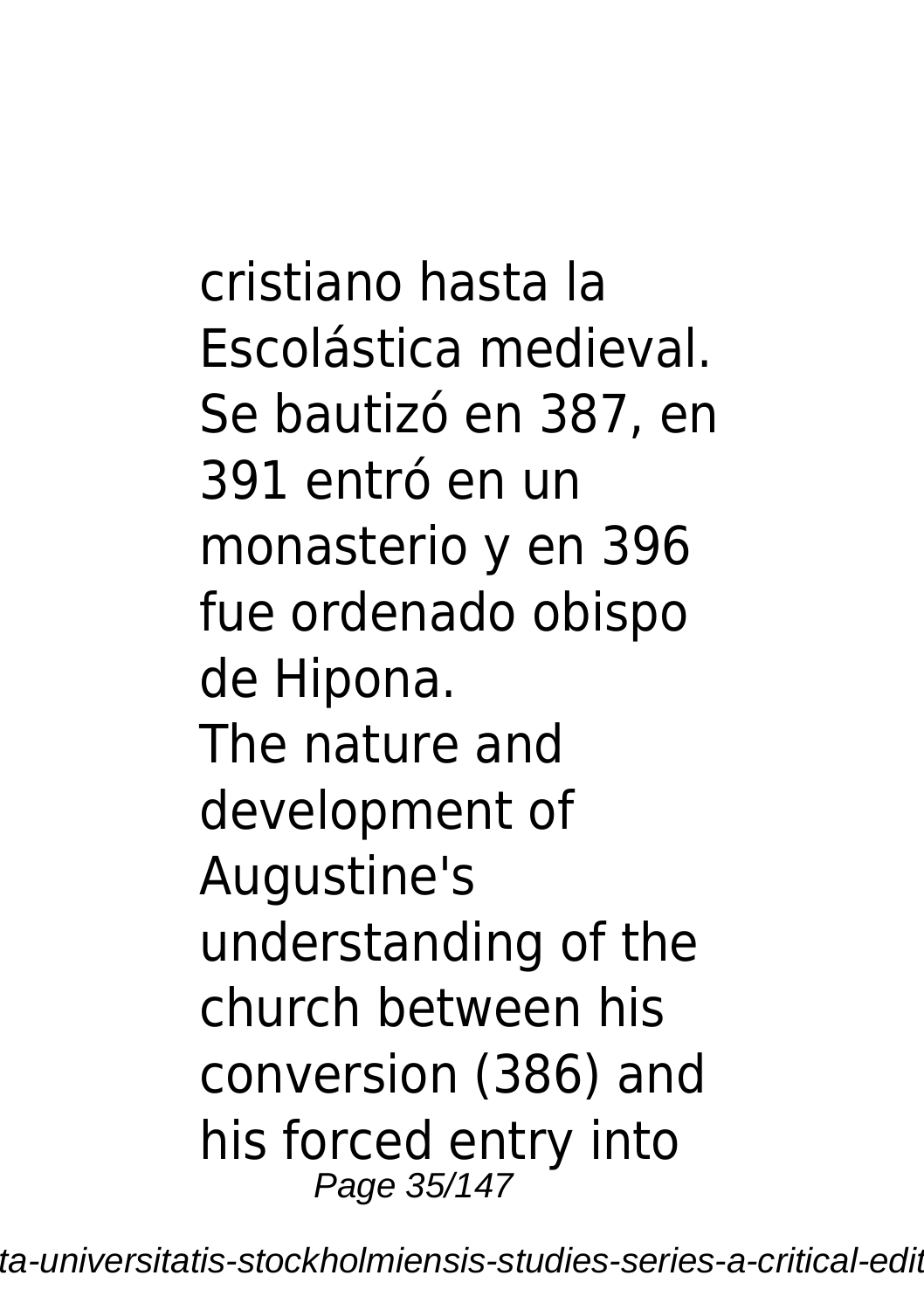cristiano hasta la Escolástica medieval. Se bautizó en 387, en 391 entró en un monasterio y en 396 fue ordenado obispo de Hipona.

The nature and development of Augustine's understanding of the church between his conversion (386) and his forced entry into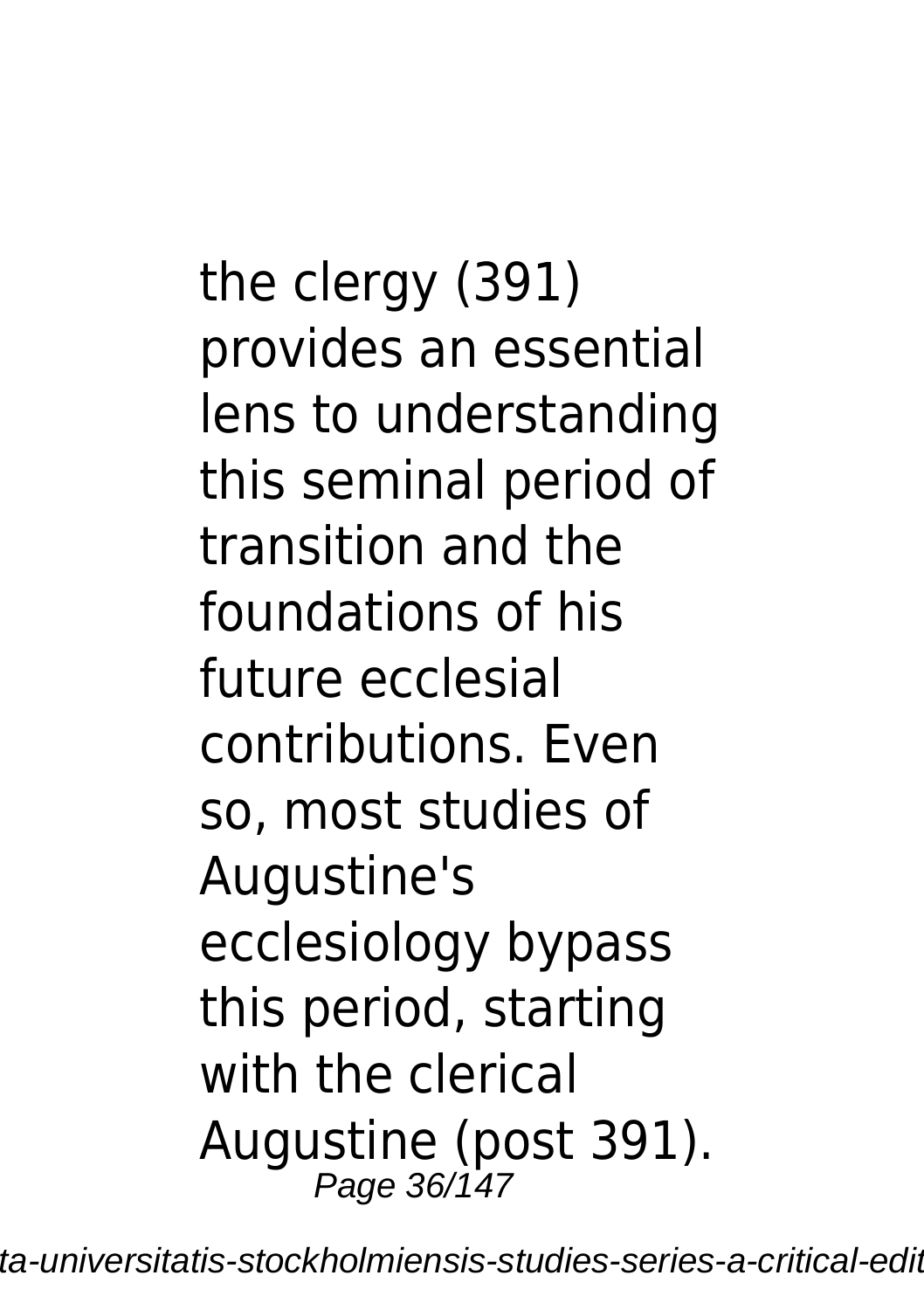the clergy (391) provides an essential lens to understanding this seminal period of transition and the foundations of his future ecclesial contributions. Even so, most studies of Augustine's ecclesiology bypass this period, starting with the clerical Augustine (post 391).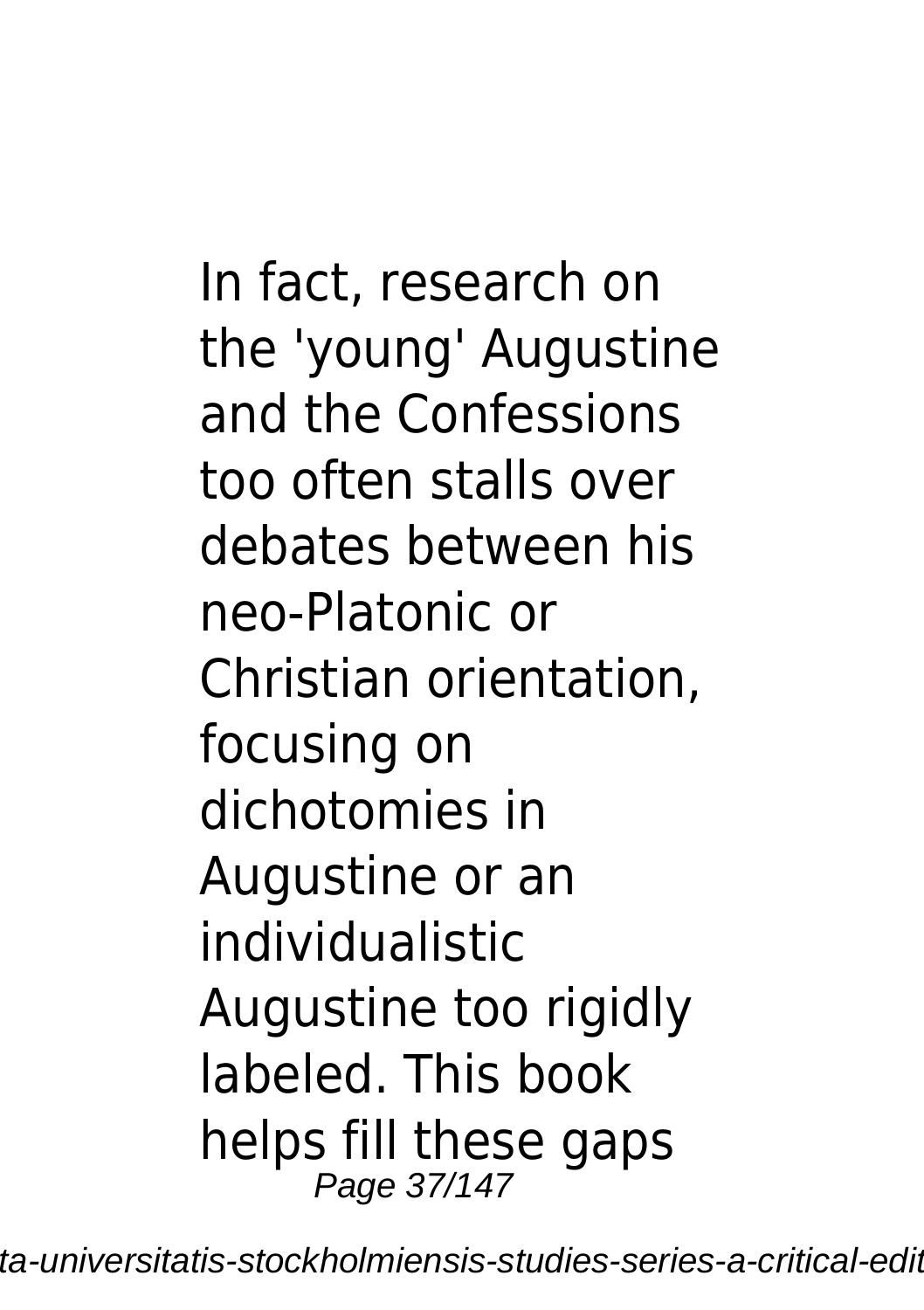In fact, research on the 'young' Augustine and the Confessions too often stalls over debates between his neo-Platonic or Christian orientation, focusing on dichotomies in Augustine or an individualistic Augustine too rigidly labeled. This book helps fill these gaps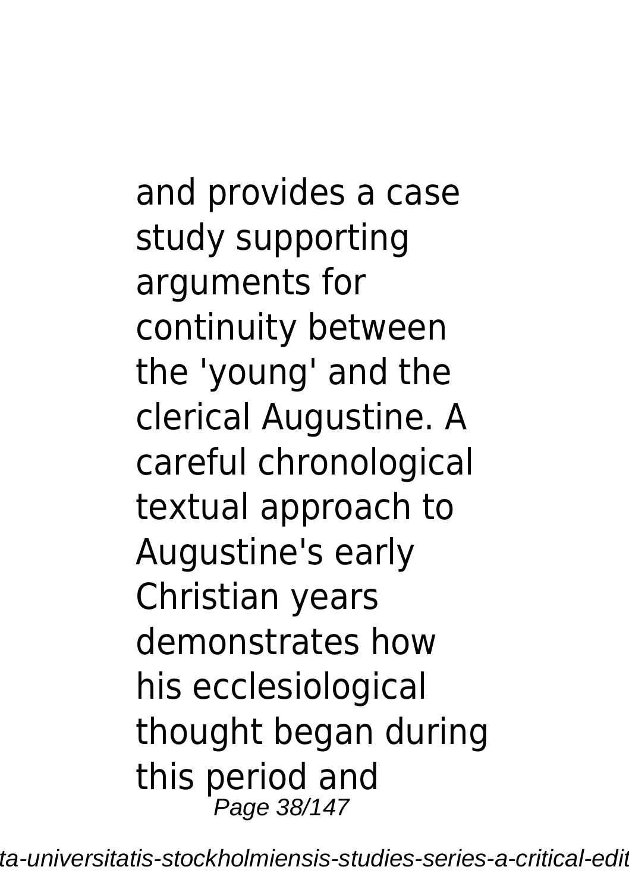and provides a case study supporting arguments for continuity between the 'young' and the clerical Augustine. A careful chronological textual approach to Augustine's early Christian years demonstrates how his ecclesiological thought began during this period and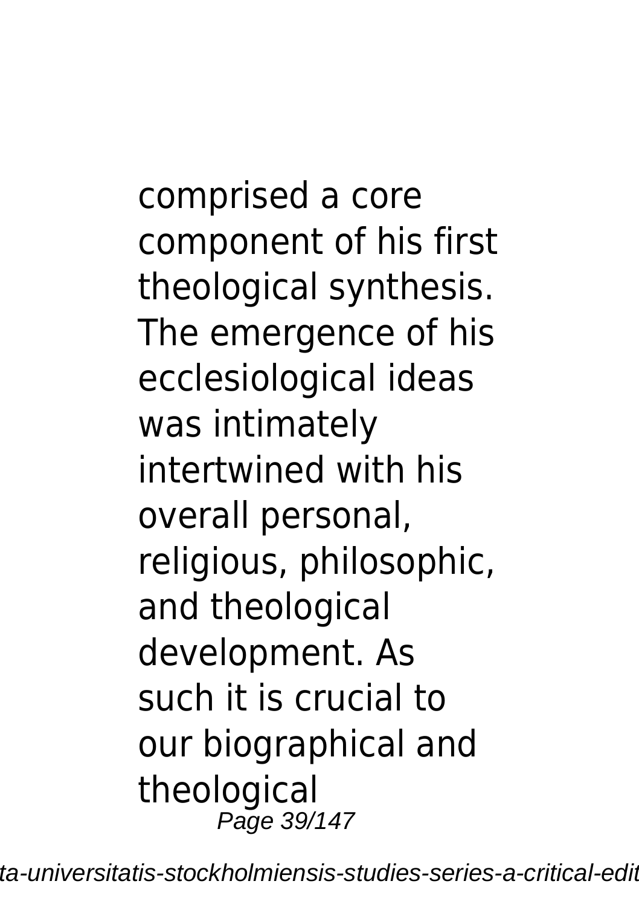comprised a core component of his first theological synthesis. The emergence of his ecclesiological ideas was intimately intertwined with his overall personal, religious, philosophic, and theological development. As such it is crucial to our biographical and theological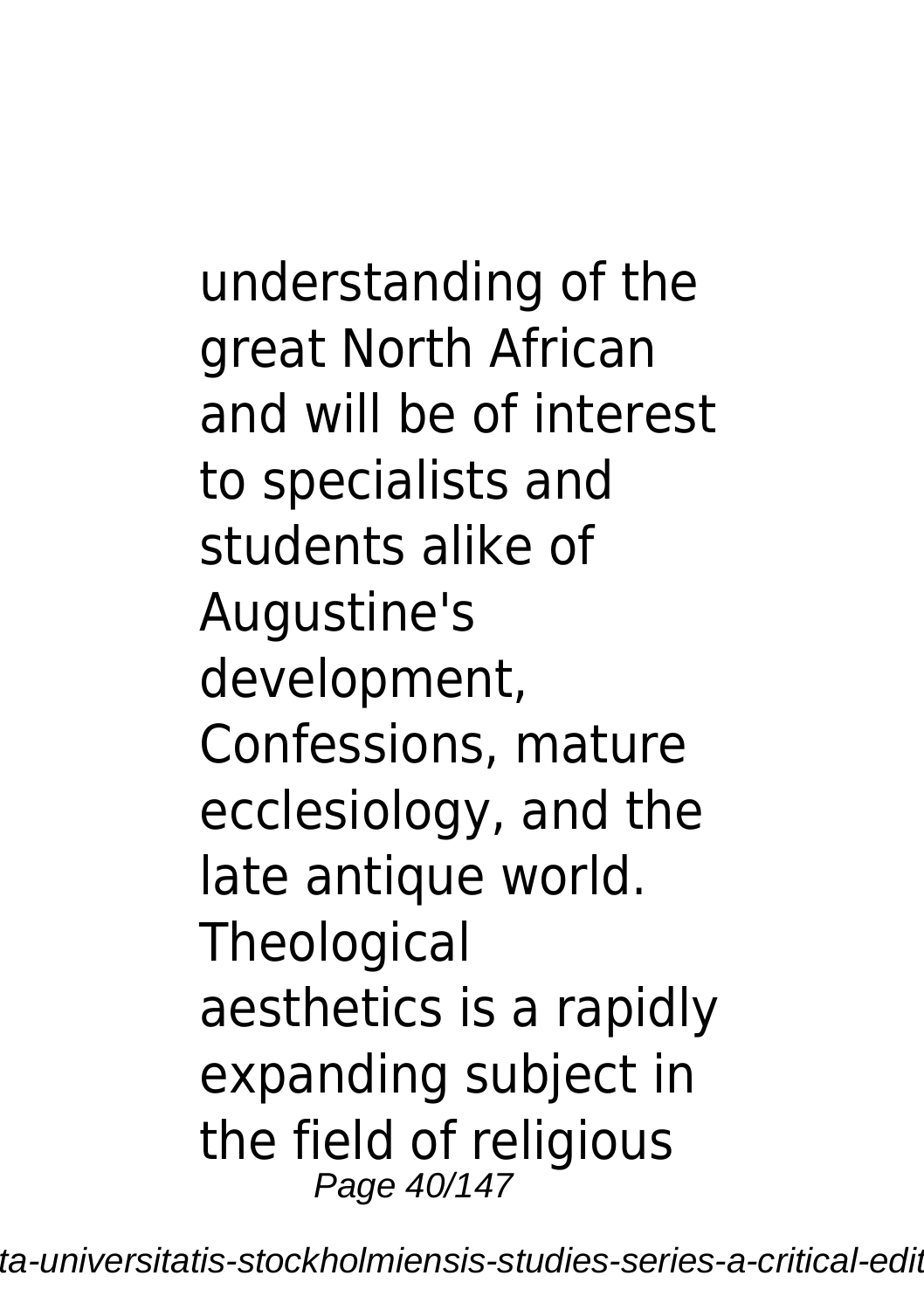understanding of the great North African and will be of interest to specialists and students alike of Augustine's development, Confessions, mature ecclesiology, and the late antique world. Theological aesthetics is a rapidly expanding subject in the field of religious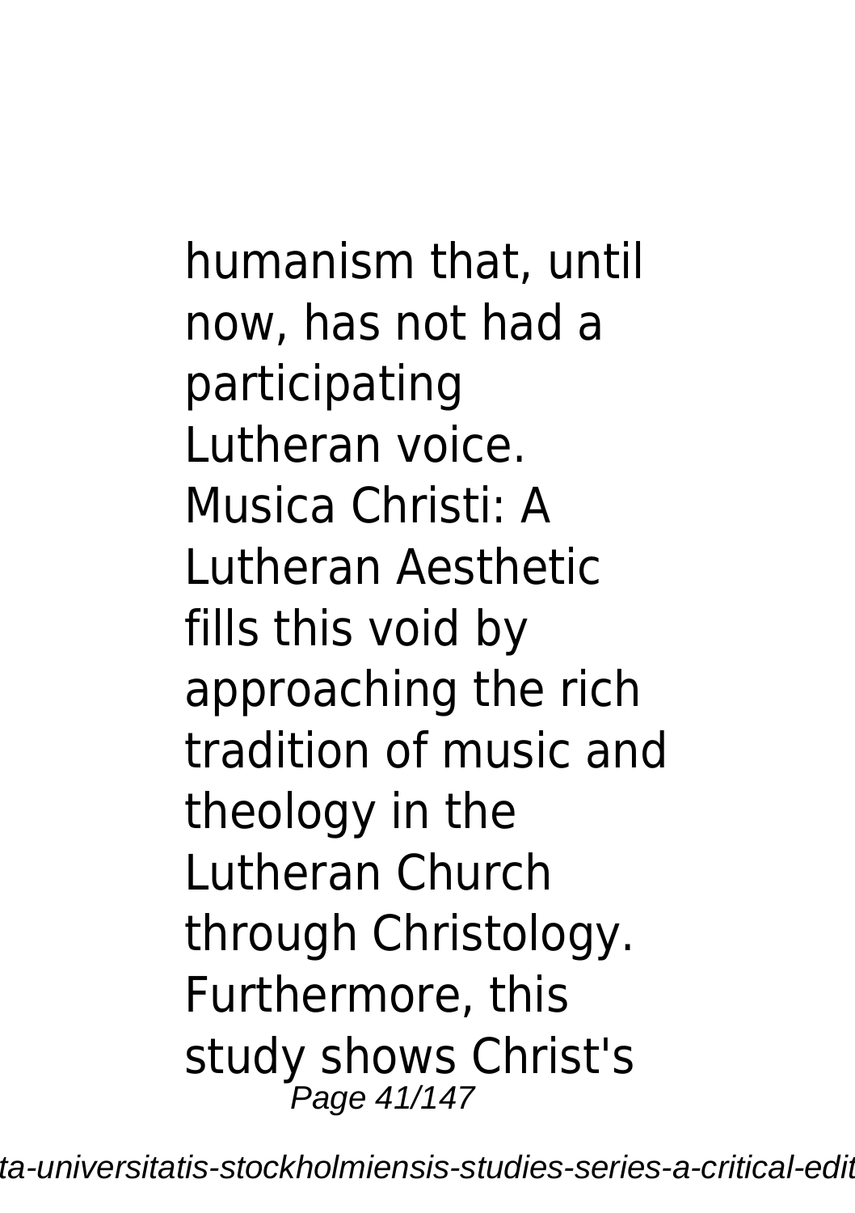humanism that, until now, has not had a participating Lutheran voice. Musica Christi: A Lutheran Aesthetic fills this void by approaching the rich tradition of music and theology in the Lutheran Church through Christology. Furthermore, this study shows Christ's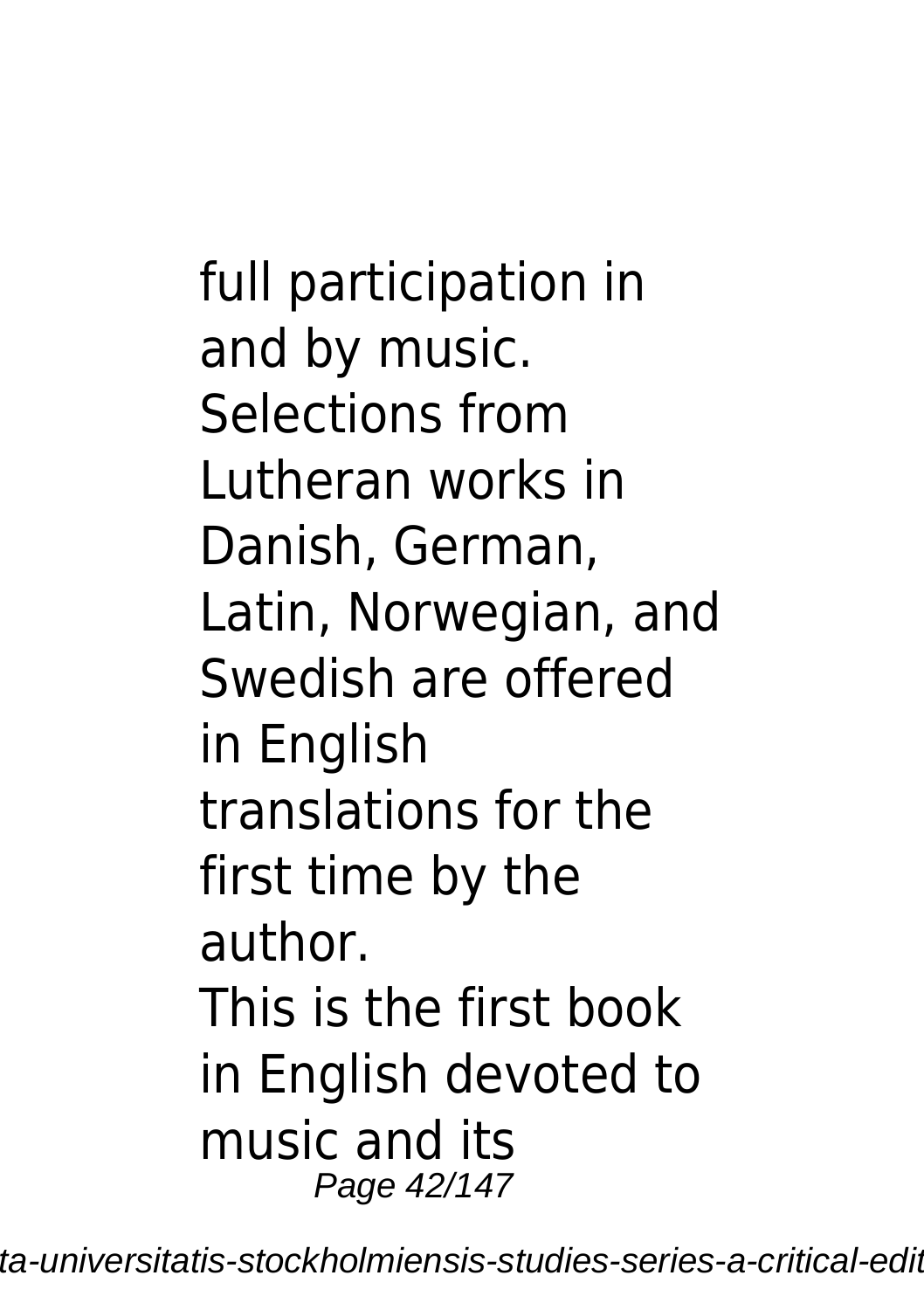full participation in and by music. Selections from Lutheran works in Danish, German, Latin, Norwegian, and Swedish are offered in English translations for the first time by the author.

This is the first book in English devoted to music and its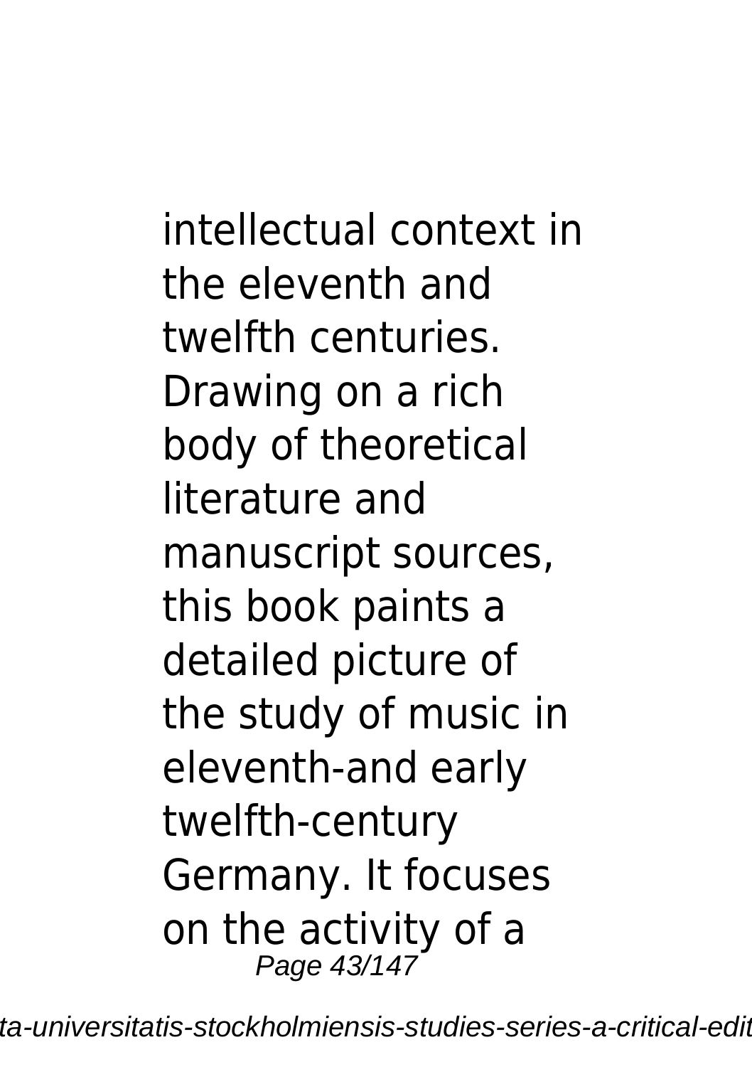intellectual context in the eleventh and twelfth centuries. Drawing on a rich body of theoretical literature and manuscript sources, this book paints a detailed picture of the study of music in eleventh-and early twelfth-century Germany. It focuses on the activity of a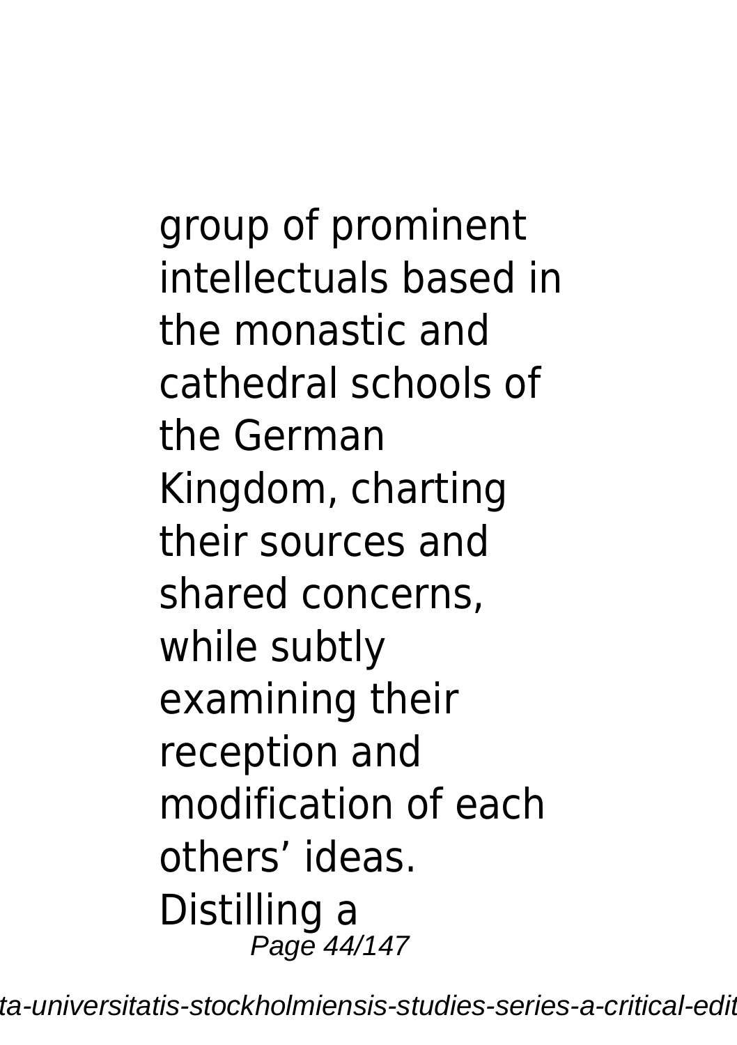group of prominent intellectuals based in the monastic and cathedral schools of the German Kingdom, charting their sources and shared concerns, while subtly examining their reception and modification of each others' ideas. Distilling a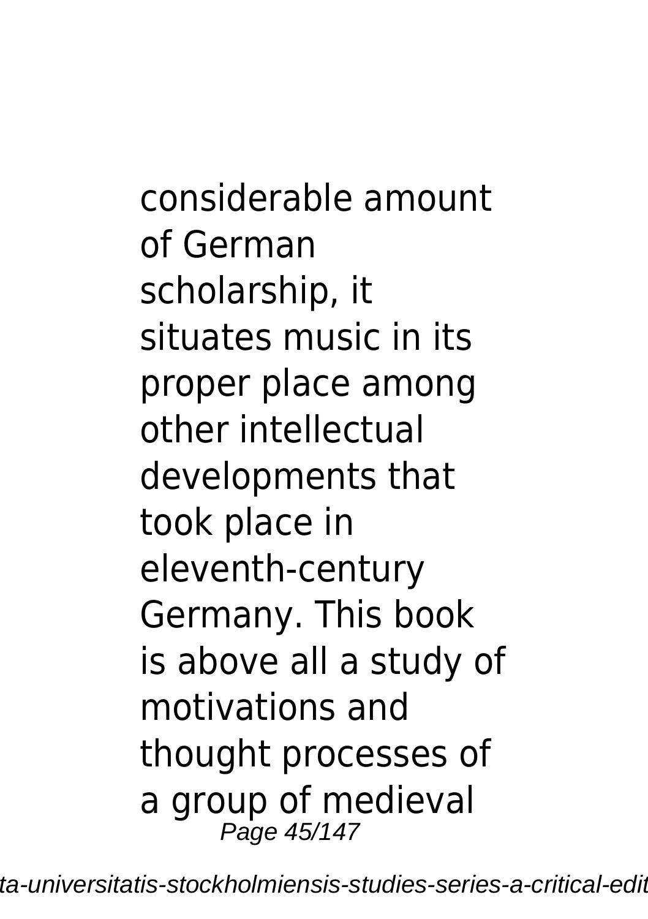considerable amount of German scholarship, it situates music in its proper place among other intellectual developments that took place in eleventh-century Germany. This book is above all a study of motivations and thought processes of a group of medieval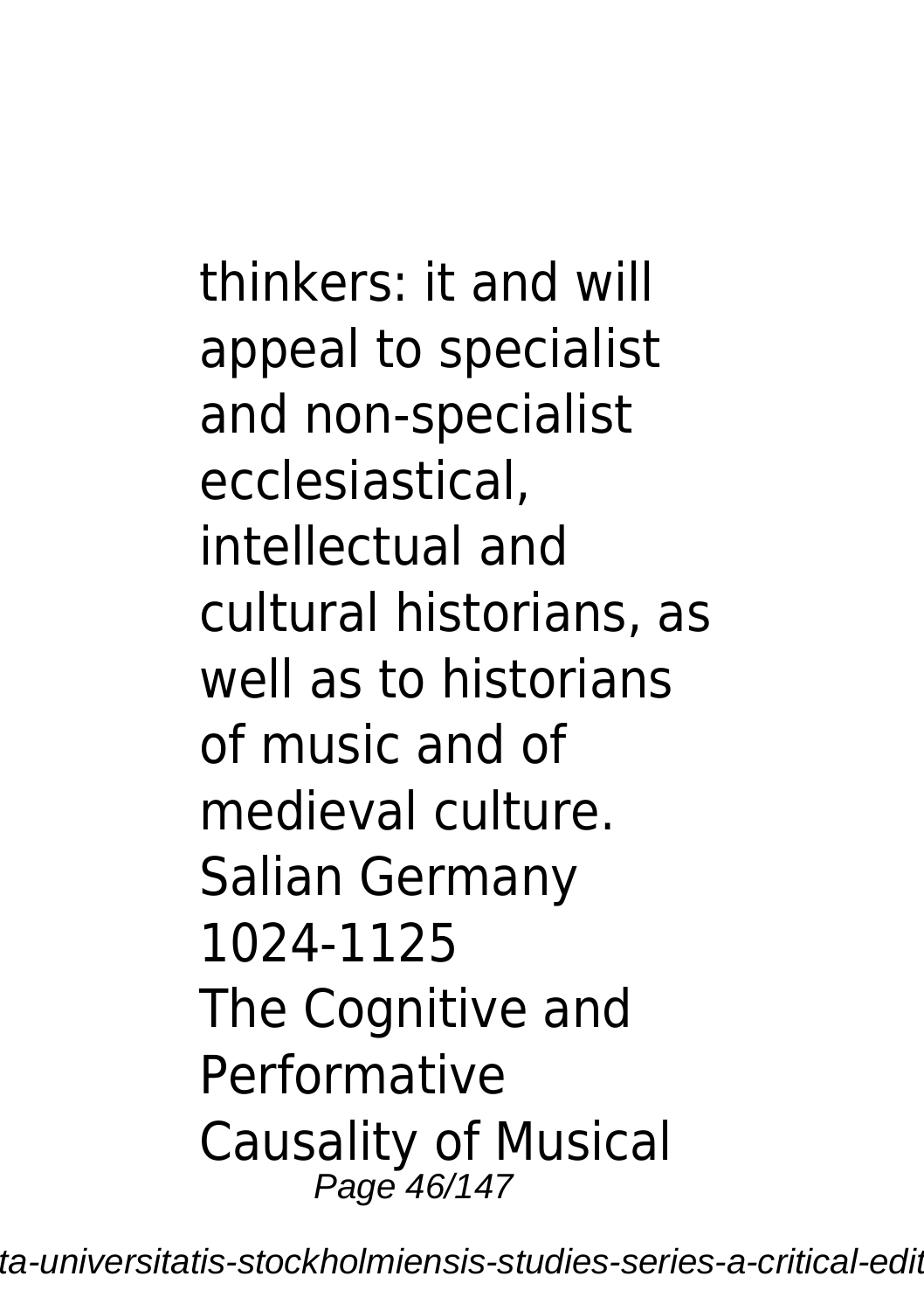thinkers: it and will appeal to specialist and non-specialist ecclesiastical, intellectual and cultural historians, as well as to historians of music and of medieval culture.

Salian Germany 1024-1125

The Cognitive and Performative Causality of Musical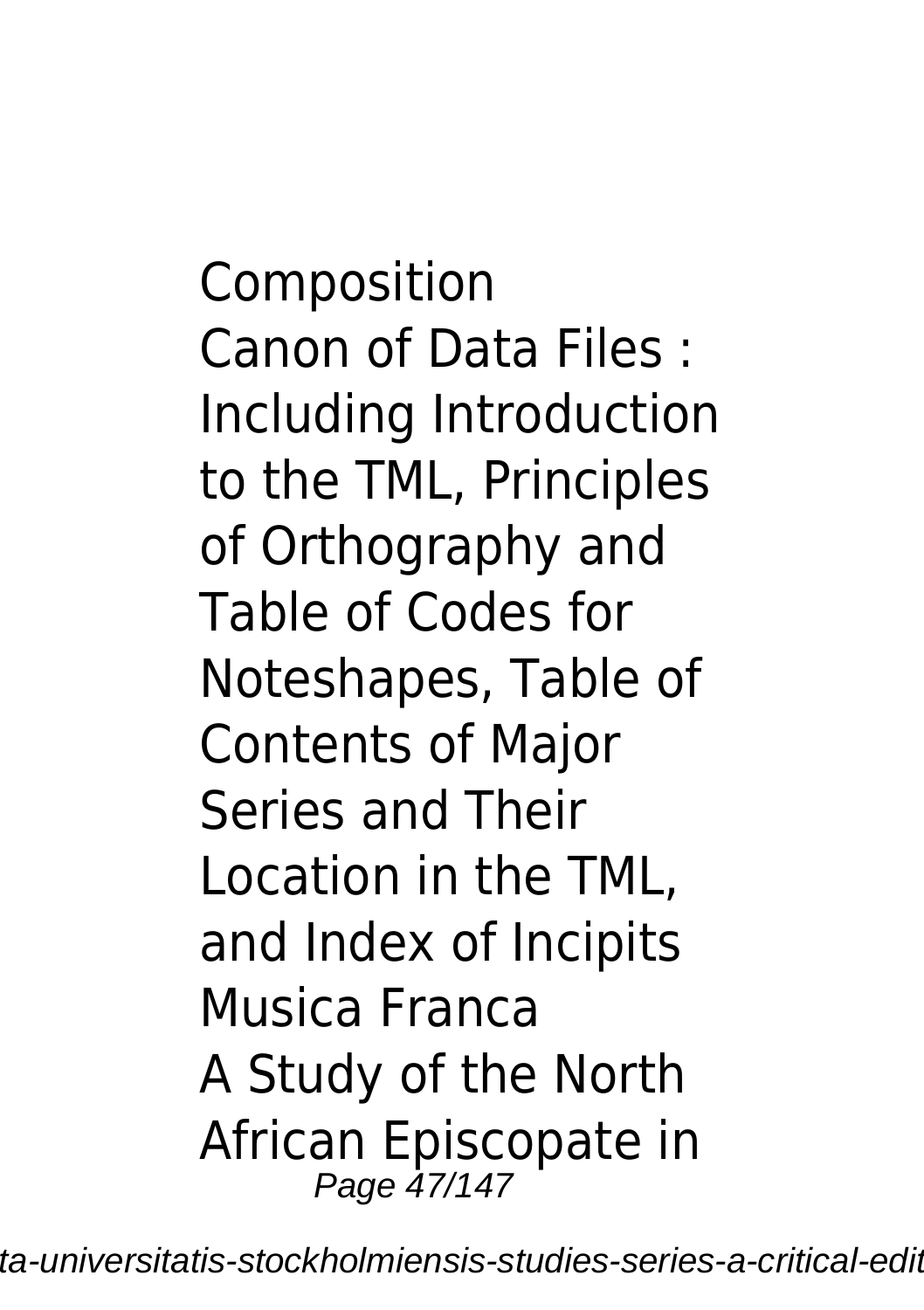Composition
Canon of Data Files : Including Introduction to the TML, Principles of Orthography and Table of Codes for Noteshapes, Table of Contents of Major Series and Their Location in the TML, and Index of Incipits
Musica Franca
A Study of the North African Episcopate in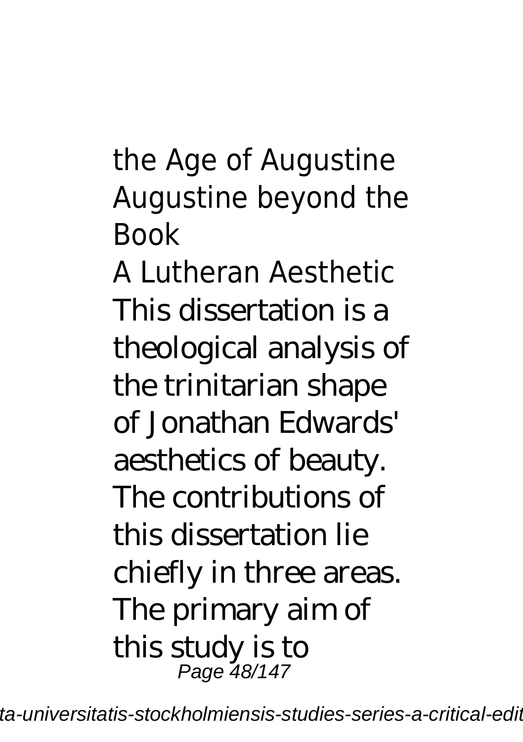the Age of Augustine Augustine beyond the Book

A Lutheran Aesthetic

This dissertation is a theological analysis of the trinitarian shape of Jonathan Edwards' aesthetics of beauty. The contributions of this dissertation lie chiefly in three areas. The primary aim of this study is to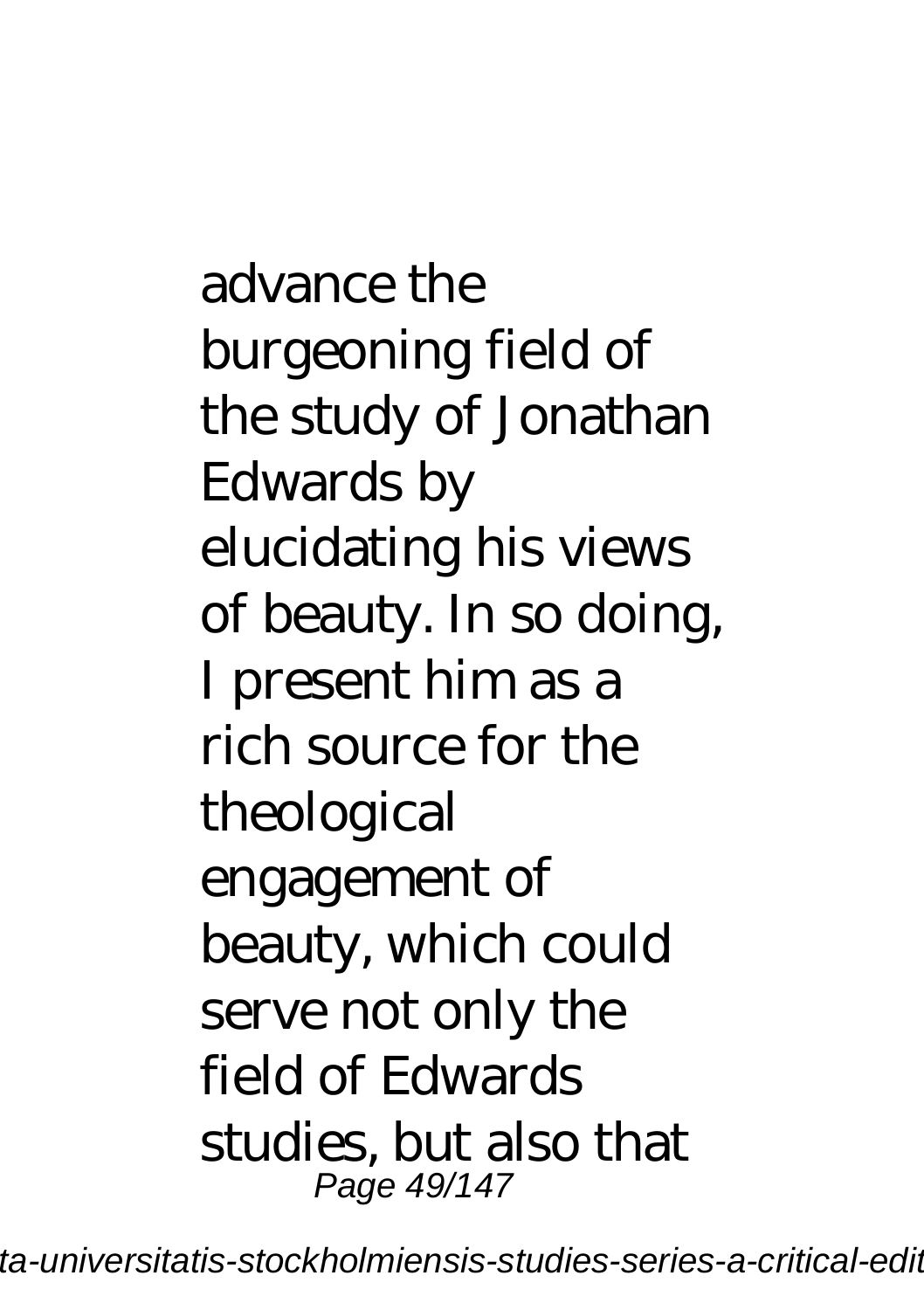advance the burgeoning field of the study of Jonathan Edwards by elucidating his views of beauty. In so doing, I present him as a rich source for the theological engagement of beauty, which could serve not only the field of Edwards studies, but also that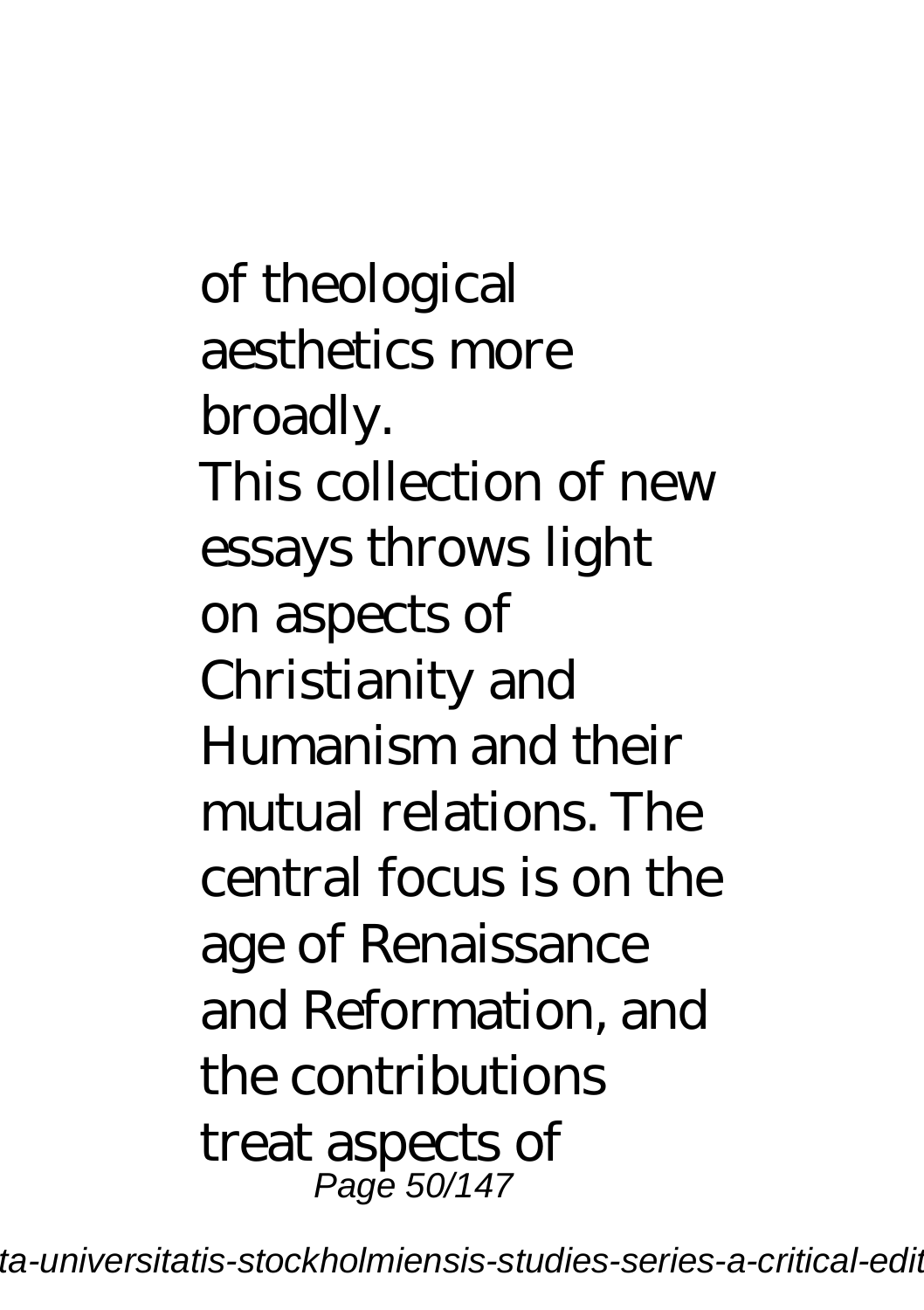of theological aesthetics more broadly.

This collection of new essays throws light on aspects of Christianity and Humanism and their mutual relations. The central focus is on the age of Renaissance and Reformation, and the contributions treat aspects of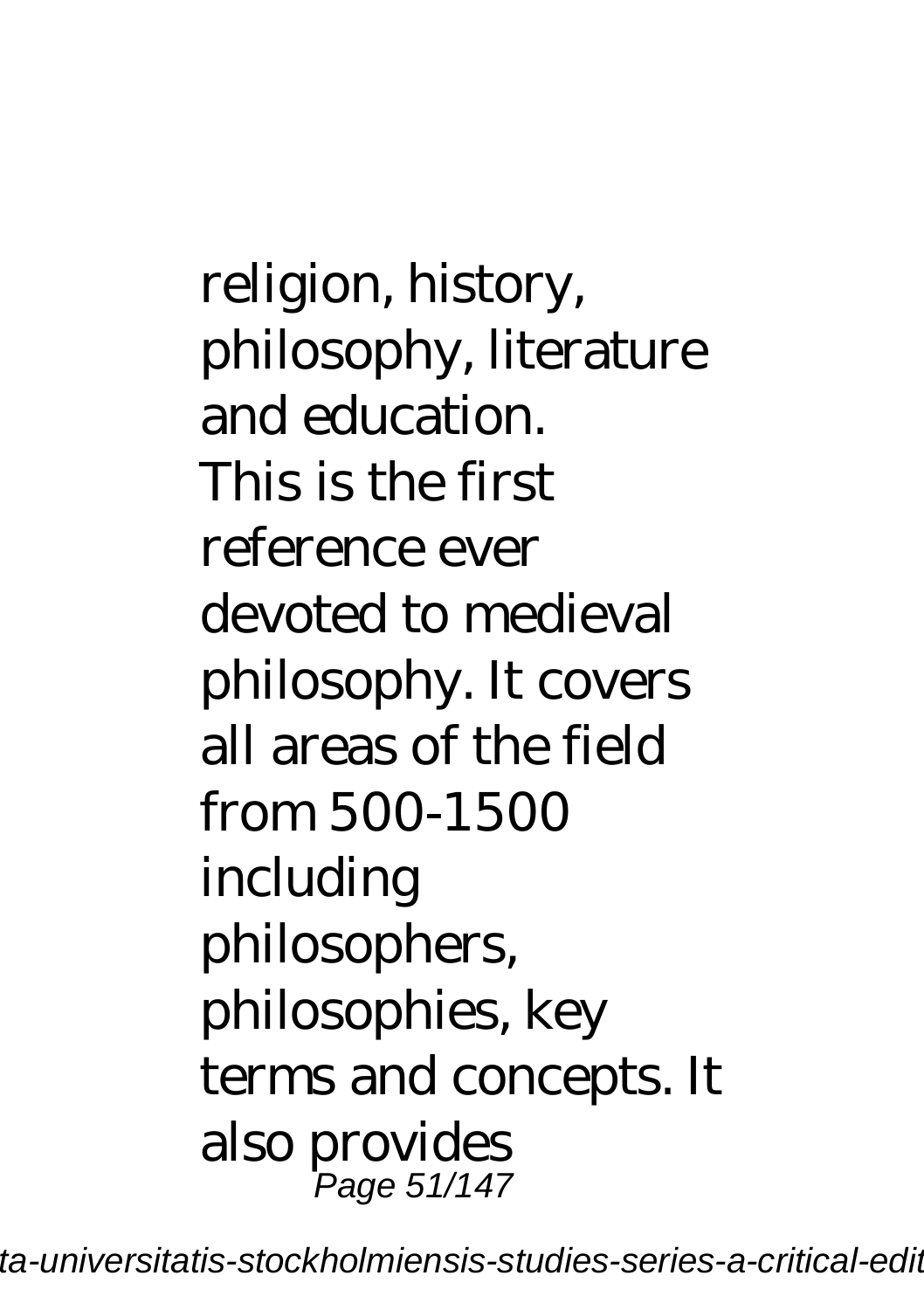religion, history, philosophy, literature and education.

This is the first reference ever devoted to medieval philosophy. It covers all areas of the field from 500-1500 including philosophers, philosophies, key terms and concepts. It also provides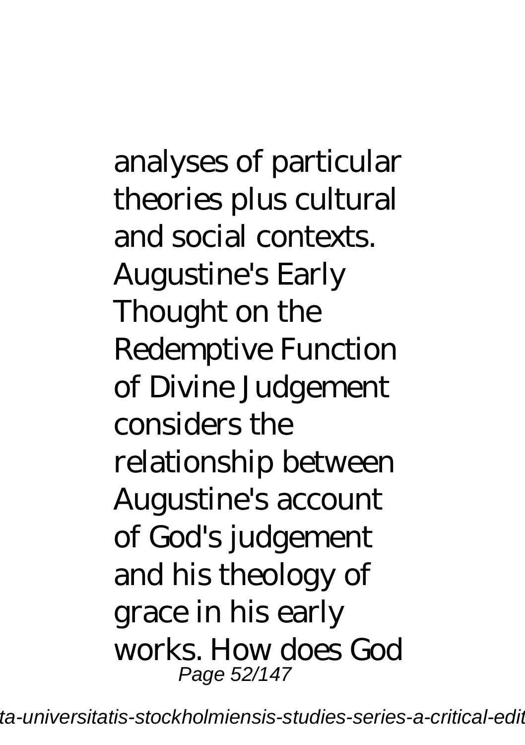analyses of particular theories plus cultural and social contexts. Augustine's Early Thought on the Redemptive Function of Divine Judgement considers the relationship between Augustine's account of God's judgement and his theology of grace in his early works. How does God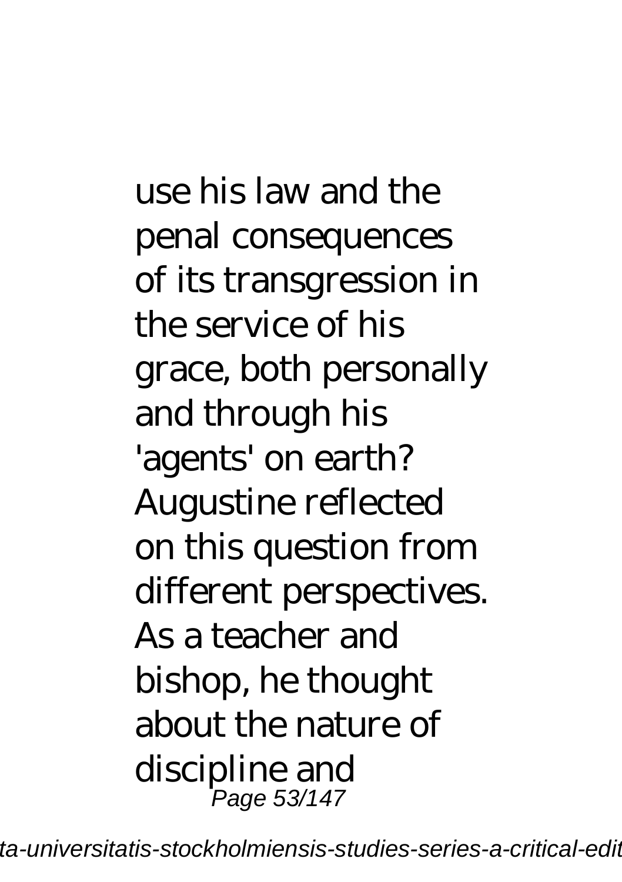use his law and the penal consequences of its transgression in the service of his grace, both personally and through his 'agents' on earth? Augustine reflected on this question from different perspectives. As a teacher and bishop, he thought about the nature of discipline and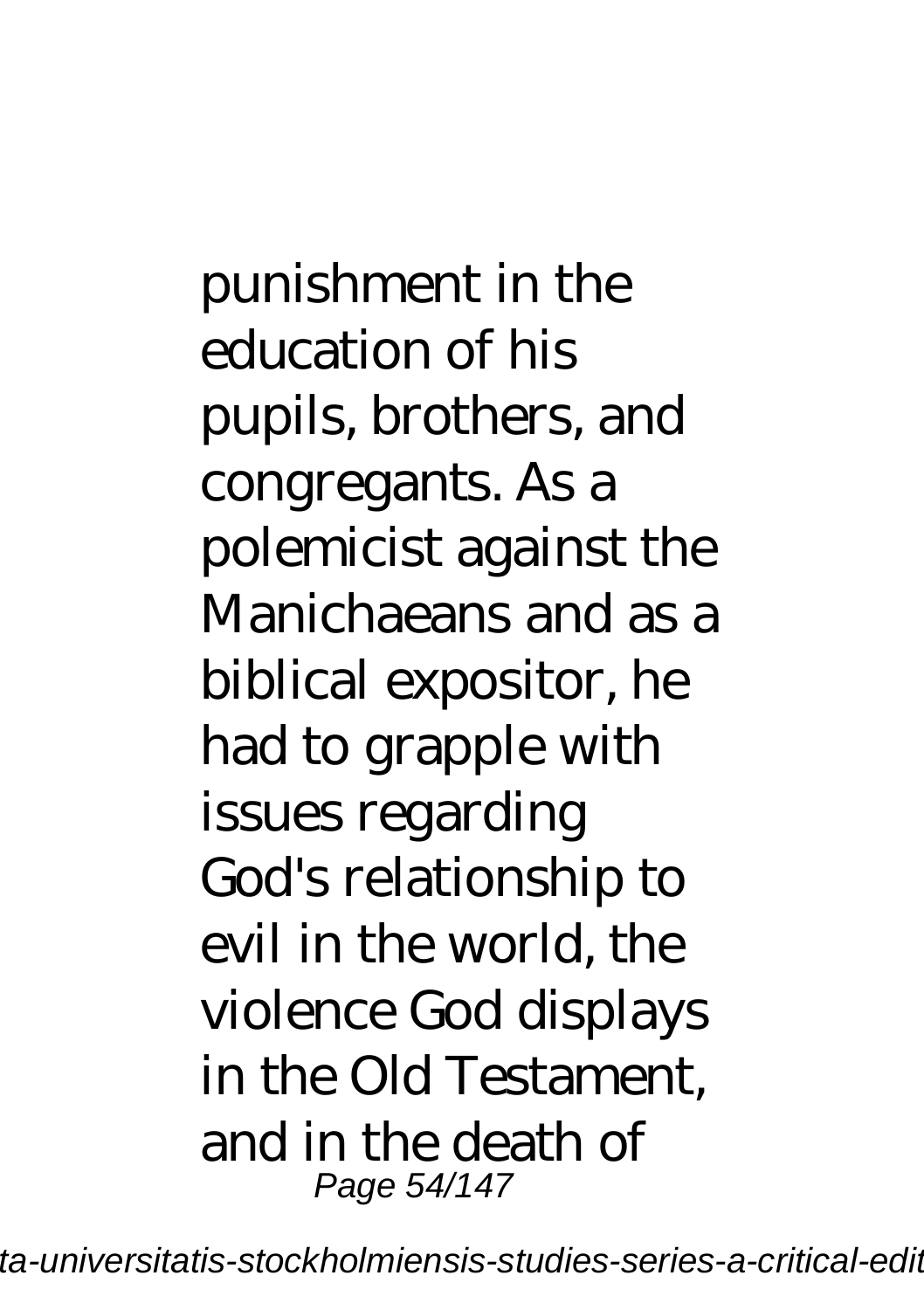punishment in the education of his pupils, brothers, and congregants. As a polemicist against the Manichaeans and as a biblical expositor, he had to grapple with issues regarding God's relationship to evil in the world, the violence God displays in the Old Testament, and in the death of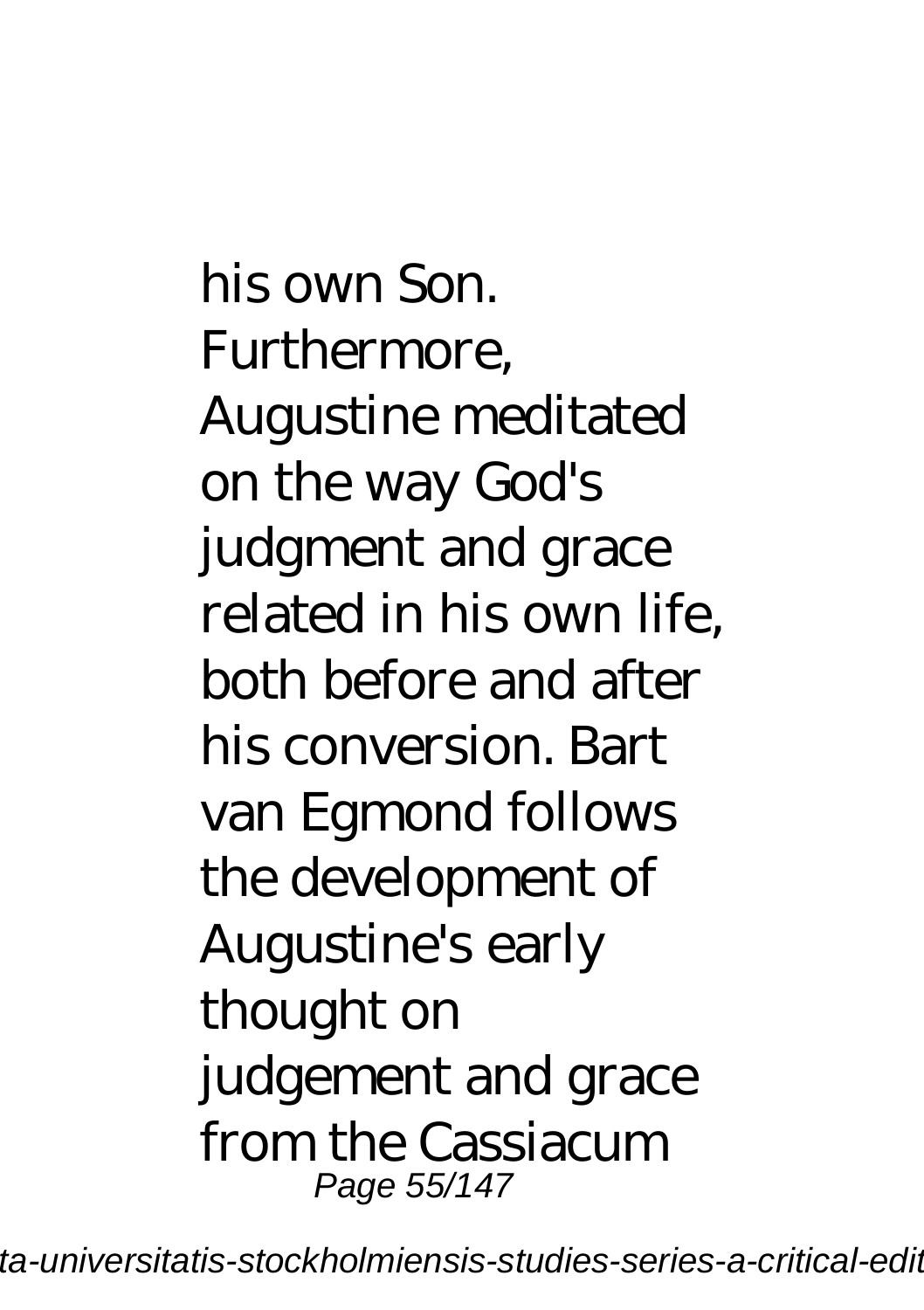his own Son. Furthermore, Augustine meditated on the way God's judgment and grace related in his own life, both before and after his conversion. Bart van Egmond follows the development of Augustine's early thought on judgement and grace from the Cassiacum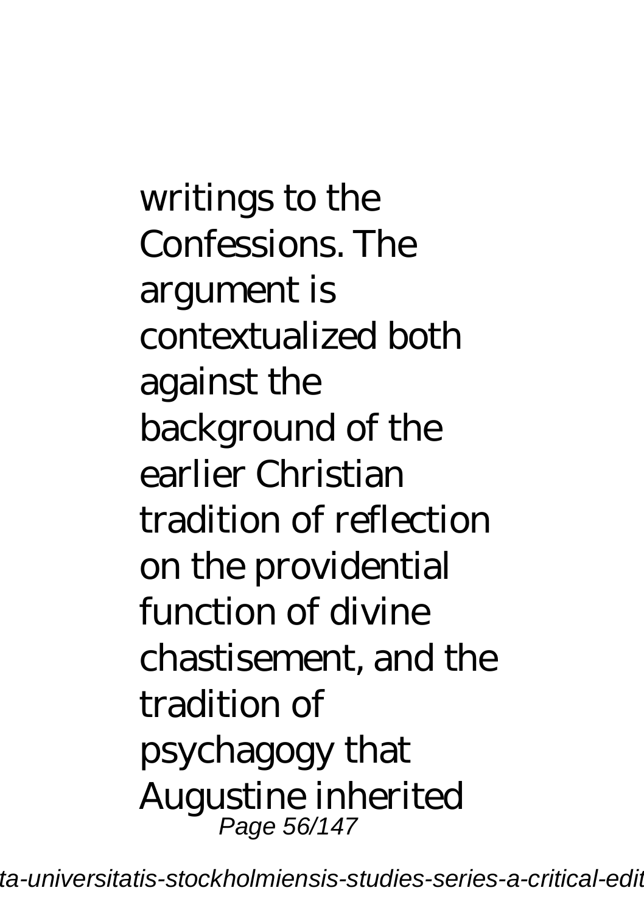writings to the Confessions. The argument is contextualized both against the background of the earlier Christian tradition of reflection on the providential function of divine chastisement, and the tradition of psychagogy that Augustine inherited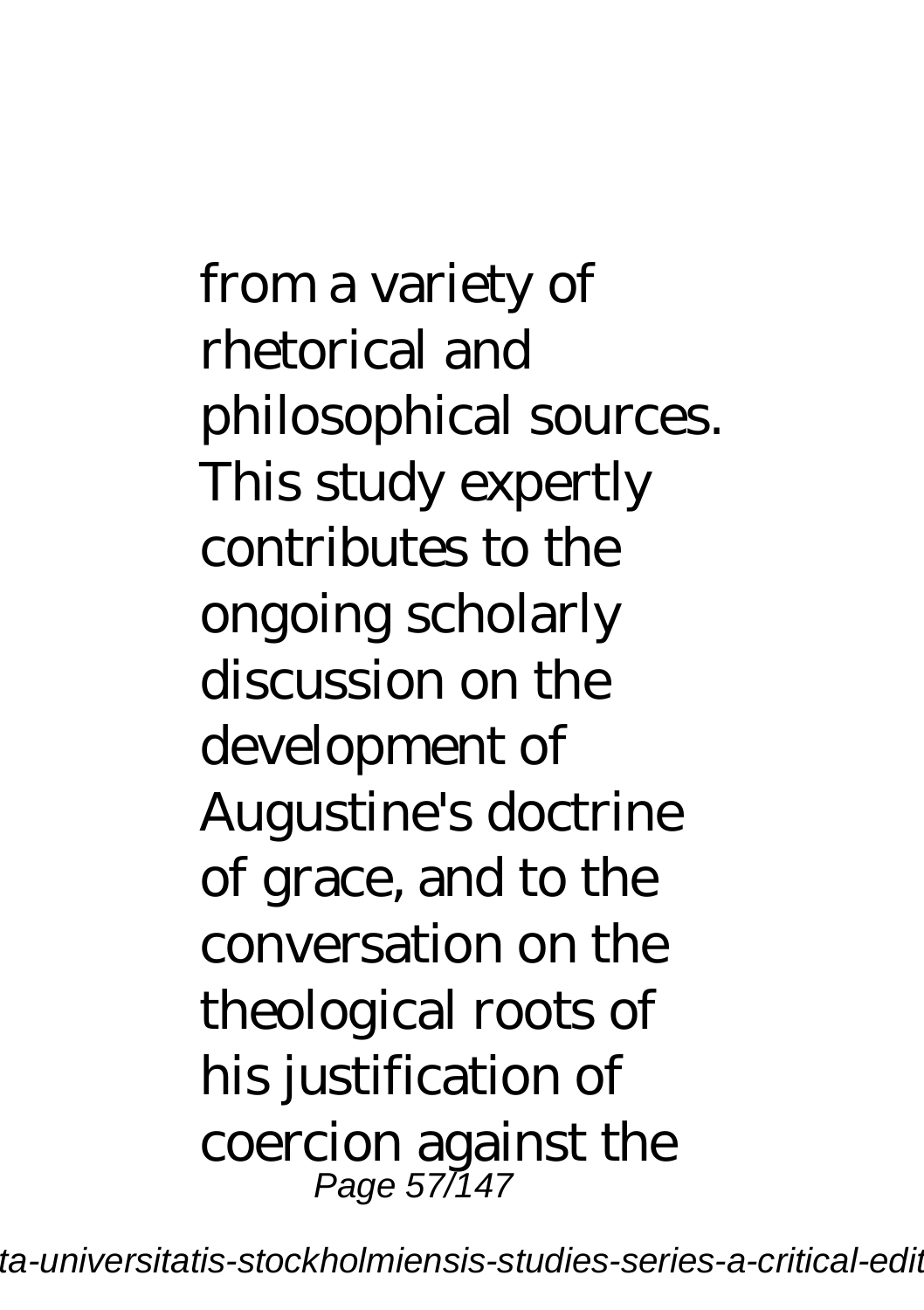from a variety of rhetorical and philosophical sources. This study expertly contributes to the ongoing scholarly discussion on the development of Augustine's doctrine of grace, and to the conversation on the theological roots of his justification of coercion against the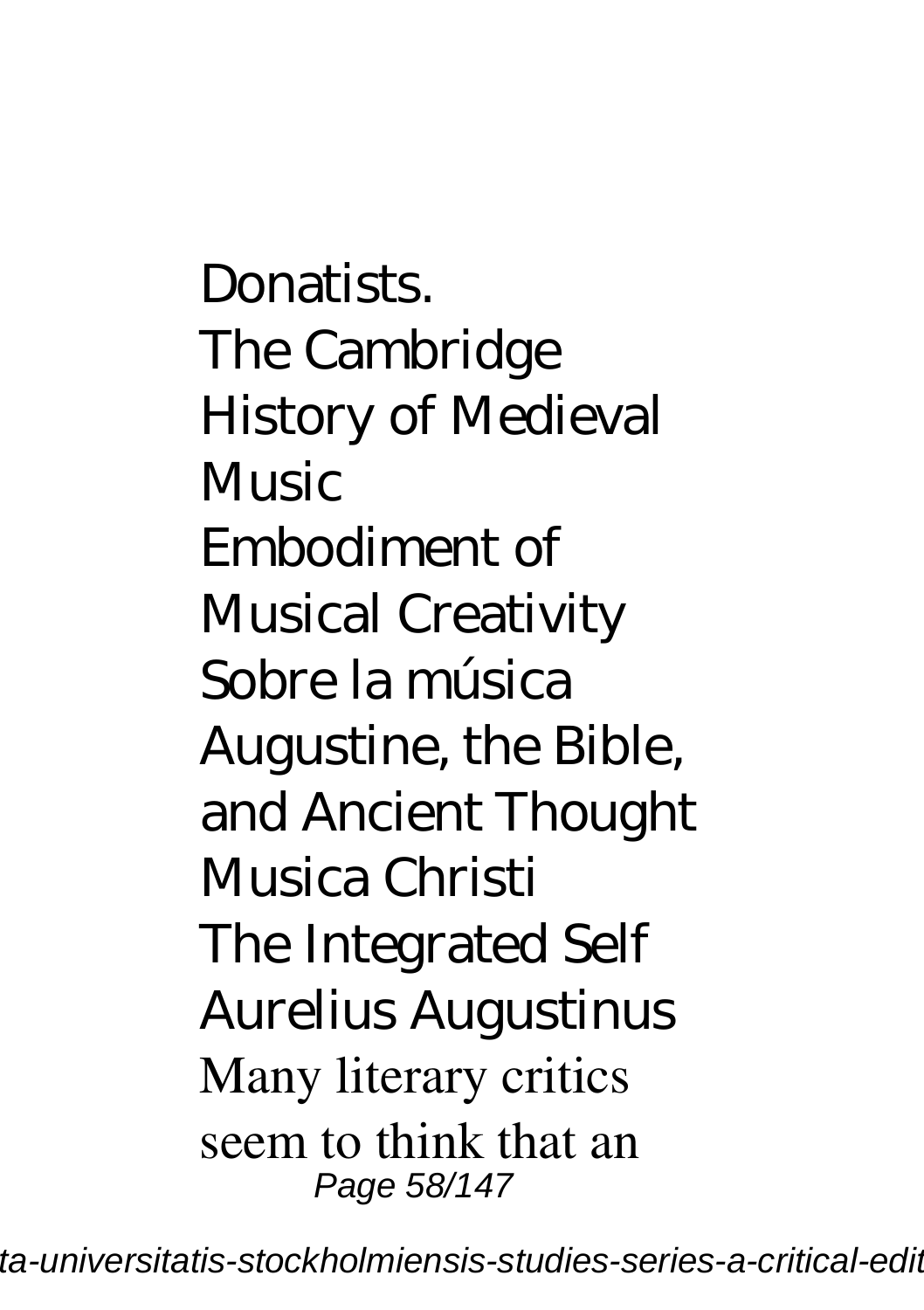Donatists.
The Cambridge History of Medieval Music
Embodiment of Musical Creativity
Sobre la música
Augustine, the Bible, and Ancient Thought
Musica Christi
The Integrated Self
Aurelius Augustinus

Many literary critics seem to think that an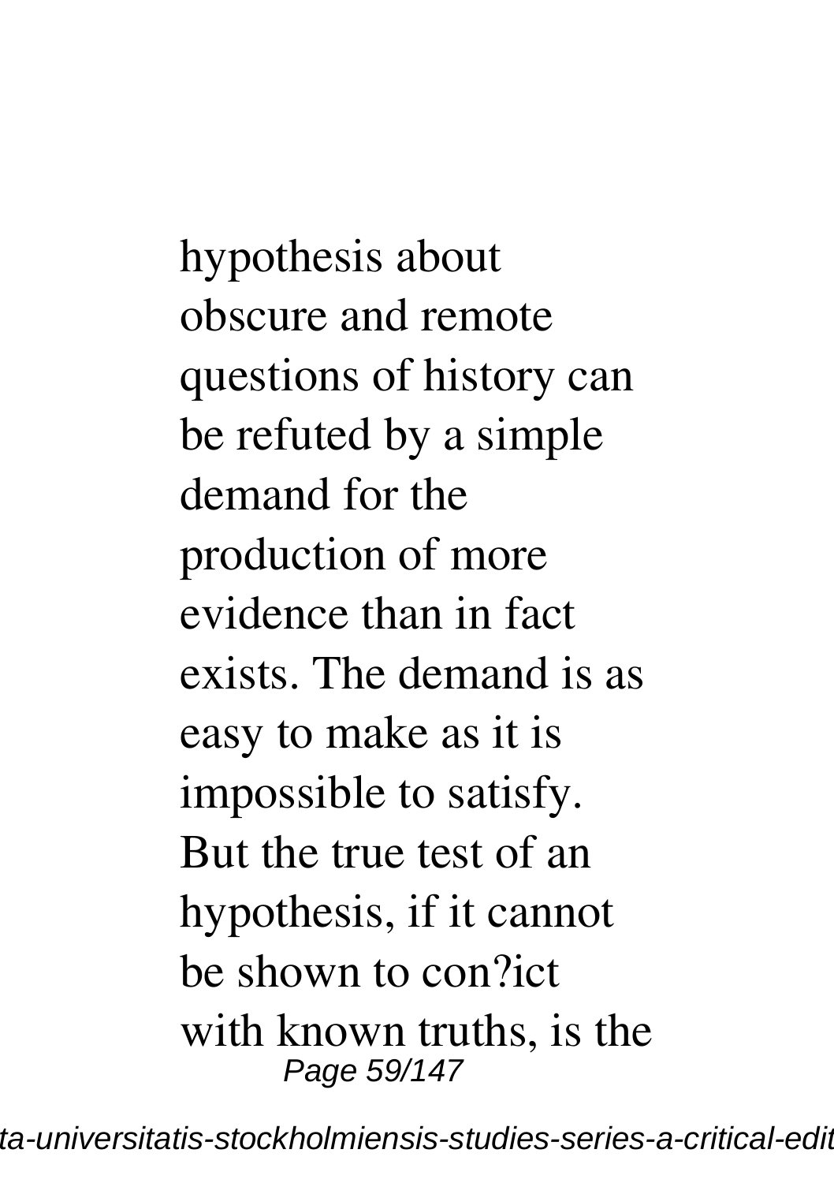hypothesis about obscure and remote questions of history can be refuted by a simple demand for the production of more evidence than in fact exists. The demand is as easy to make as it is impossible to satisfy. But the true test of an hypothesis, if it cannot be shown to con?ict with known truths, is the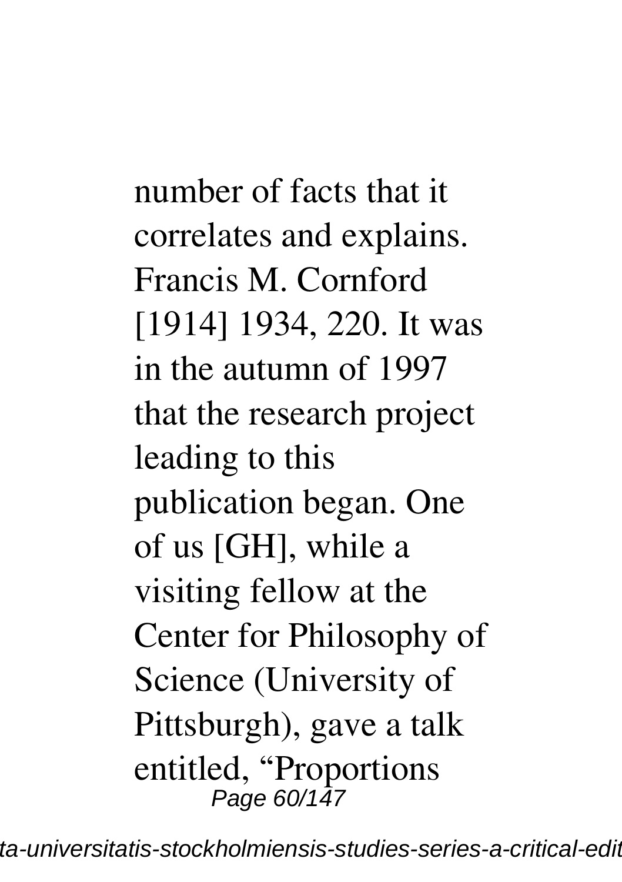number of facts that it correlates and explains. Francis M. Cornford [1914] 1934, 220. It was in the autumn of 1997 that the research project leading to this publication began. One of us [GH], while a visiting fellow at the Center for Philosophy of Science (University of Pittsburgh), gave a talk entitled, "Proportions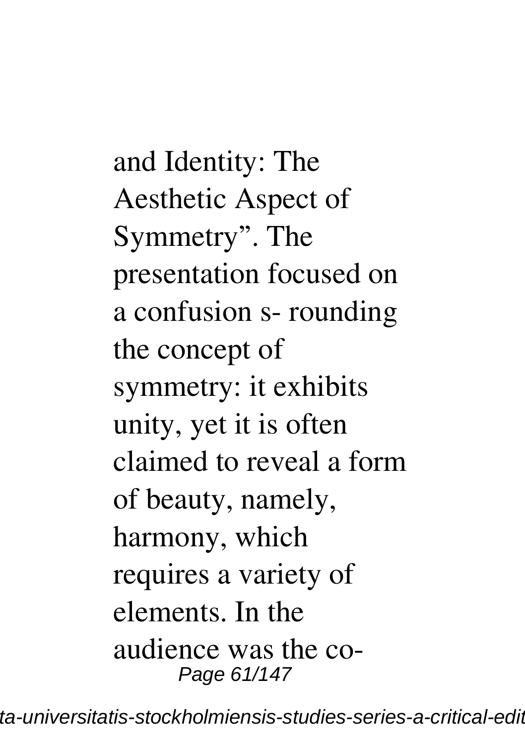and Identity: The Aesthetic Aspect of Symmetry". The presentation focused on a confusion s- rounding the concept of symmetry: it exhibits unity, yet it is often claimed to reveal a form of beauty, namely, harmony, which requires a variety of elements. In the audience was the co-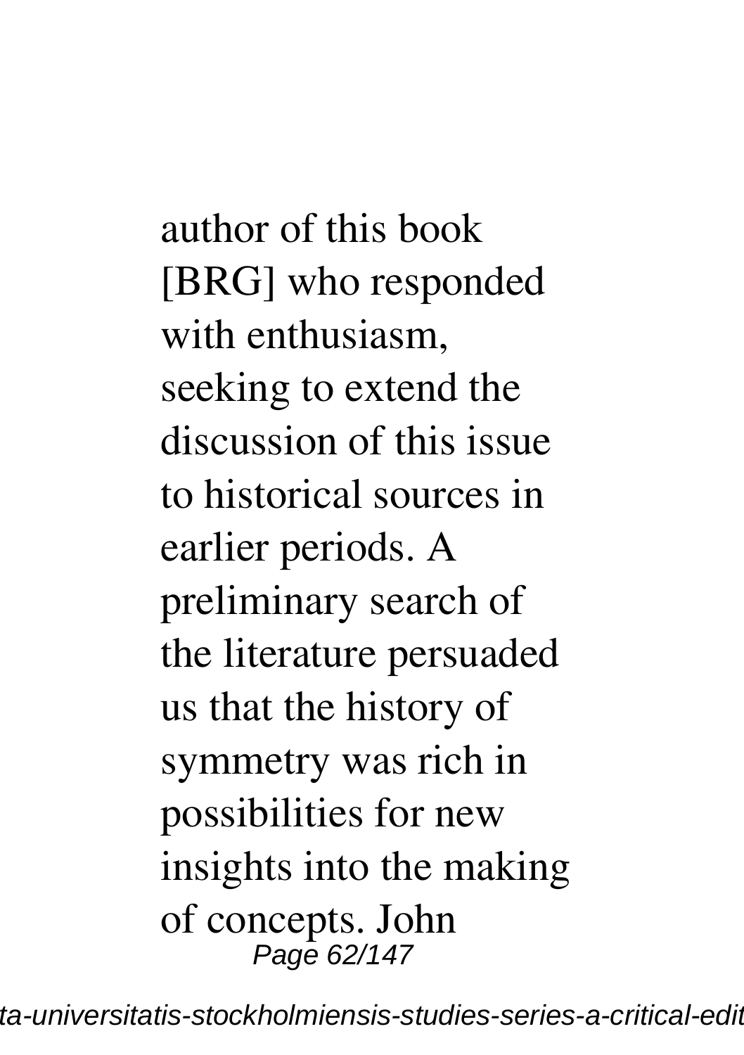author of this book [BRG] who responded with enthusiasm, seeking to extend the discussion of this issue to historical sources in earlier periods. A preliminary search of the literature persuaded us that the history of symmetry was rich in possibilities for new insights into the making of concepts. John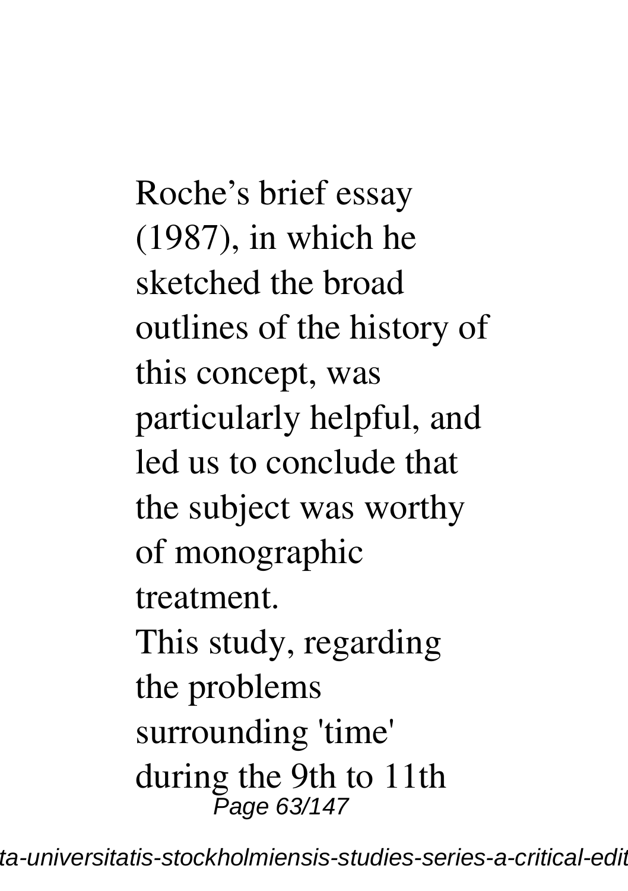Roche's brief essay (1987), in which he sketched the broad outlines of the history of this concept, was particularly helpful, and led us to conclude that the subject was worthy of monographic treatment.

This study, regarding the problems surrounding 'time' during the 9th to 11th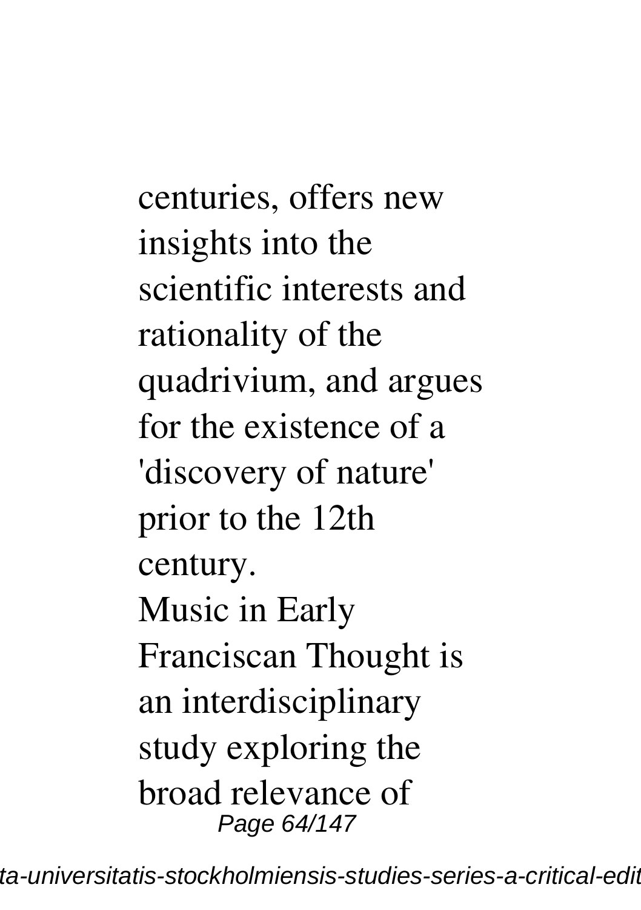centuries, offers new insights into the scientific interests and rationality of the quadrivium, and argues for the existence of a 'discovery of nature' prior to the 12th century.

Music in Early Franciscan Thought is an interdisciplinary study exploring the broad relevance of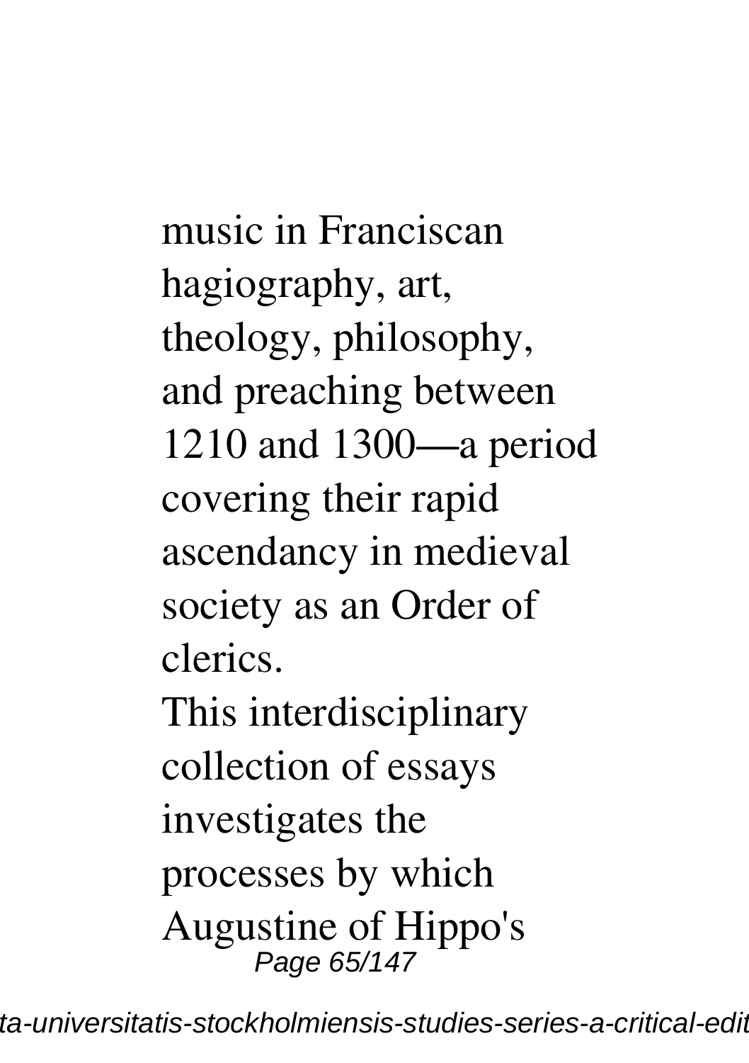music in Franciscan hagiography, art, theology, philosophy, and preaching between 1210 and 1300—a period covering their rapid ascendancy in medieval society as an Order of clerics.

This interdisciplinary collection of essays investigates the processes by which Augustine of Hippo's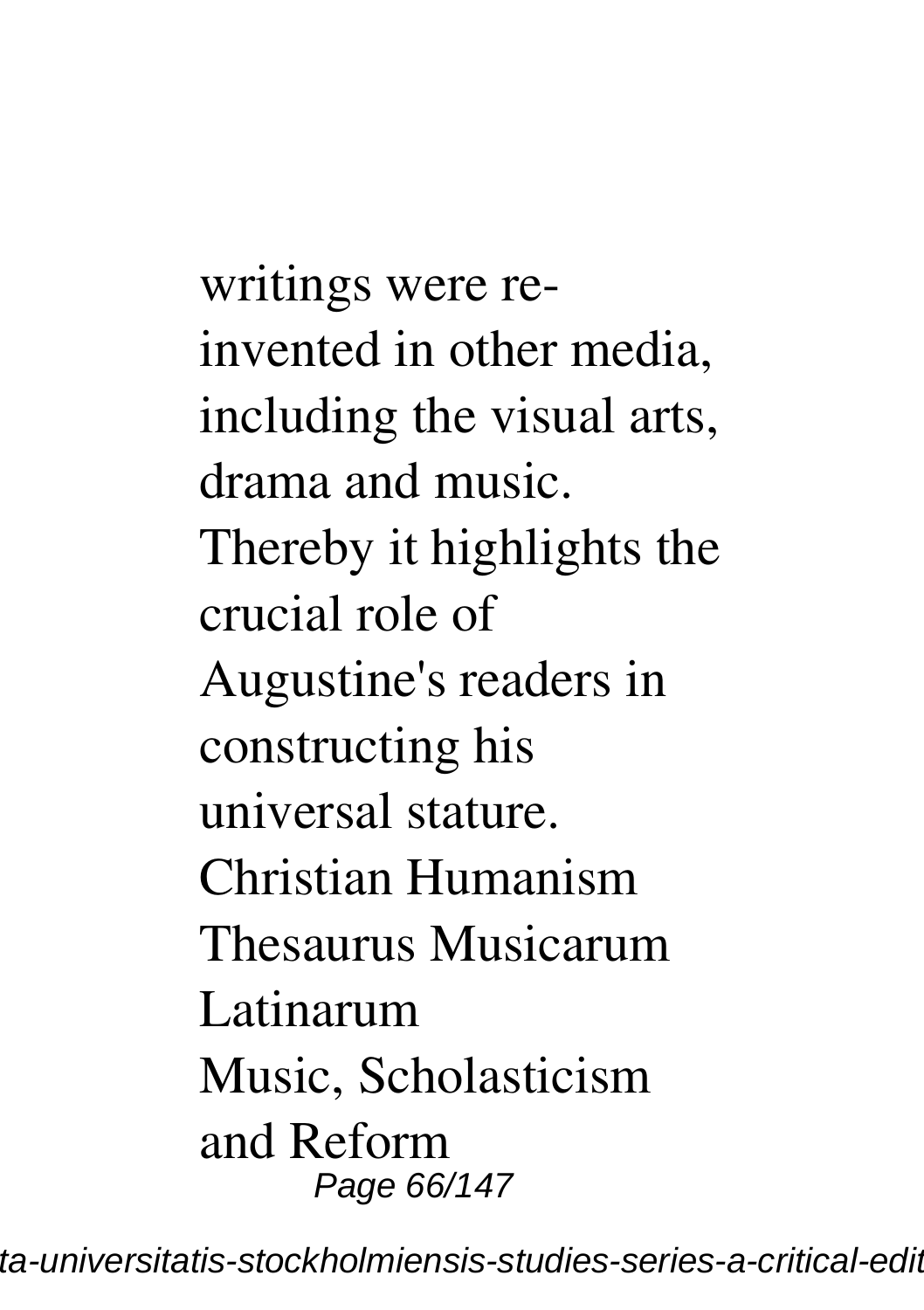writings were re-invented in other media, including the visual arts, drama and music. Thereby it highlights the crucial role of Augustine's readers in constructing his universal stature.

Christian Humanism

Thesaurus Musicarum Latinarum

Music, Scholasticism and Reform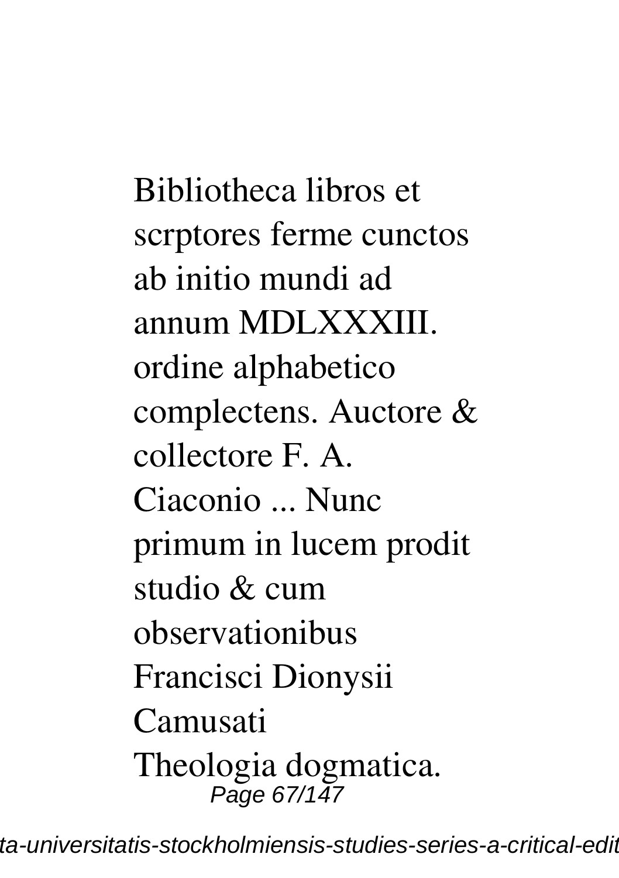Bibliotheca libros et scrptores ferme cunctos ab initio mundi ad annum MDLXXXIII. ordine alphabetico complectens. Auctore & collectore F. A. Ciaconio ... Nunc primum in lucem prodit studio & cum observationibus Francisci Dionysii Camusati

Theologia dogmatica.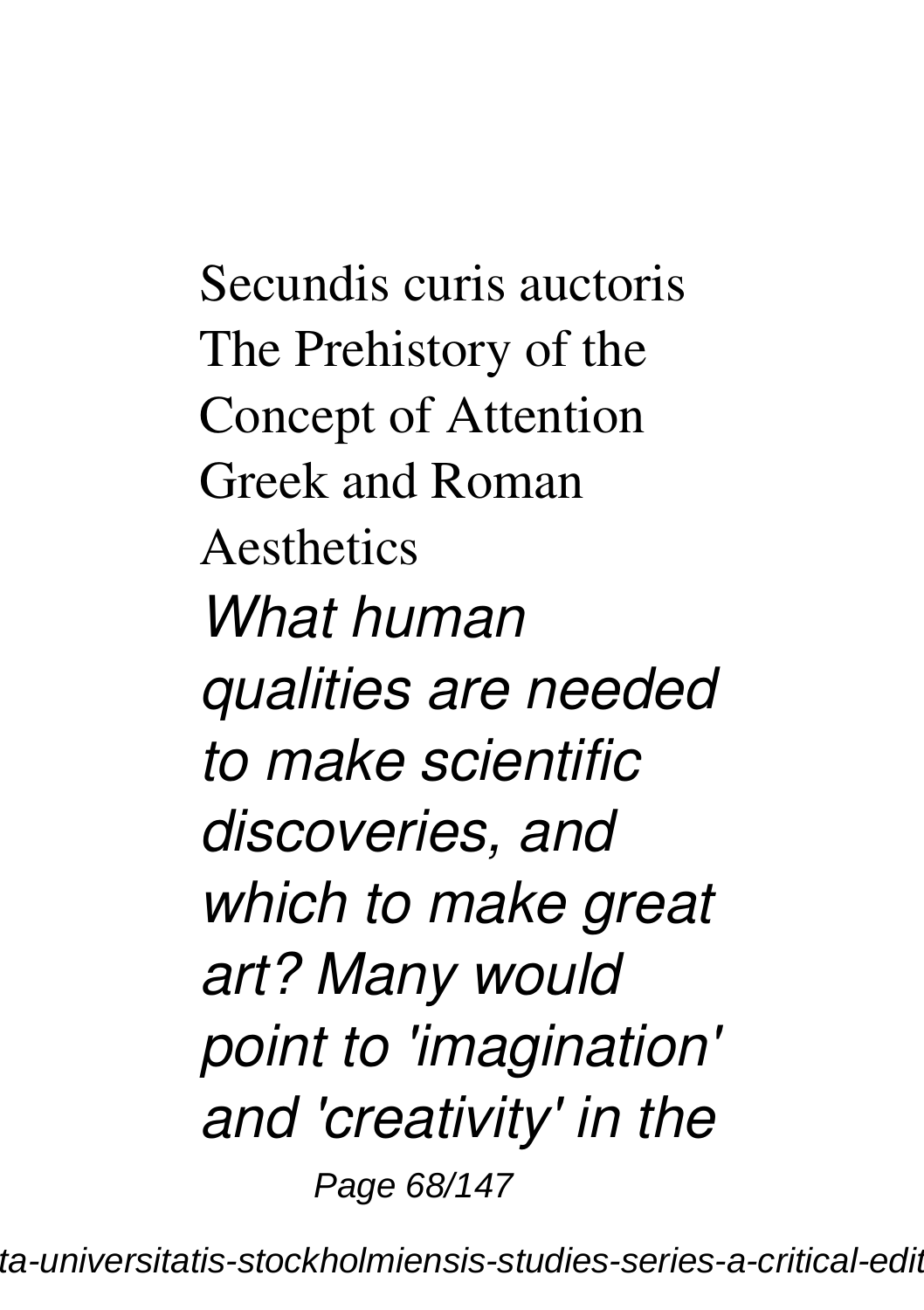Secundis curis auctoris
The Prehistory of the Concept of Attention
Greek and Roman Aesthetics

*What human qualities are needed to make scientific discoveries, and which to make great art? Many would point to 'imagination' and 'creativity' in the*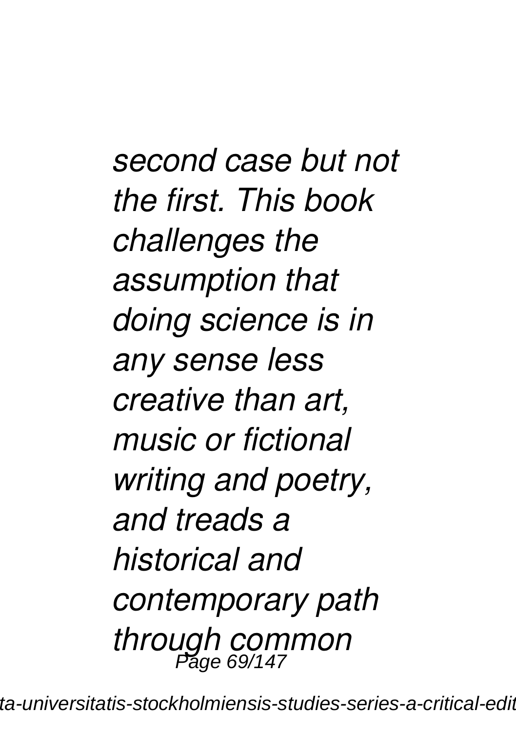*second case but not the first. This book challenges the assumption that doing science is in any sense less creative than art, music or fictional writing and poetry, and treads a historical and contemporary path through common*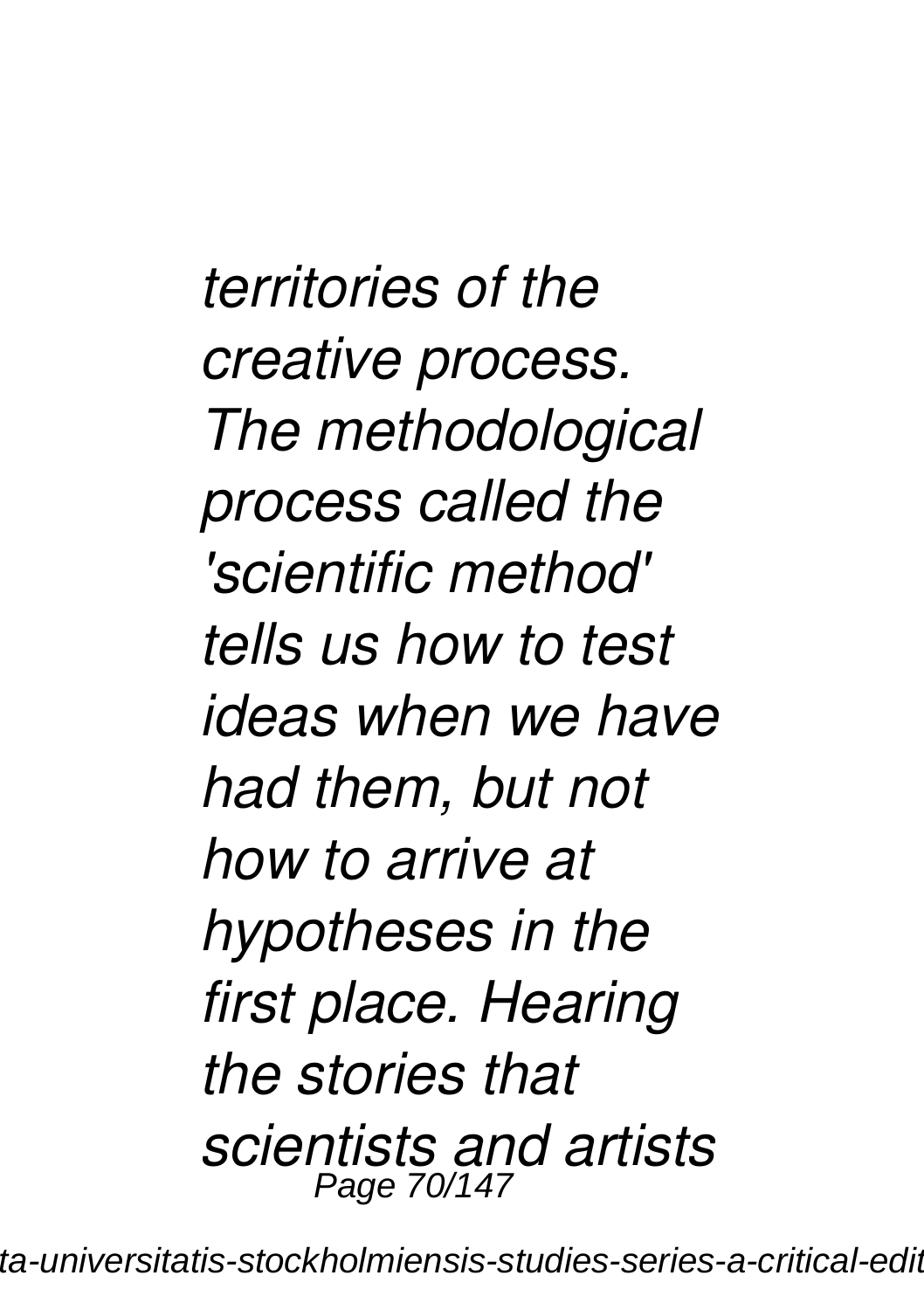*territories of the creative process. The methodological process called the 'scientific method' tells us how to test ideas when we have had them, but not how to arrive at hypotheses in the first place. Hearing the stories that scientists and artists*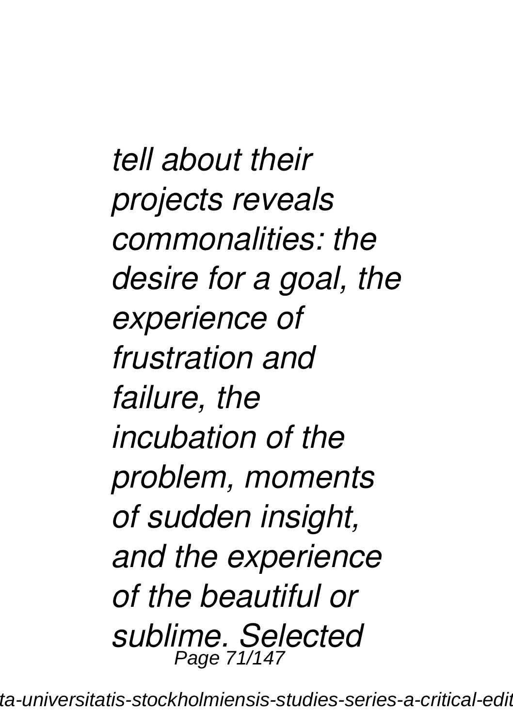*tell about their projects reveals commonalities: the desire for a goal, the experience of frustration and failure, the incubation of the problem, moments of sudden insight, and the experience of the beautiful or sublime. Selected*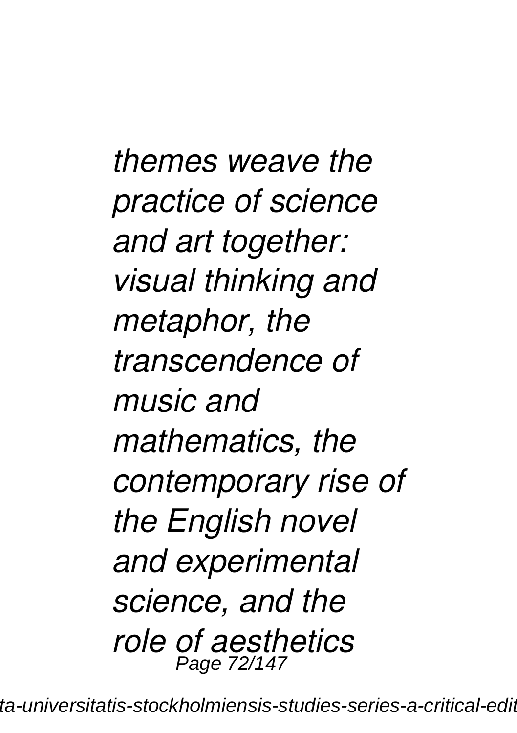*themes weave the practice of science and art together: visual thinking and metaphor, the transcendence of music and mathematics, the contemporary rise of the English novel and experimental science, and the role of aesthetics*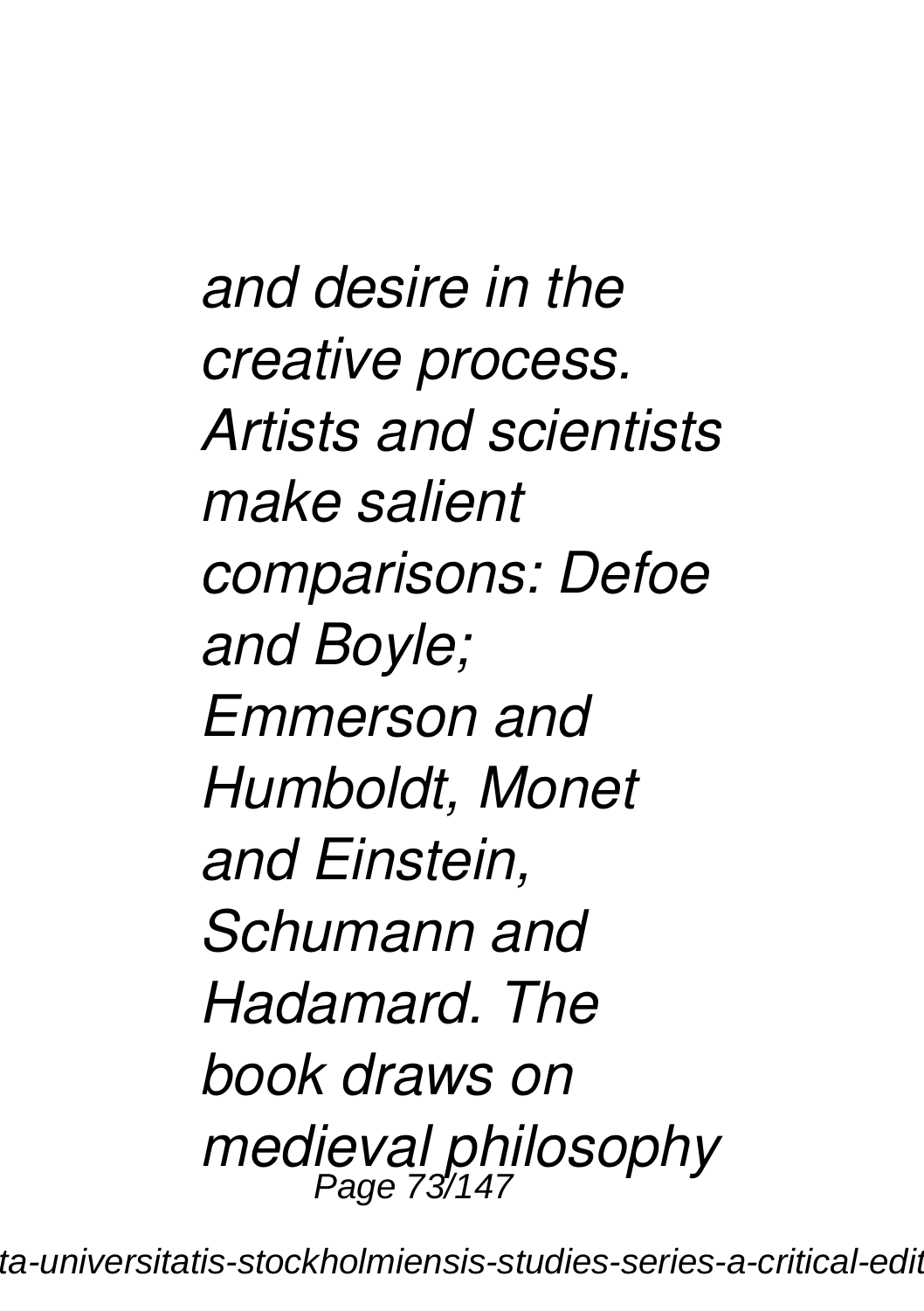*and desire in the creative process. Artists and scientists make salient comparisons: Defoe and Boyle; Emmerson and Humboldt, Monet and Einstein, Schumann and Hadamard. The book draws on medieval philosophy*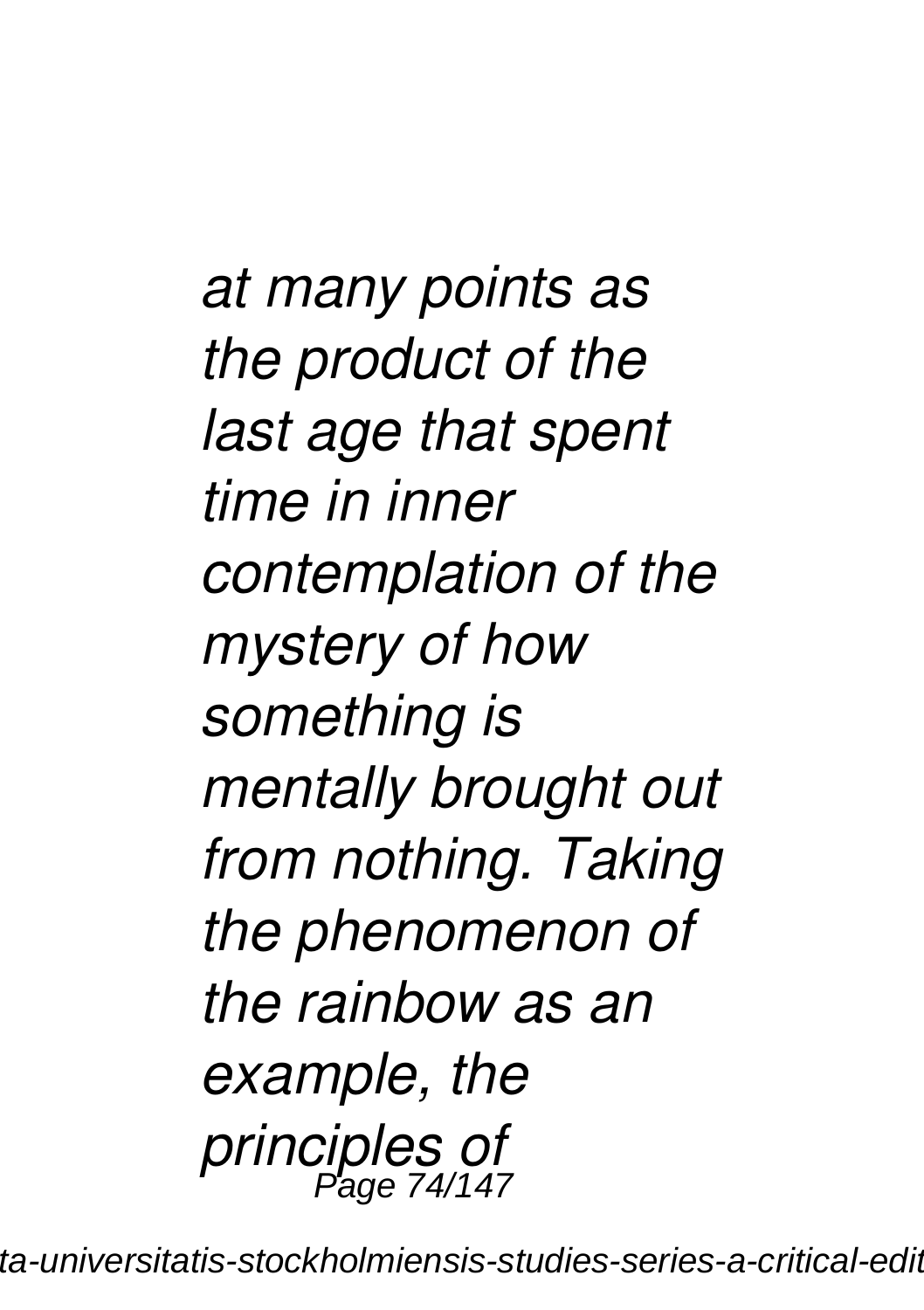*at many points as the product of the last age that spent time in inner contemplation of the mystery of how something is mentally brought out from nothing. Taking the phenomenon of the rainbow as an example, the principles of*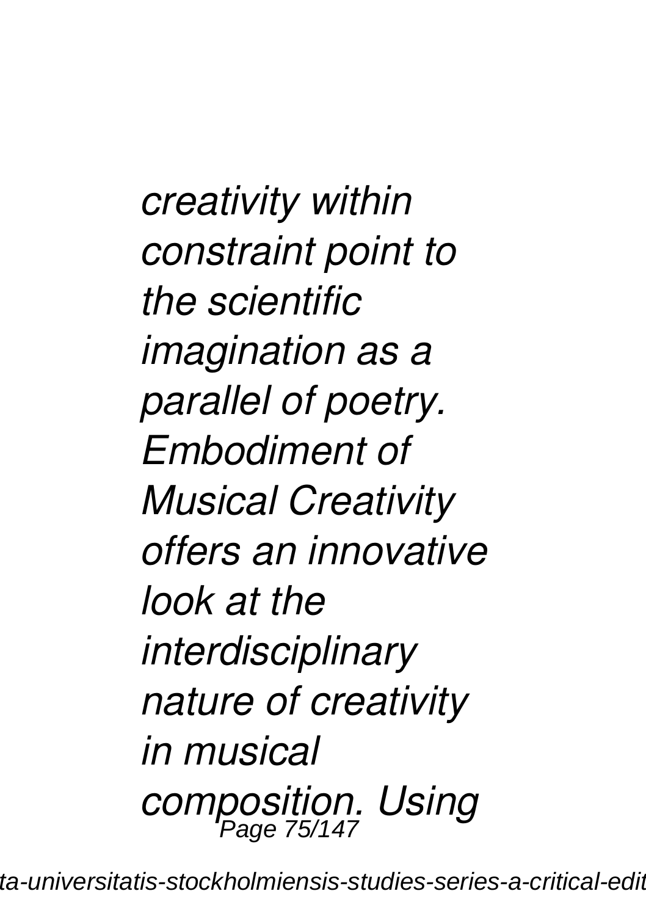*creativity within constraint point to the scientific imagination as a parallel of poetry. Embodiment of Musical Creativity offers an innovative look at the interdisciplinary nature of creativity in musical composition. Using*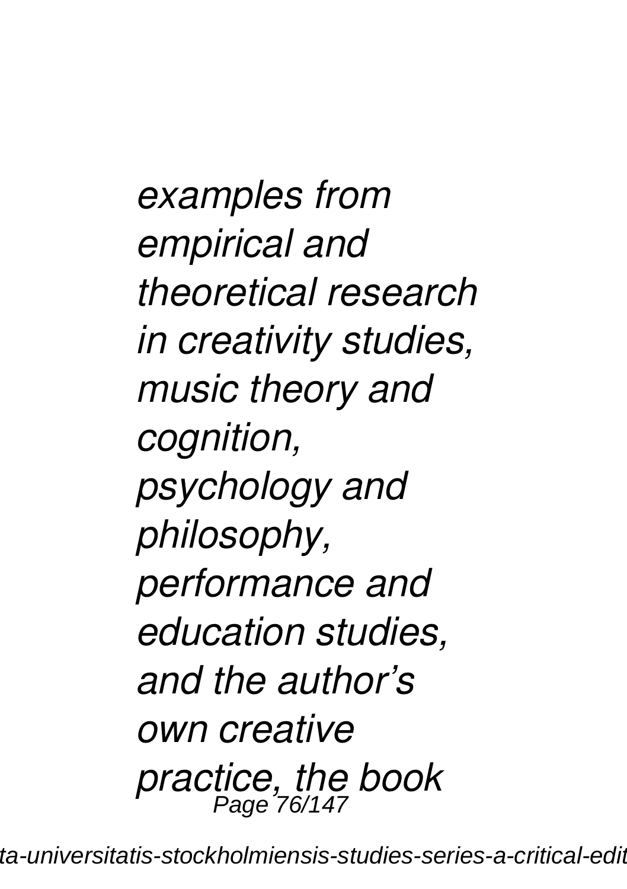*examples from empirical and theoretical research in creativity studies, music theory and cognition, psychology and philosophy, performance and education studies, and the author's own creative practice, the book*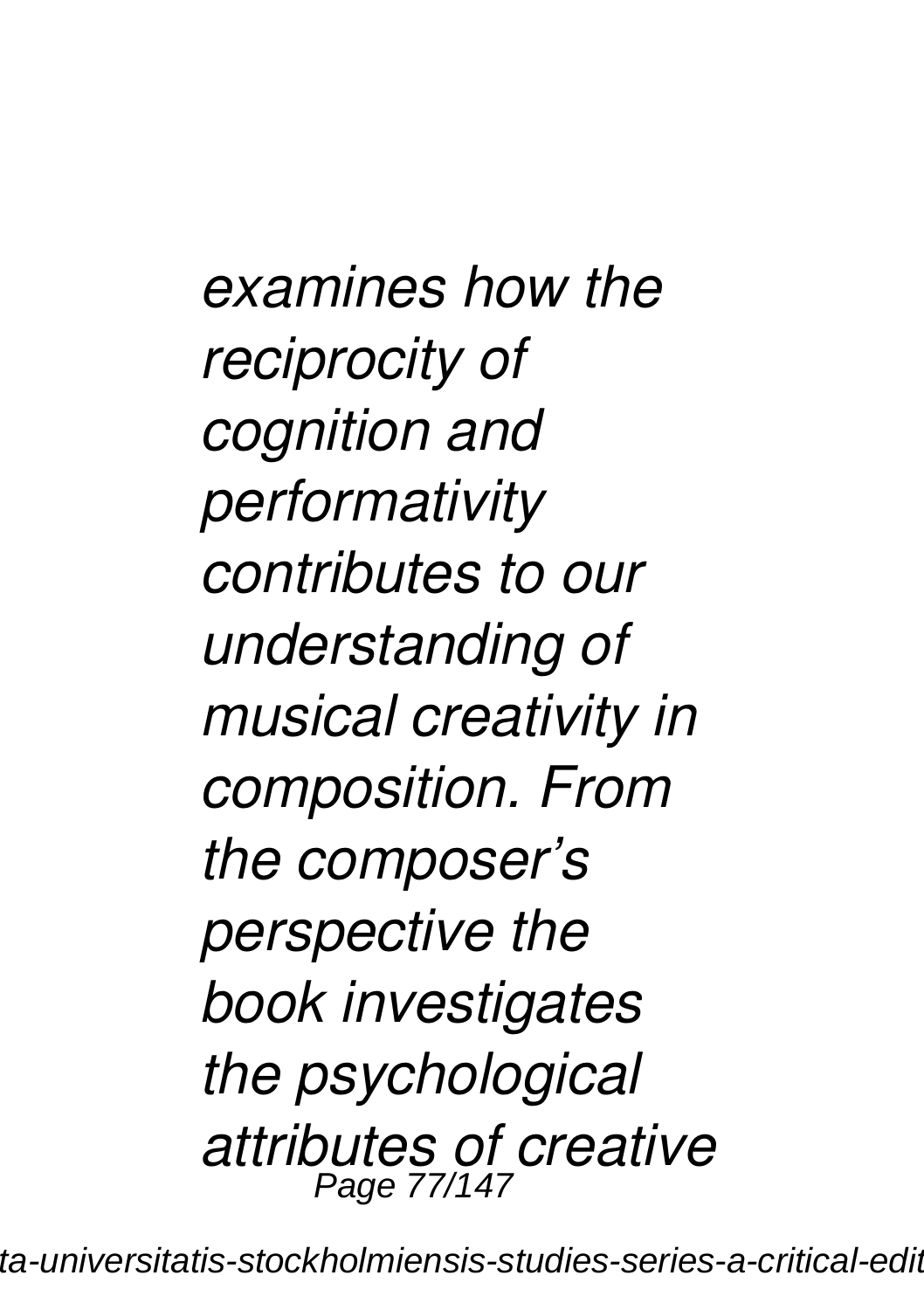*examines how the reciprocity of cognition and performativity contributes to our understanding of musical creativity in composition. From the composer's perspective the book investigates the psychological attributes of creative*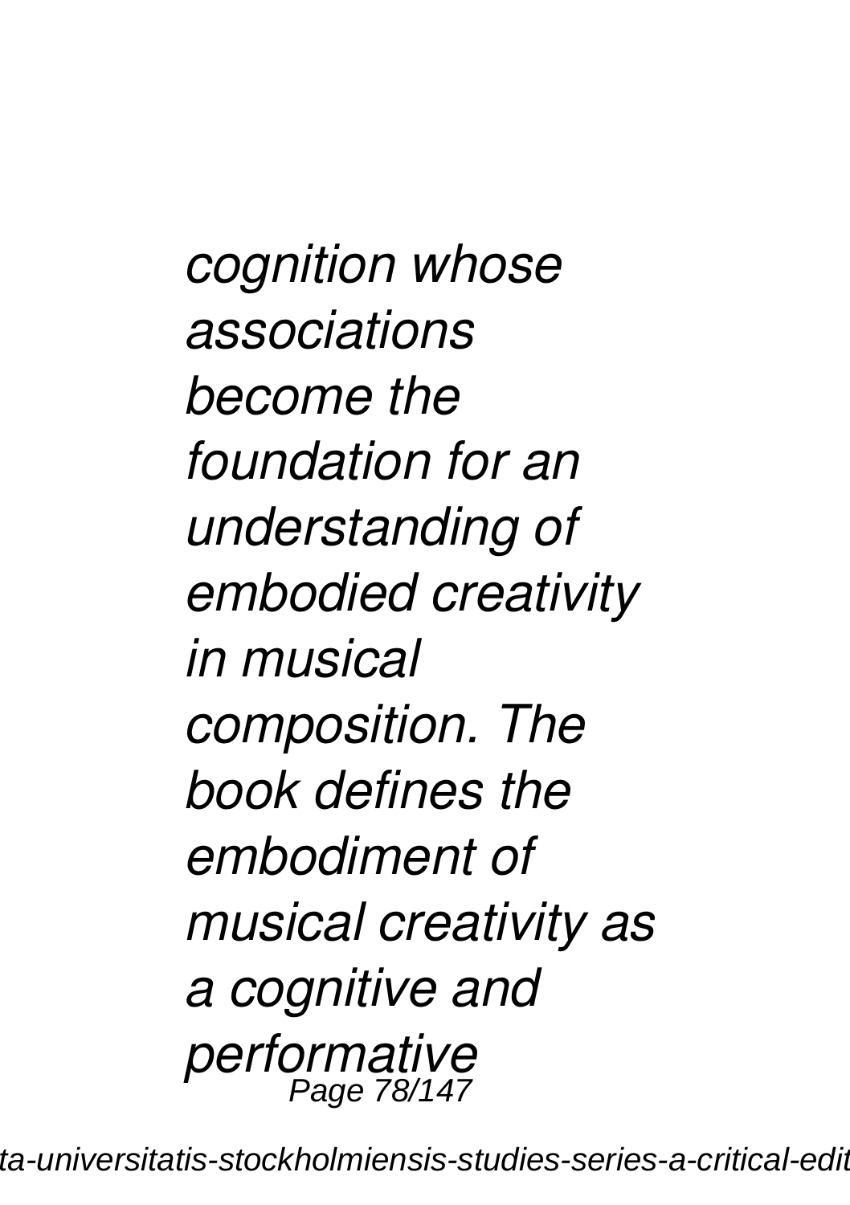*cognition whose associations become the foundation for an understanding of embodied creativity in musical composition. The book defines the embodiment of musical creativity as a cognitive and performative*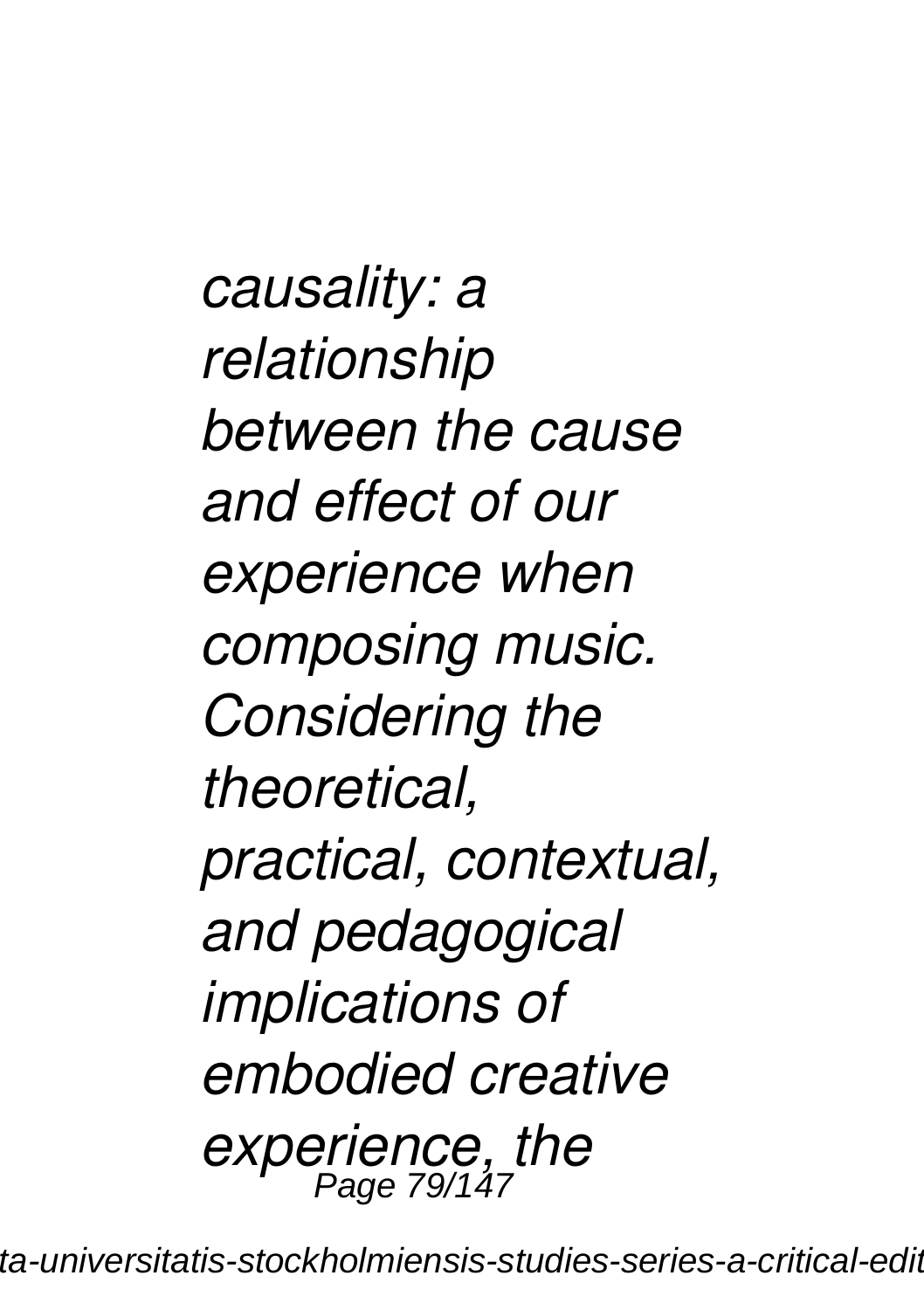*causality: a relationship between the cause and effect of our experience when composing music. Considering the theoretical, practical, contextual, and pedagogical implications of embodied creative experience, the*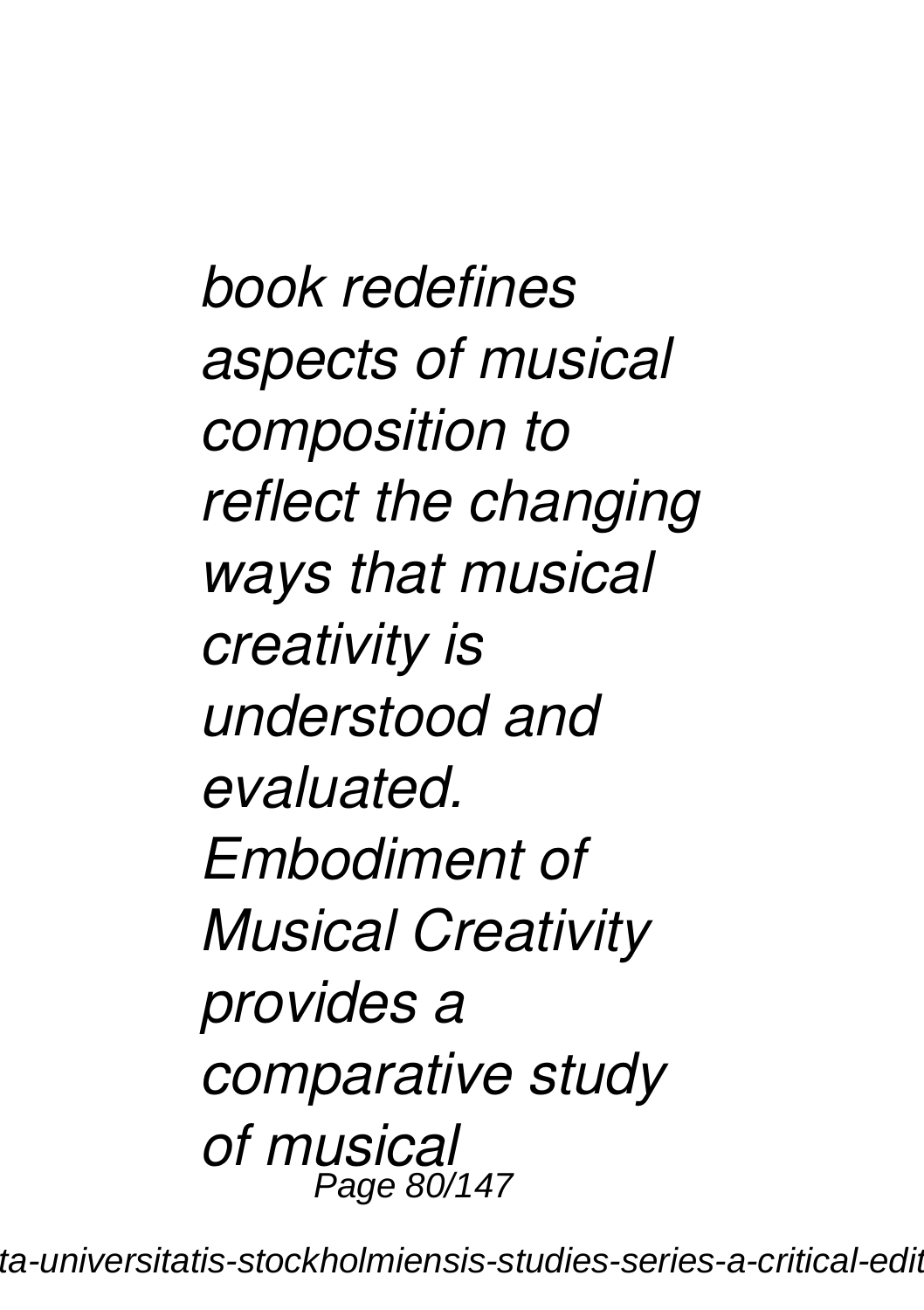*book redefines aspects of musical composition to reflect the changing ways that musical creativity is understood and evaluated. Embodiment of Musical Creativity provides a comparative study of musical*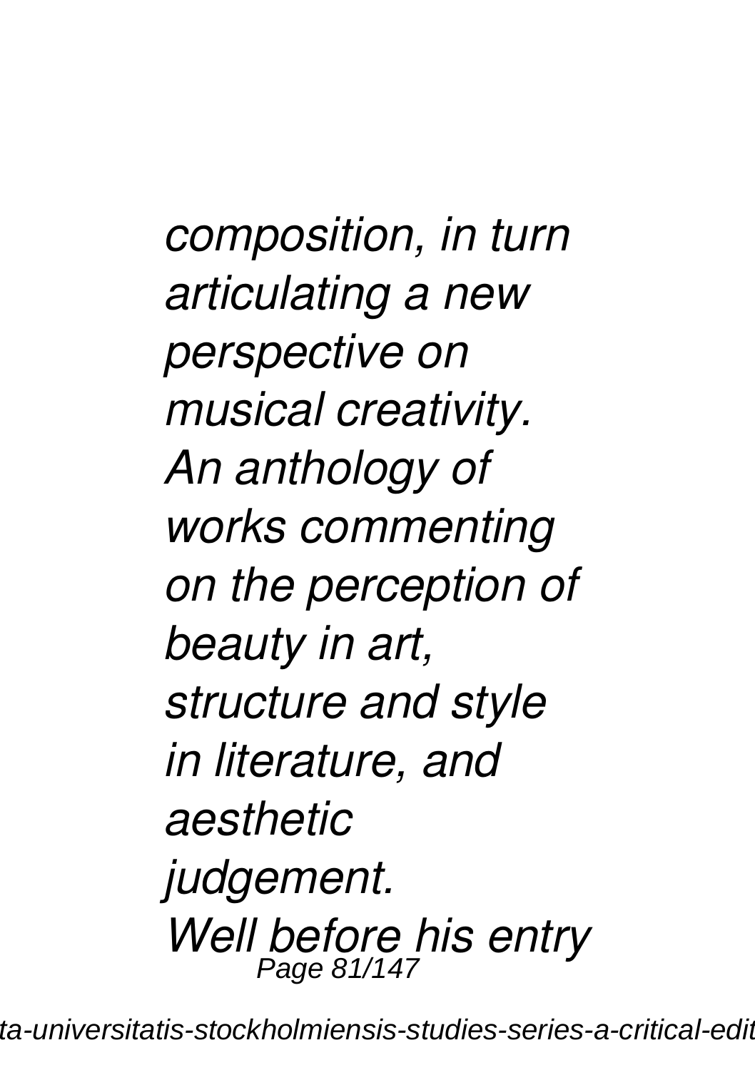*composition, in turn articulating a new perspective on musical creativity.*

*An anthology of works commenting on the perception of beauty in art, structure and style in literature, and aesthetic judgement.*

*Well before his entry*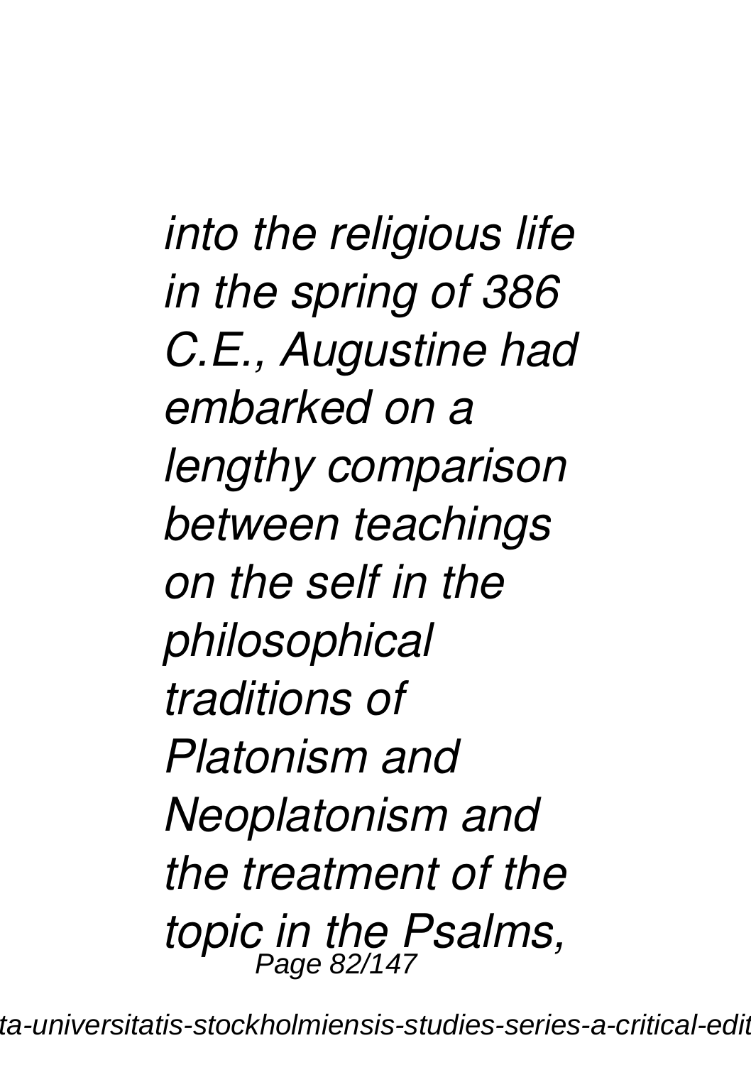*into the religious life in the spring of 386 C.E., Augustine had embarked on a lengthy comparison between teachings on the self in the philosophical traditions of Platonism and Neoplatonism and the treatment of the topic in the Psalms,*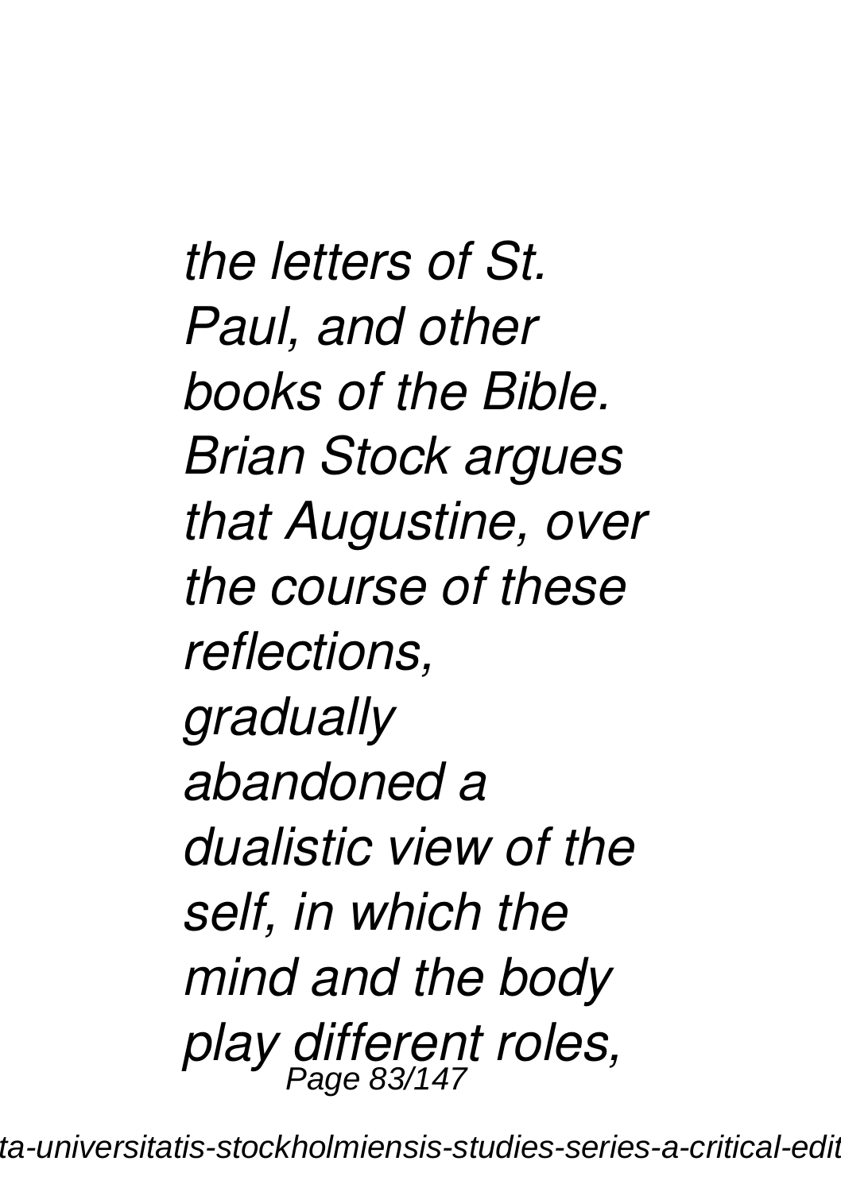*the letters of St. Paul, and other books of the Bible. Brian Stock argues that Augustine, over the course of these reflections, gradually abandoned a dualistic view of the self, in which the mind and the body play different roles,*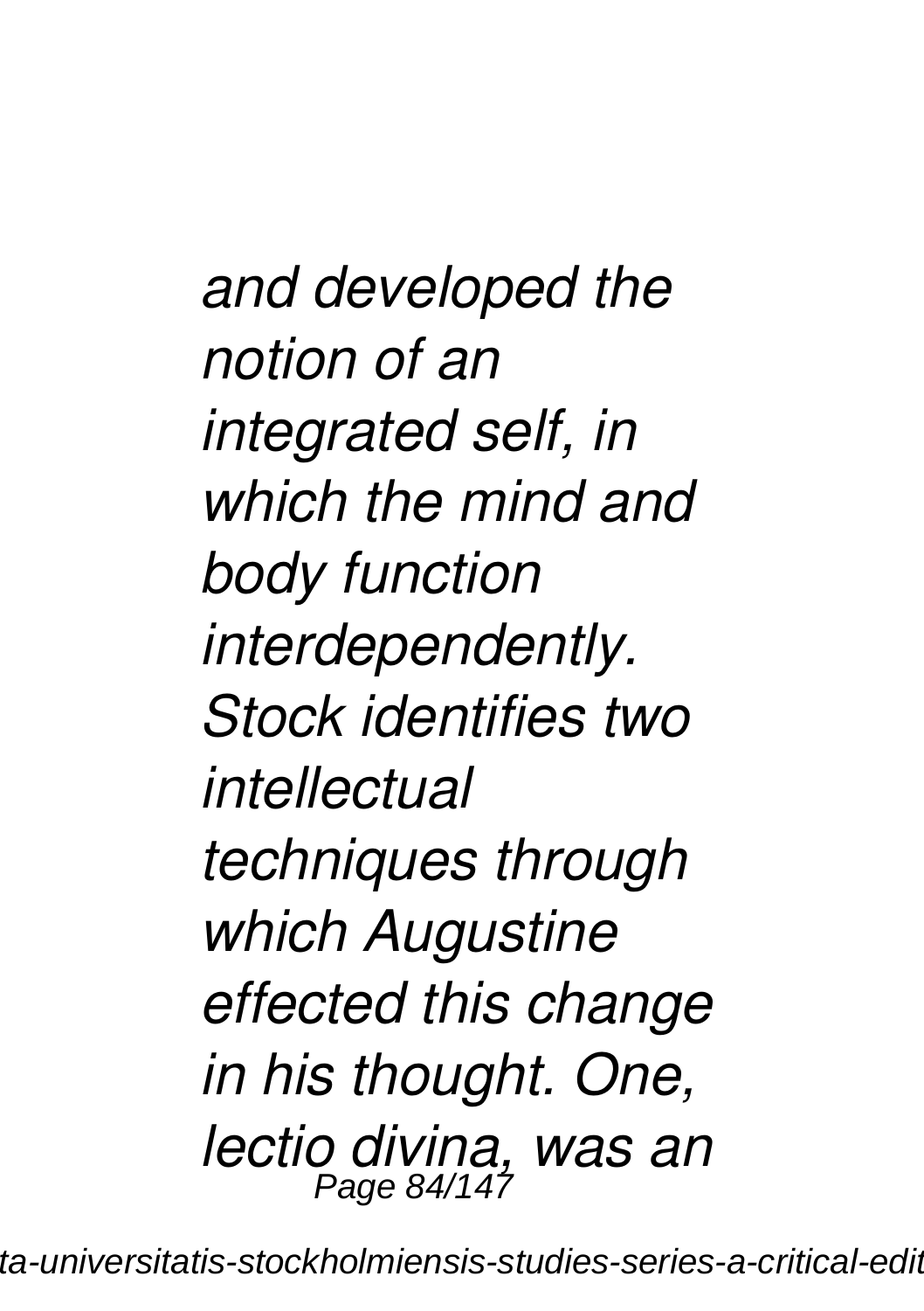*and developed the notion of an integrated self, in which the mind and body function interdependently. Stock identifies two intellectual techniques through which Augustine effected this change in his thought. One, lectio divina, was an*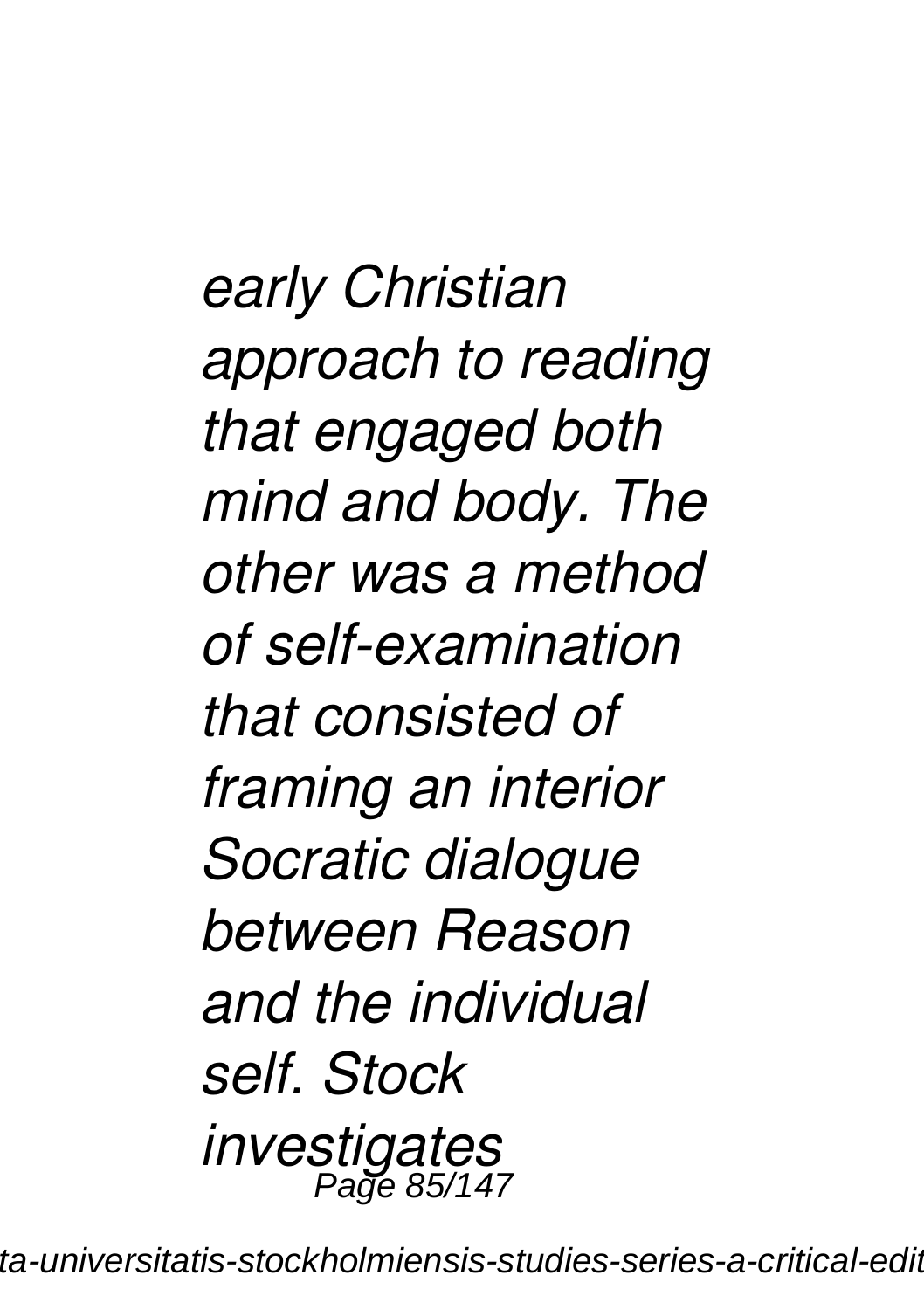*early Christian approach to reading that engaged both mind and body. The other was a method of self-examination that consisted of framing an interior Socratic dialogue between Reason and the individual self. Stock investigates*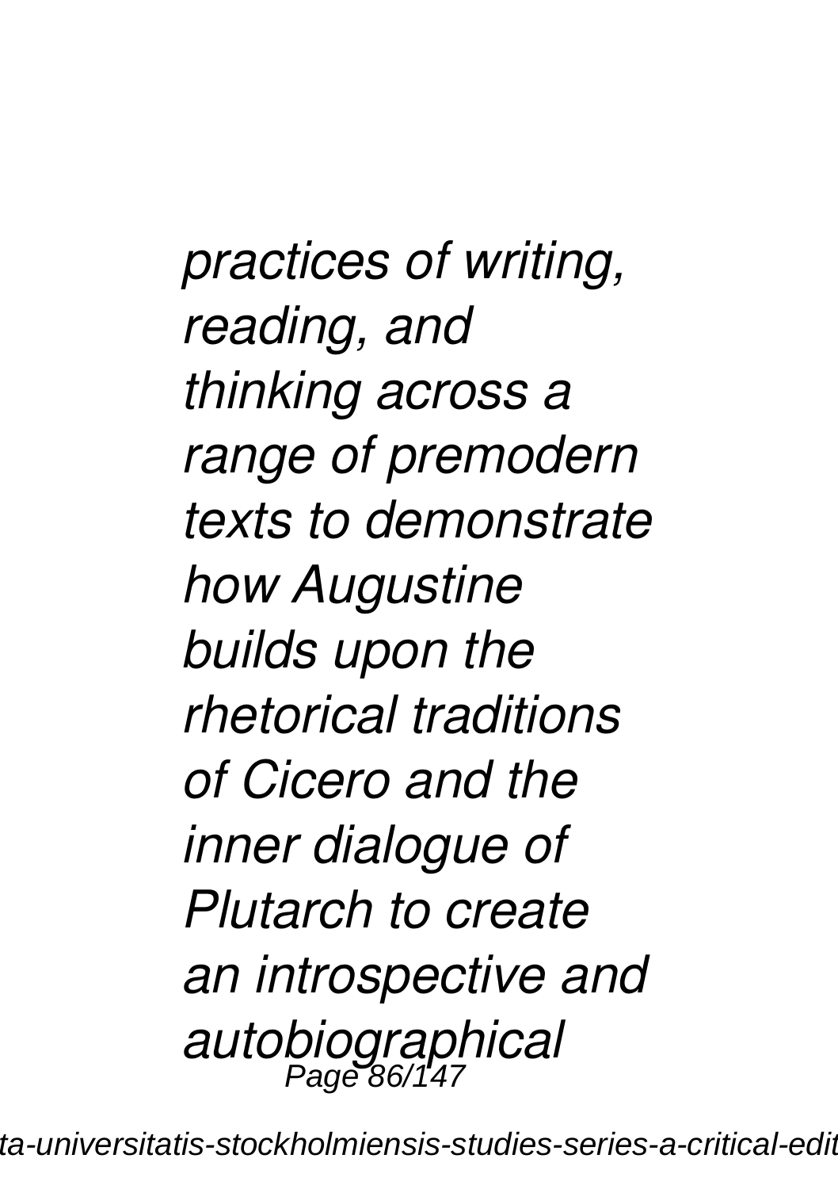*practices of writing, reading, and thinking across a range of premodern texts to demonstrate how Augustine builds upon the rhetorical traditions of Cicero and the inner dialogue of Plutarch to create an introspective and autobiographical*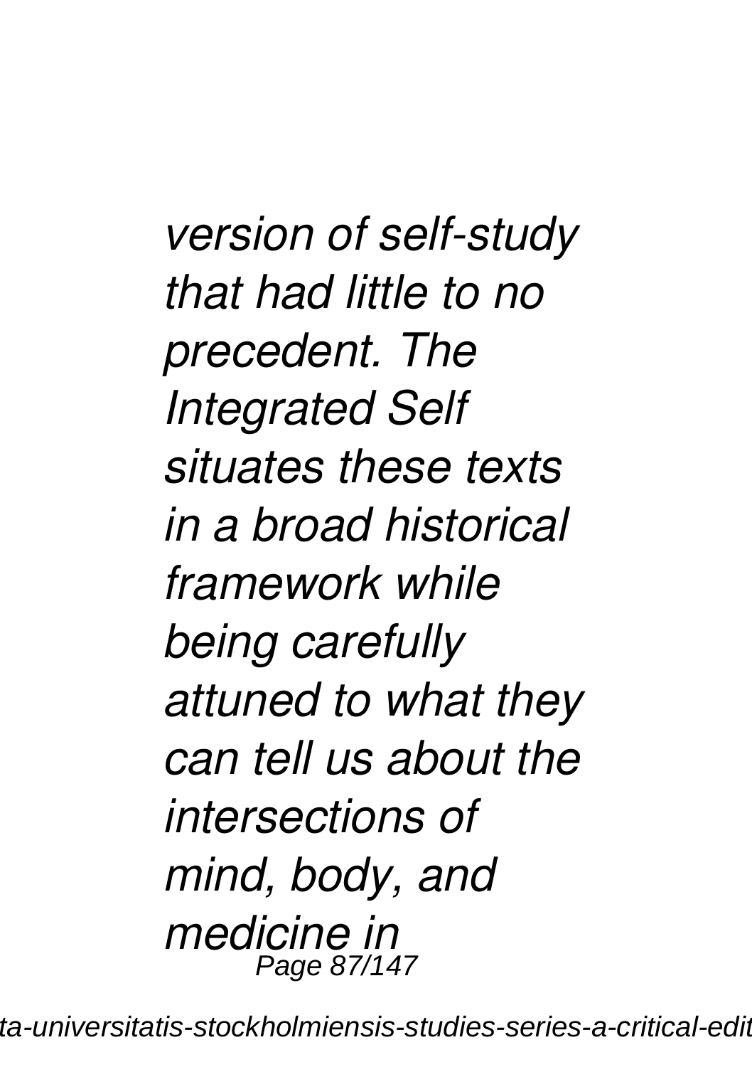*version of self-study that had little to no precedent. The Integrated Self situates these texts in a broad historical framework while being carefully attuned to what they can tell us about the intersections of mind, body, and medicine in*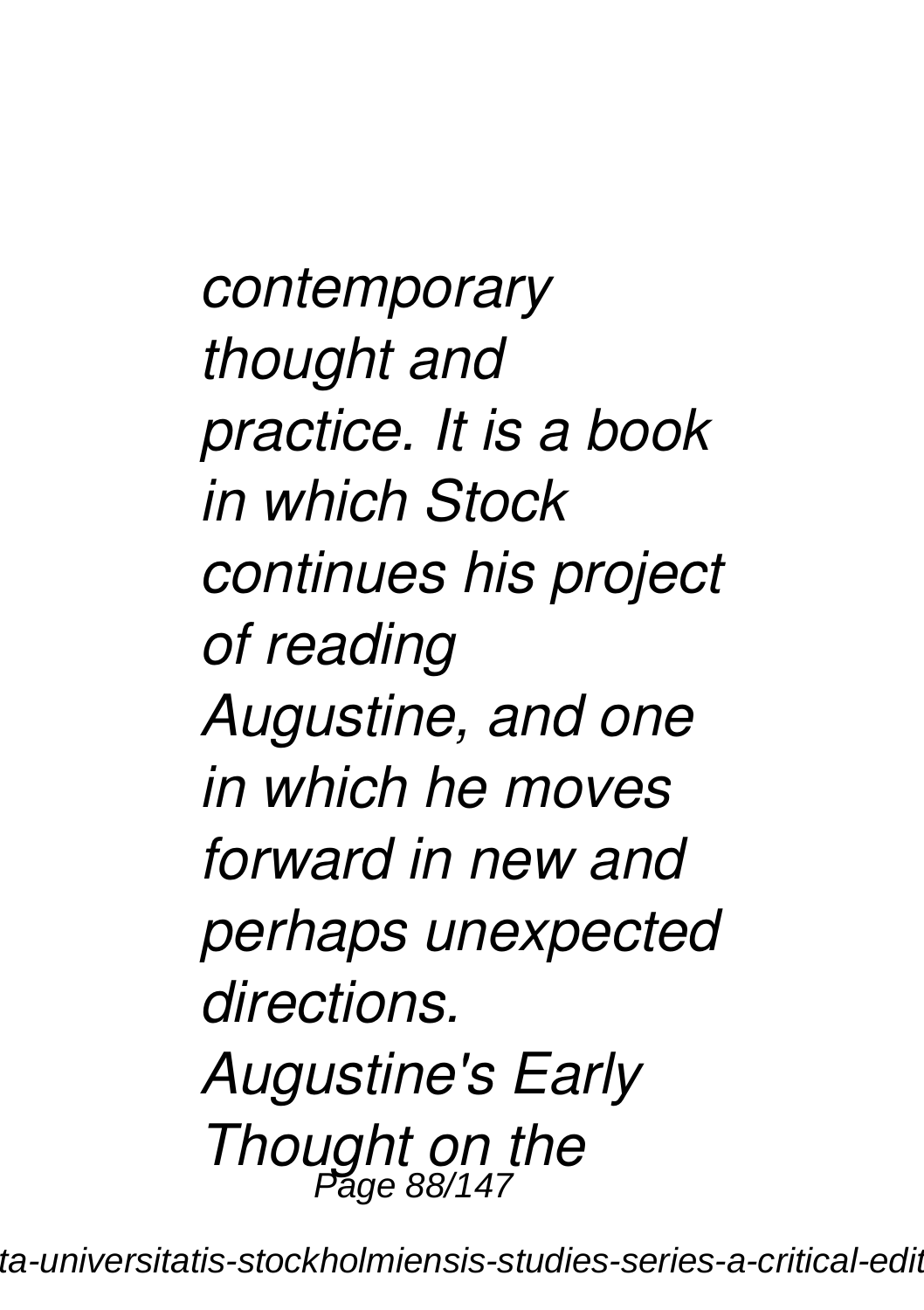*contemporary thought and practice. It is a book in which Stock continues his project of reading Augustine, and one in which he moves forward in new and perhaps unexpected directions.*

*Augustine's Early Thought on the*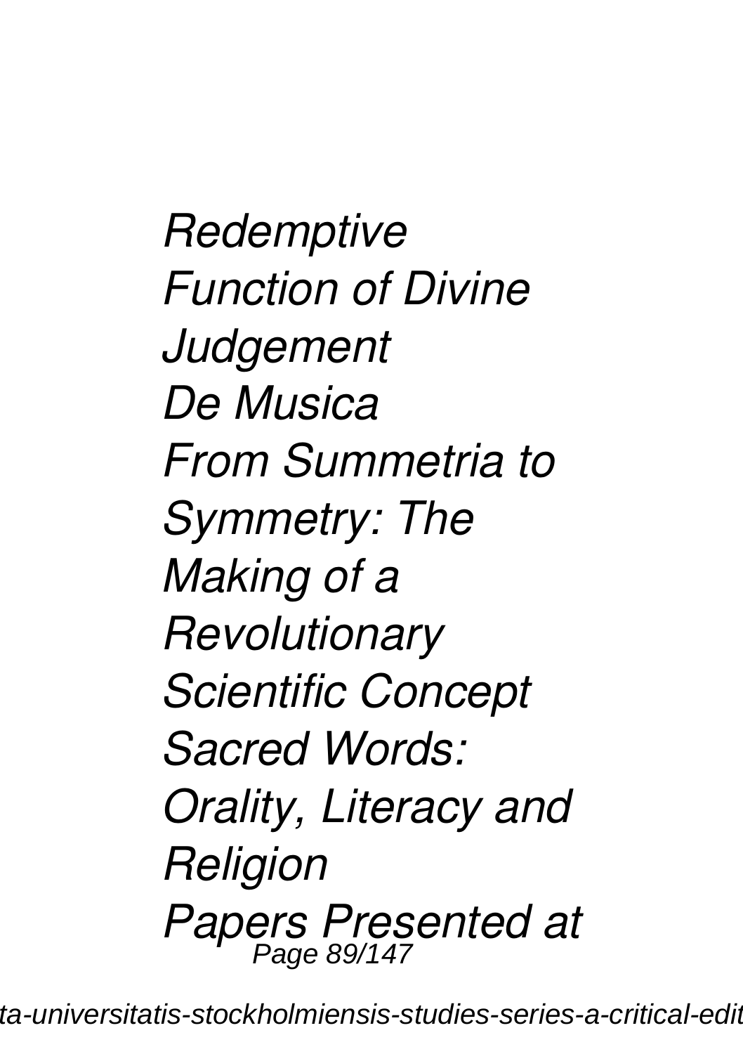*Redemptive Function of Divine Judgement*
*De Musica*
*From Summetria to Symmetry: The Making of a Revolutionary Scientific Concept*
*Sacred Words: Orality, Literacy and Religion*
*Papers Presented at*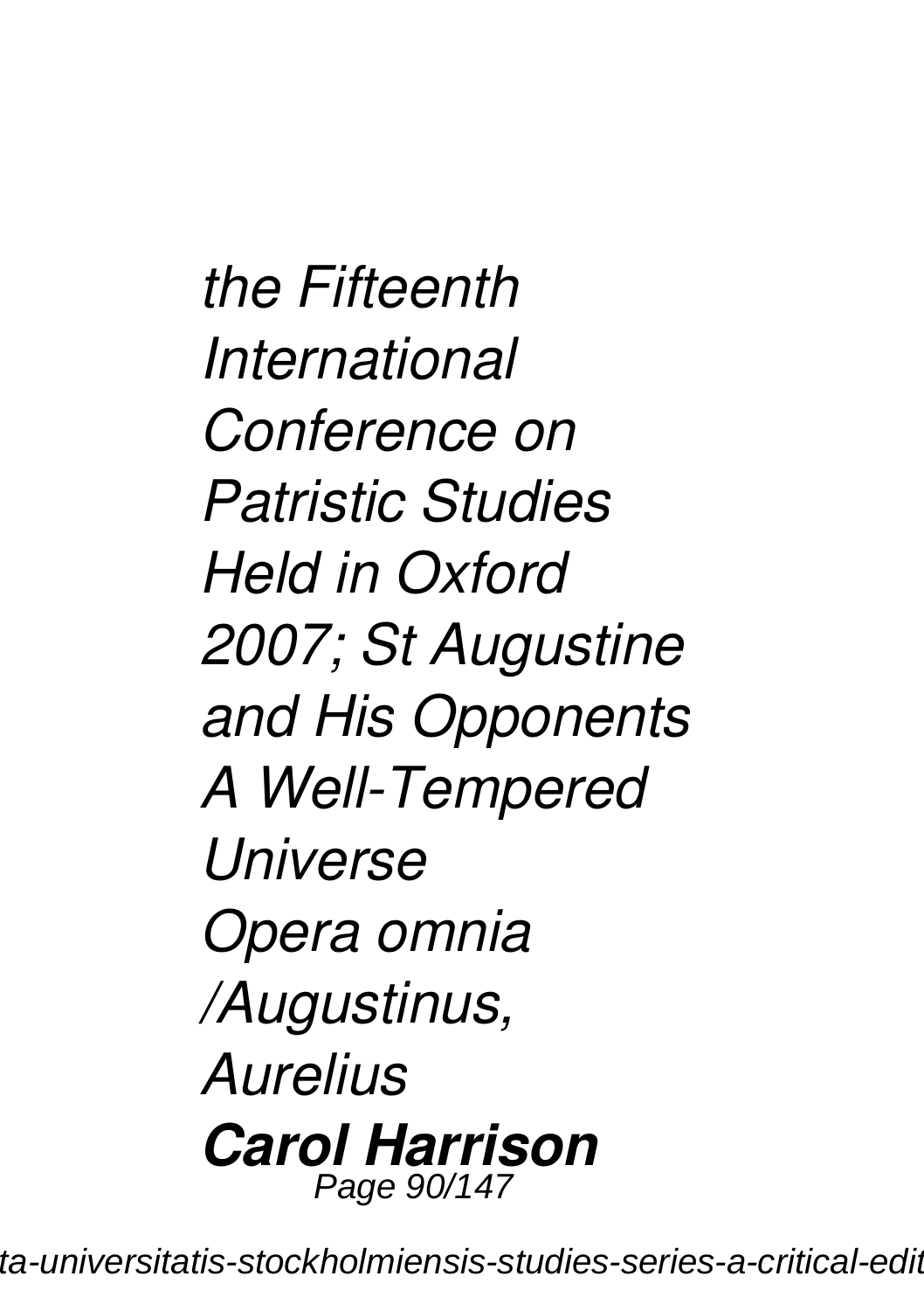*the Fifteenth International Conference on Patristic Studies Held in Oxford 2007; St Augustine and His Opponents*

*A Well-Tempered Universe*

*Opera omnia /Augustinus, Aurelius*

***Carol Harrison***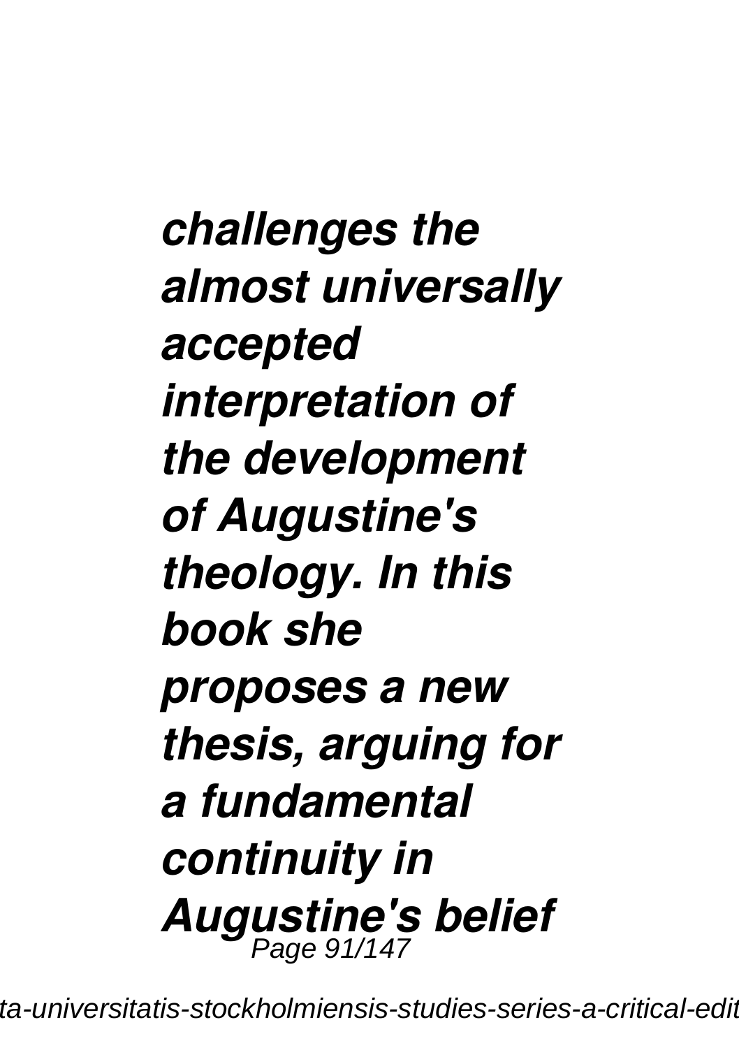***challenges the almost universally accepted interpretation of the development of Augustine's theology. In this book she proposes a new thesis, arguing for a fundamental continuity in Augustine's belief***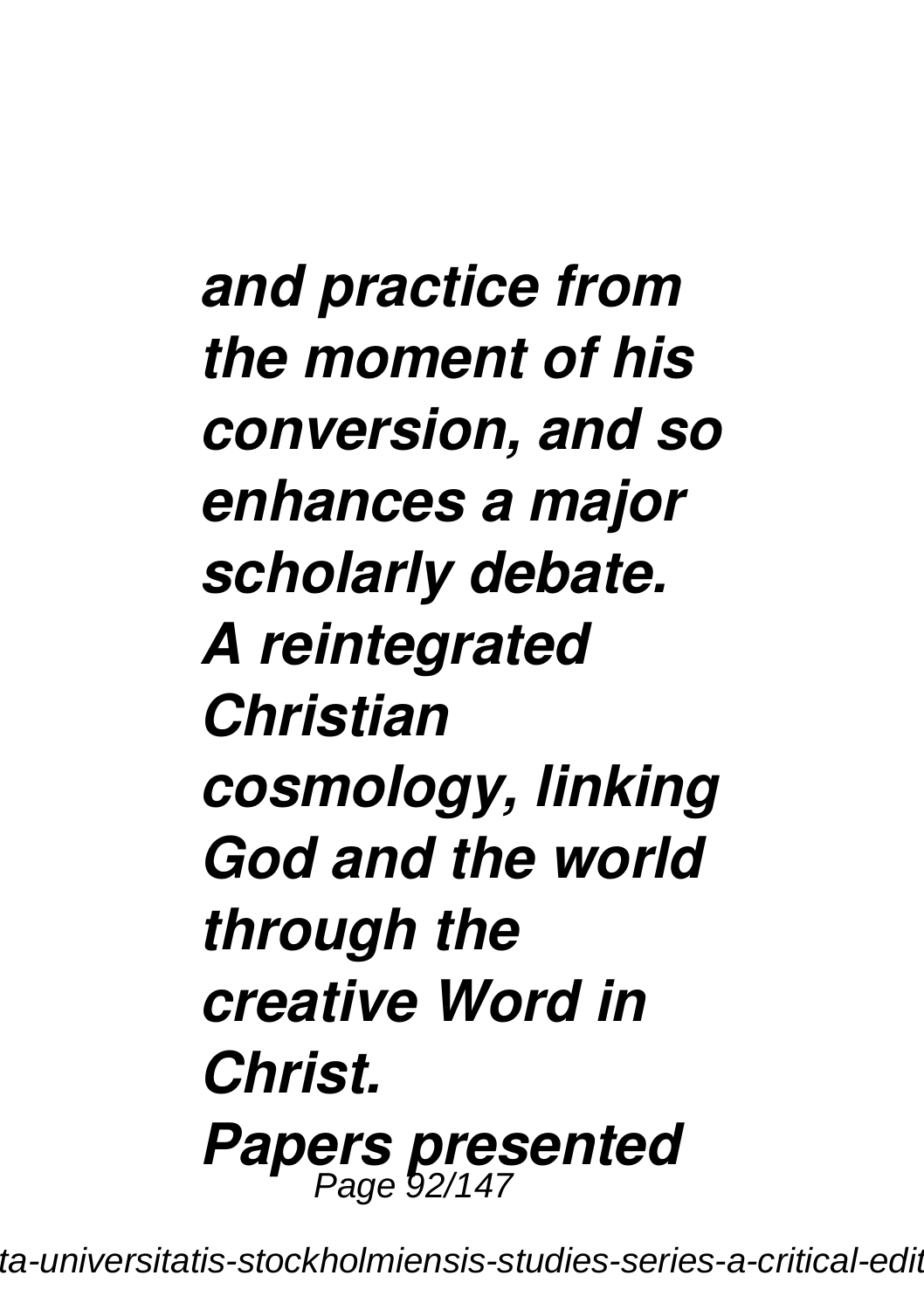*and practice from the moment of his conversion, and so enhances a major scholarly debate.*
*A reintegrated Christian cosmology, linking God and the world through the creative Word in Christ.*
*Papers presented*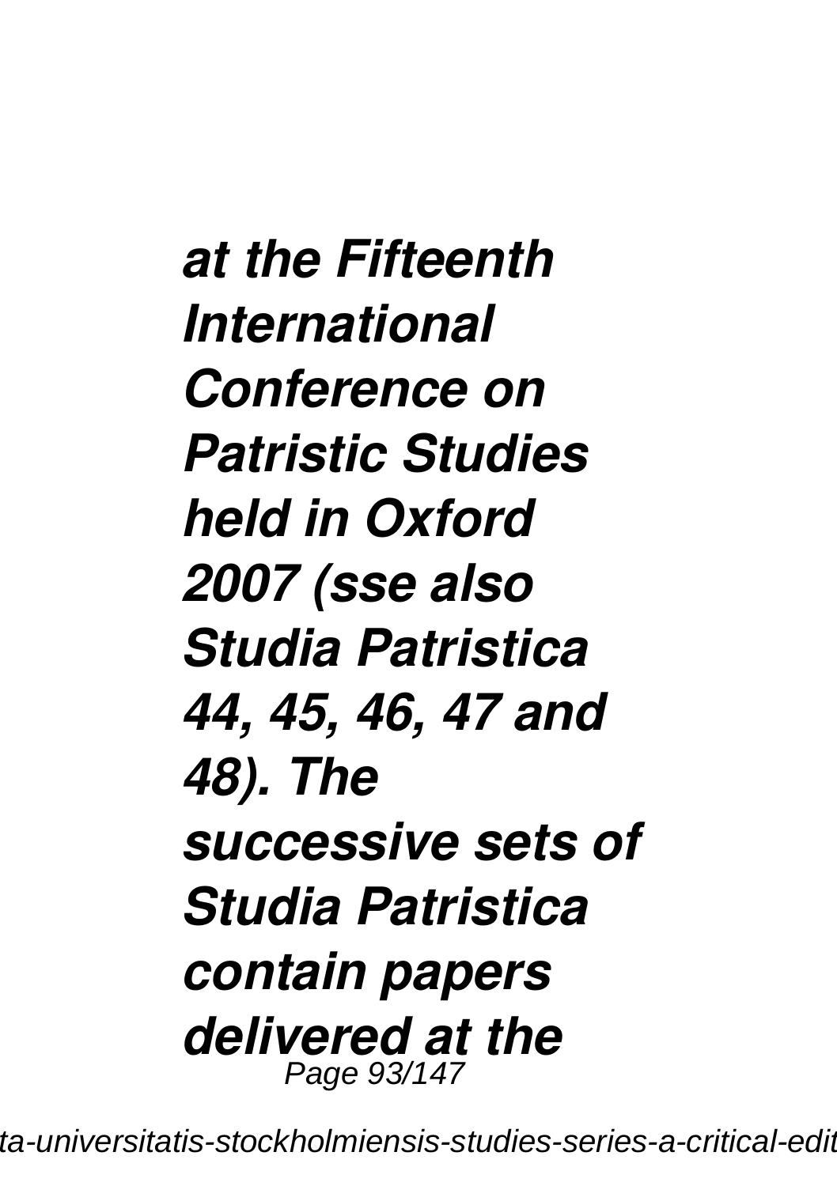***at the Fifteenth International Conference on Patristic Studies held in Oxford 2007 (sse also Studia Patristica 44, 45, 46, 47 and 48). The successive sets of Studia Patristica contain papers delivered at the***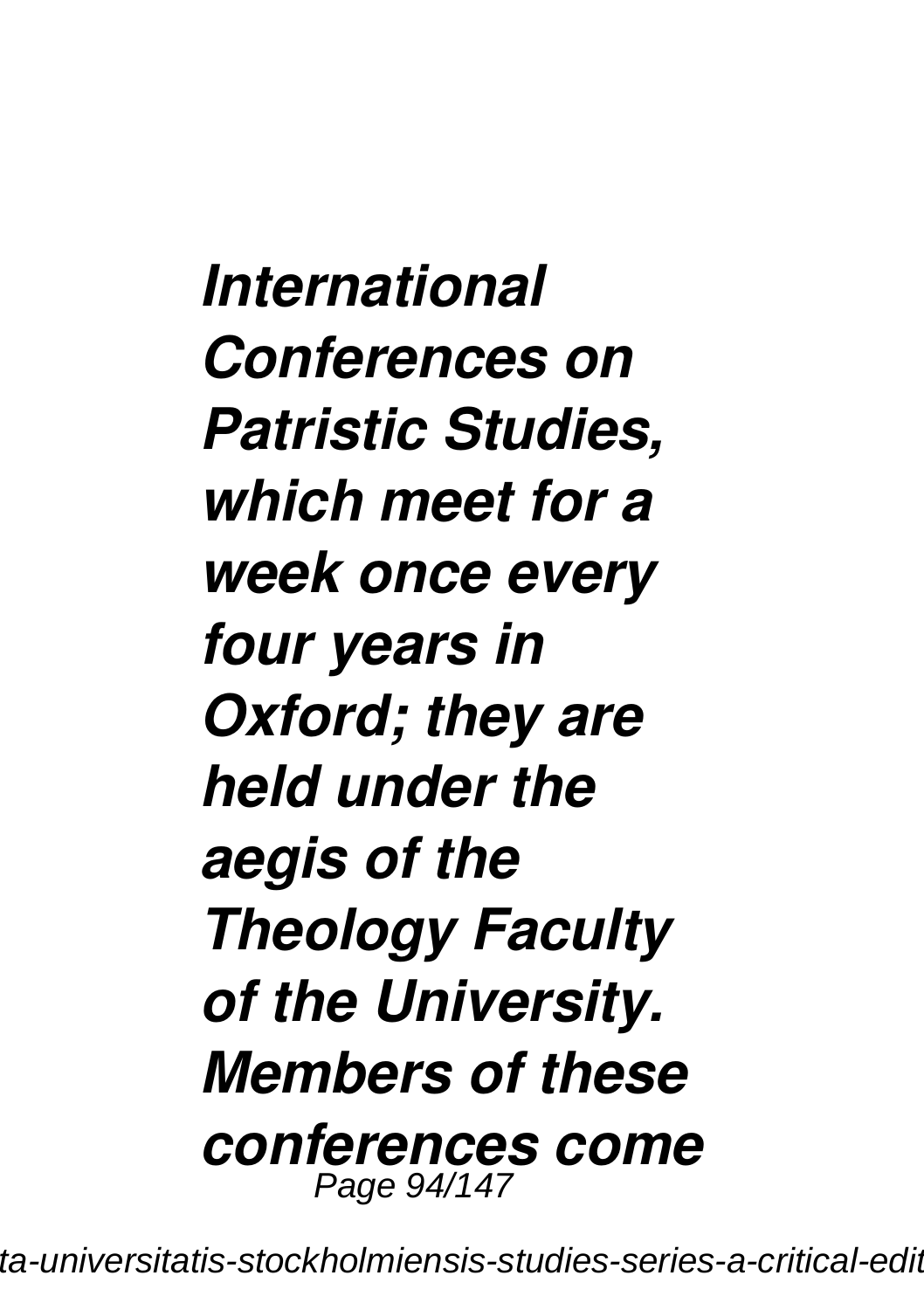***International Conferences on Patristic Studies, which meet for a week once every four years in Oxford; they are held under the aegis of the Theology Faculty of the University. Members of these conferences come***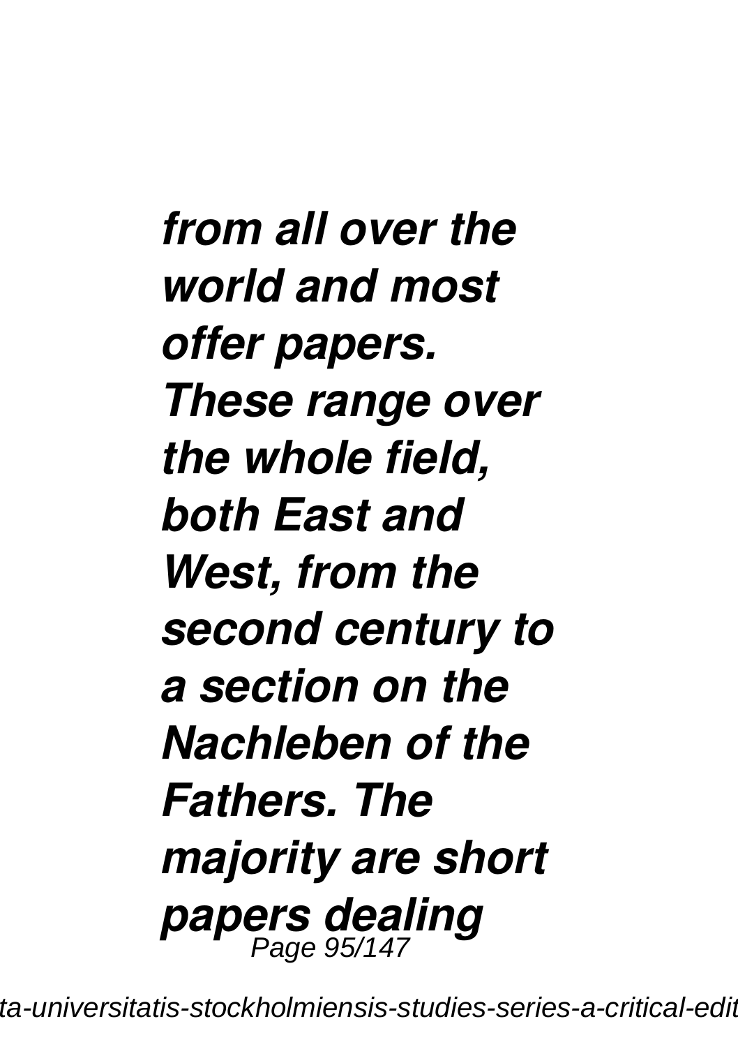***from all over the world and most offer papers. These range over the whole field, both East and West, from the second century to a section on the Nachleben of the Fathers. The majority are short papers dealing***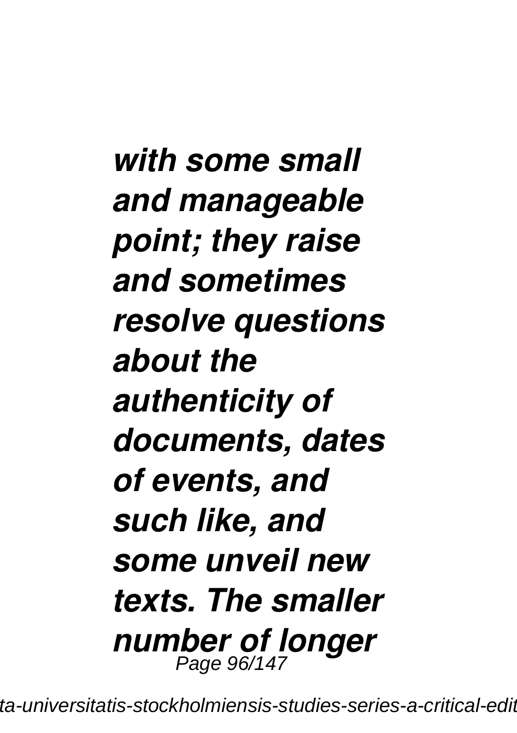***with some small and manageable point; they raise and sometimes resolve questions about the authenticity of documents, dates of events, and such like, and some unveil new texts. The smaller number of longer***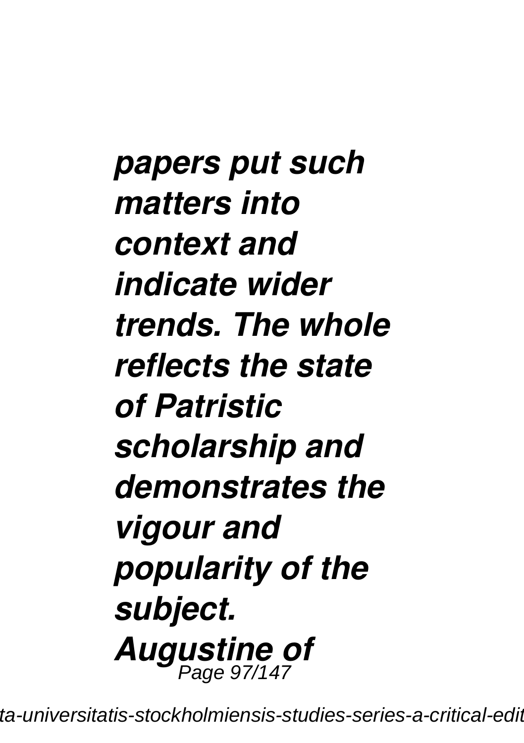*papers put such matters into context and indicate wider trends. The whole reflects the state of Patristic scholarship and demonstrates the vigour and popularity of the subject.*

***Augustine of***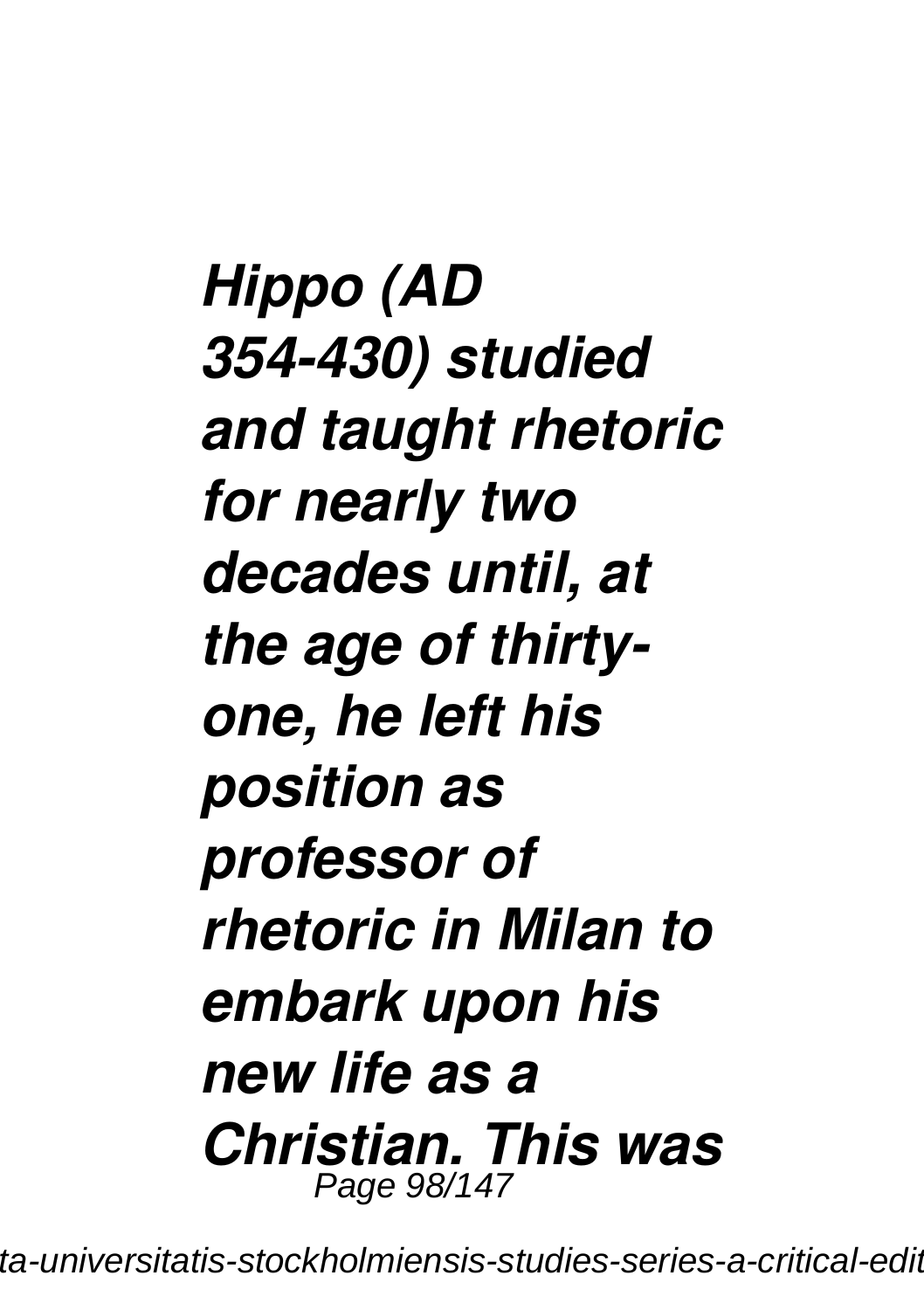***Hippo (AD 354-430) studied and taught rhetoric for nearly two decades until, at the age of thirty-one, he left his position as professor of rhetoric in Milan to embark upon his new life as a Christian. This was***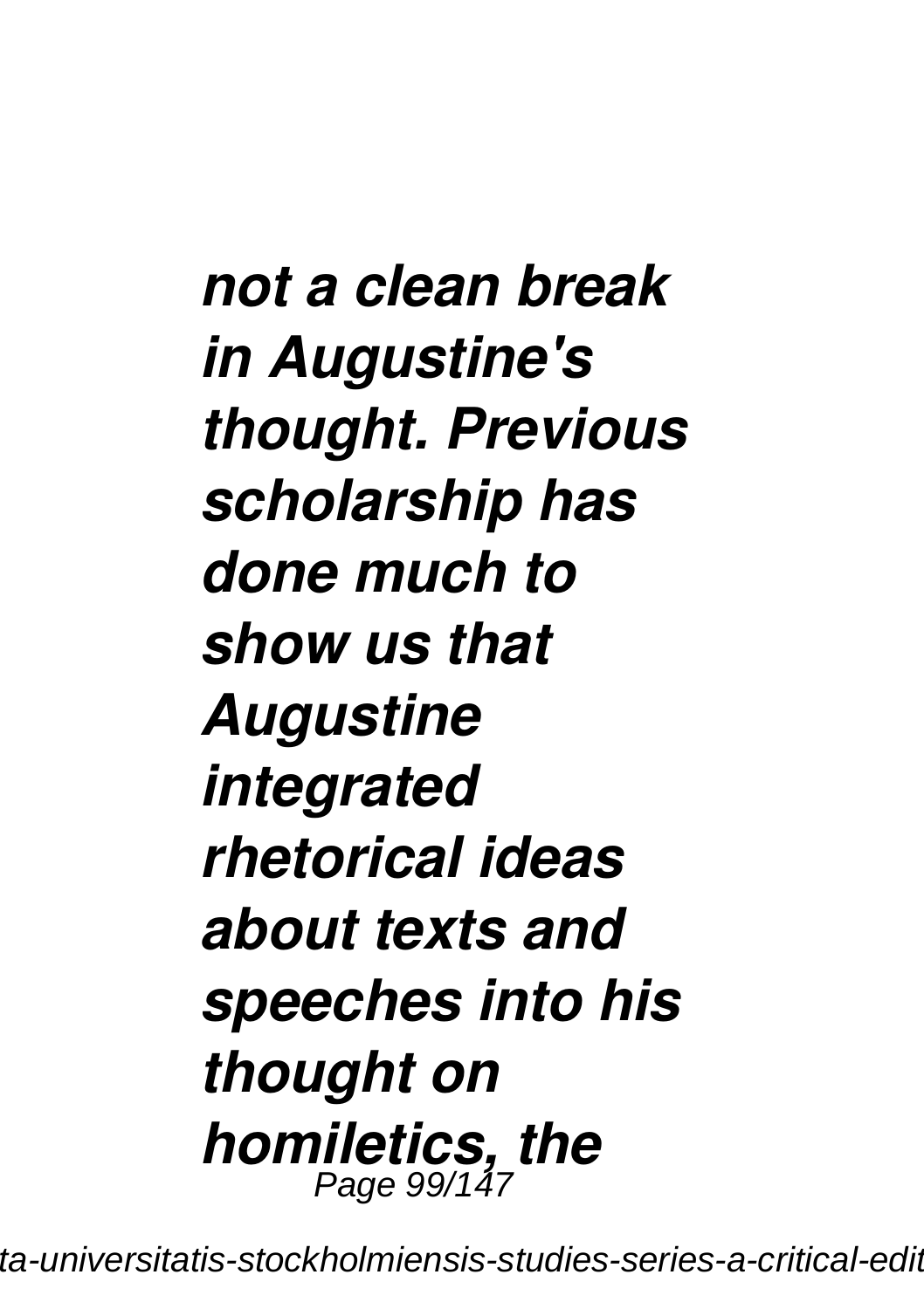*not a clean break in Augustine's thought. Previous scholarship has done much to show us that Augustine integrated rhetorical ideas about texts and speeches into his thought on homiletics, the*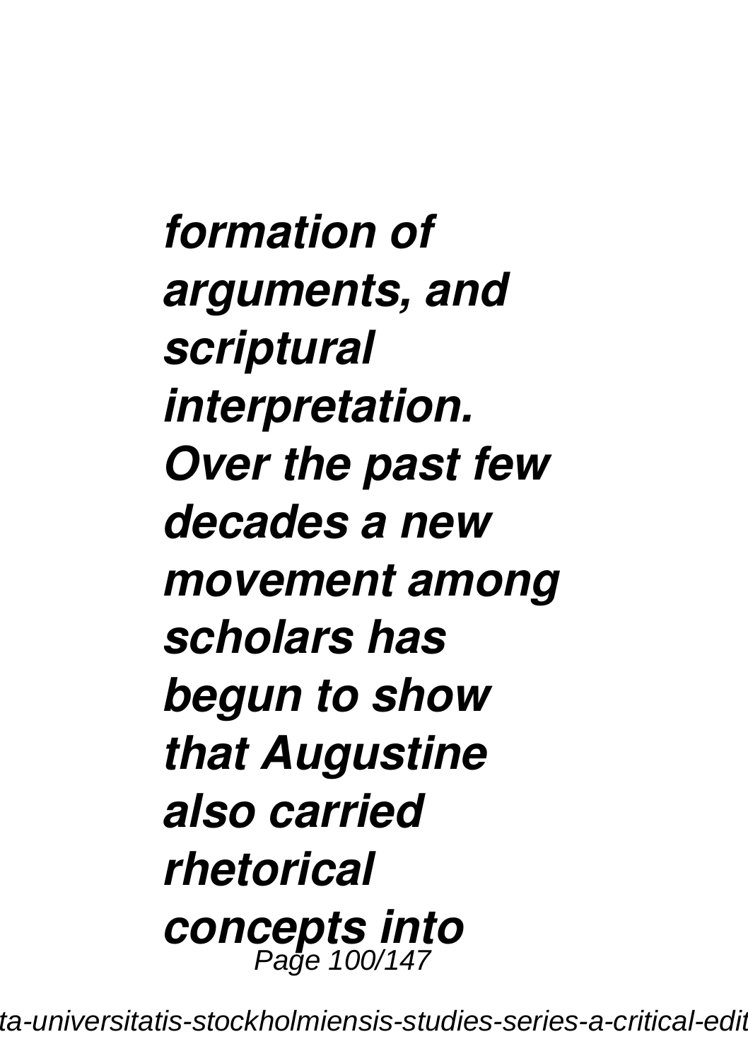*formation of arguments, and scriptural interpretation. Over the past few decades a new movement among scholars has begun to show that Augustine also carried rhetorical concepts into*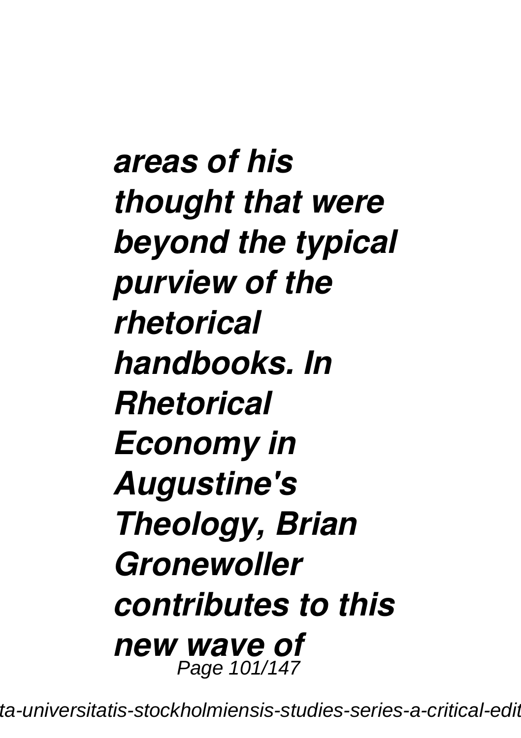***areas of his thought that were beyond the typical purview of the rhetorical handbooks. In Rhetorical Economy in Augustine's Theology, Brian Gronewoller contributes to this new wave of***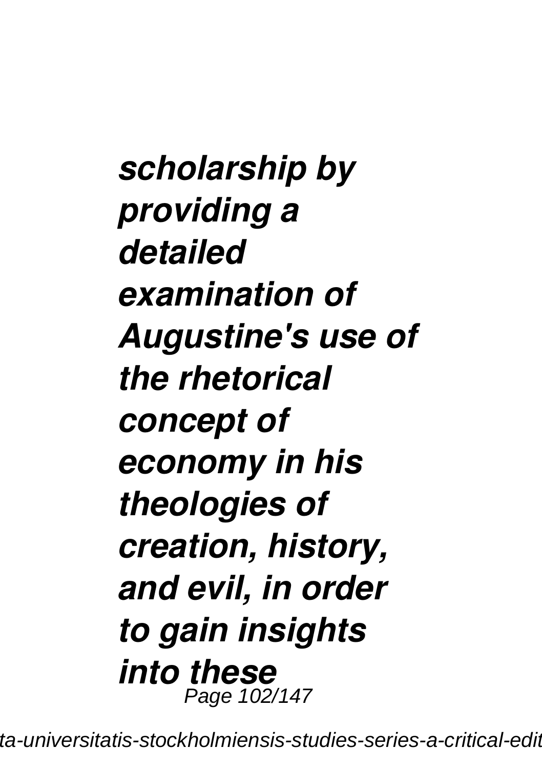***scholarship by providing a detailed examination of Augustine's use of the rhetorical concept of economy in his theologies of creation, history, and evil, in order to gain insights into these***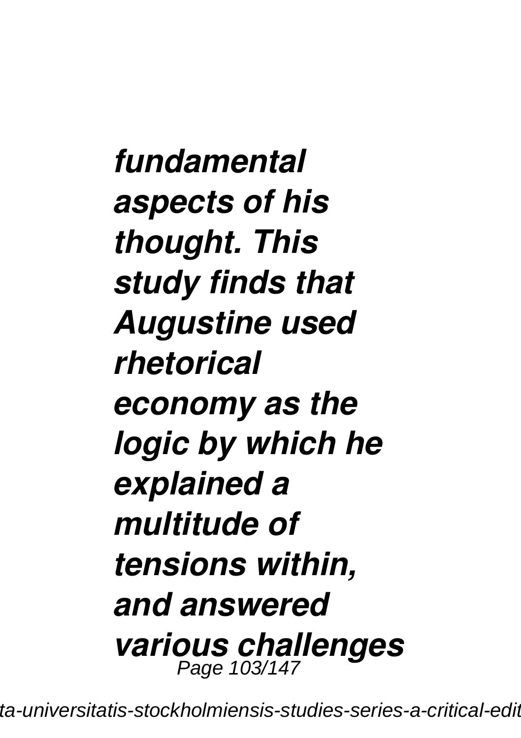***fundamental aspects of his thought. This study finds that Augustine used rhetorical economy as the logic by which he explained a multitude of tensions within, and answered various challenges***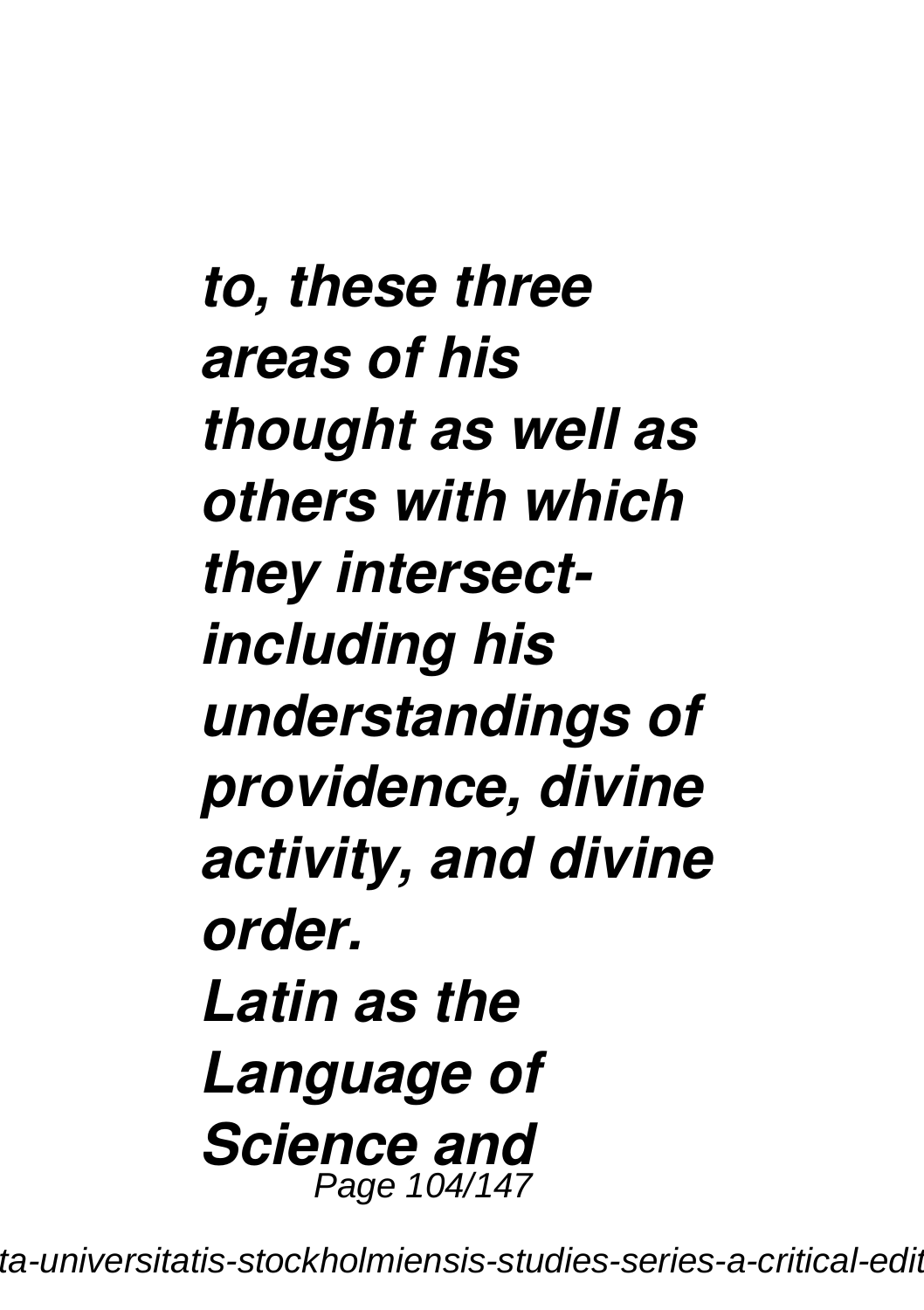*to, these three areas of his thought as well as others with which they intersect-including his understandings of providence, divine activity, and divine order.*

*Latin as the Language of Science and*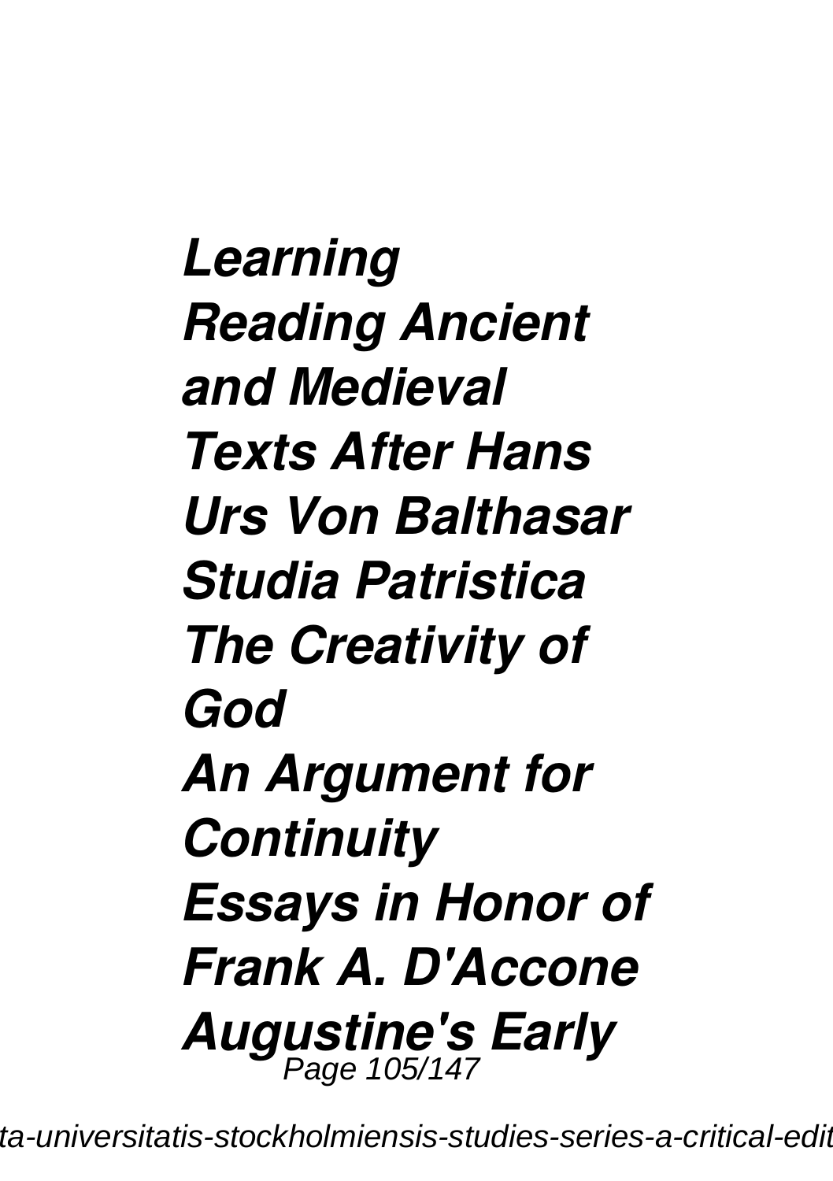***Learning***

***Reading Ancient and Medieval Texts After Hans Urs Von Balthasar***

***Studia Patristica***

***The Creativity of God***

***An Argument for Continuity***

***Essays in Honor of Frank A. D'Accone***

***Augustine's Early***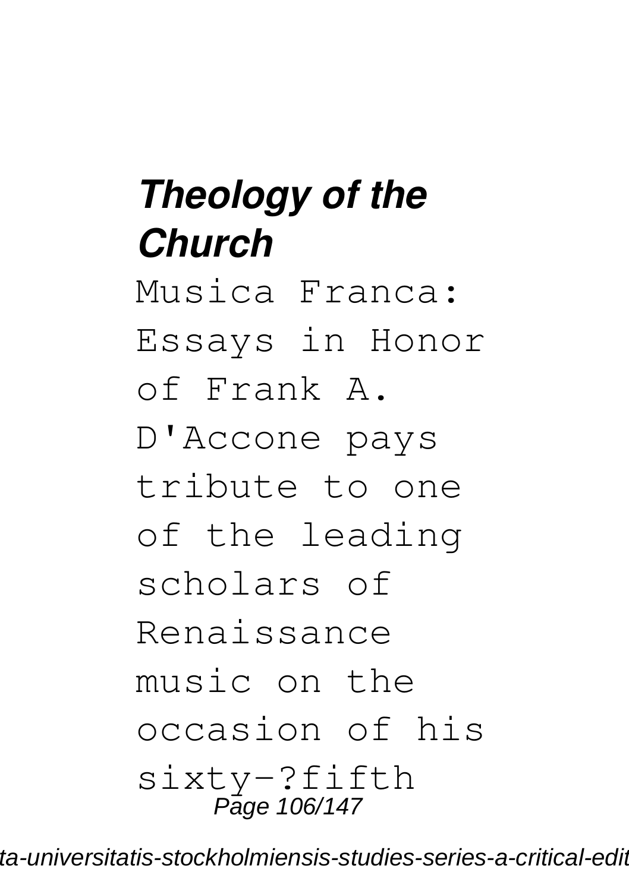### *Theology of the Church*

Musica Franca: Essays in Honor of Frank A. D'Accone pays tribute to one of the leading scholars of Renaissance music on the occasion of his sixty-?fifth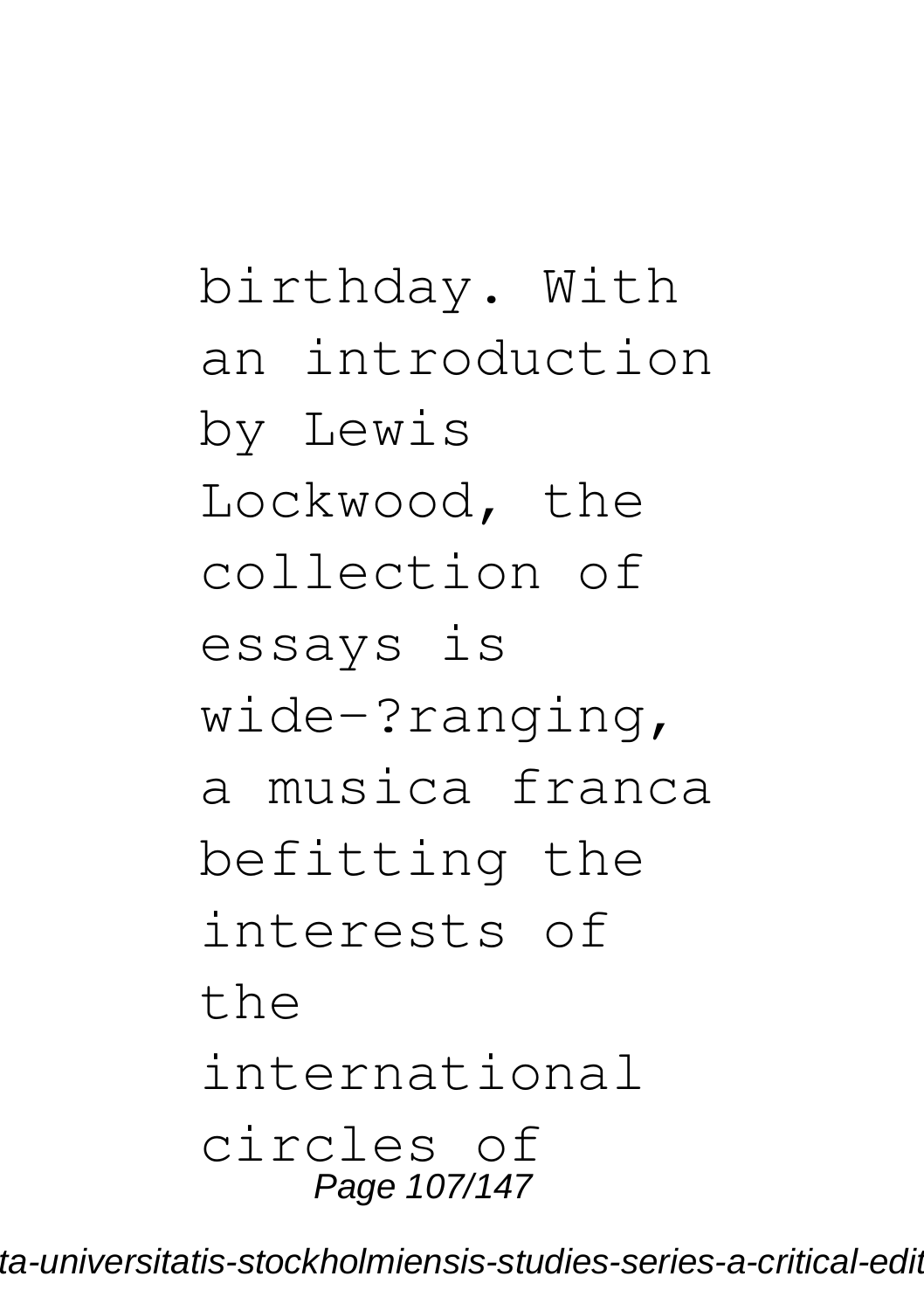birthday. With an introduction by Lewis Lockwood, the collection of essays is wide-?ranging, a musica franca befitting the interests of the international circles of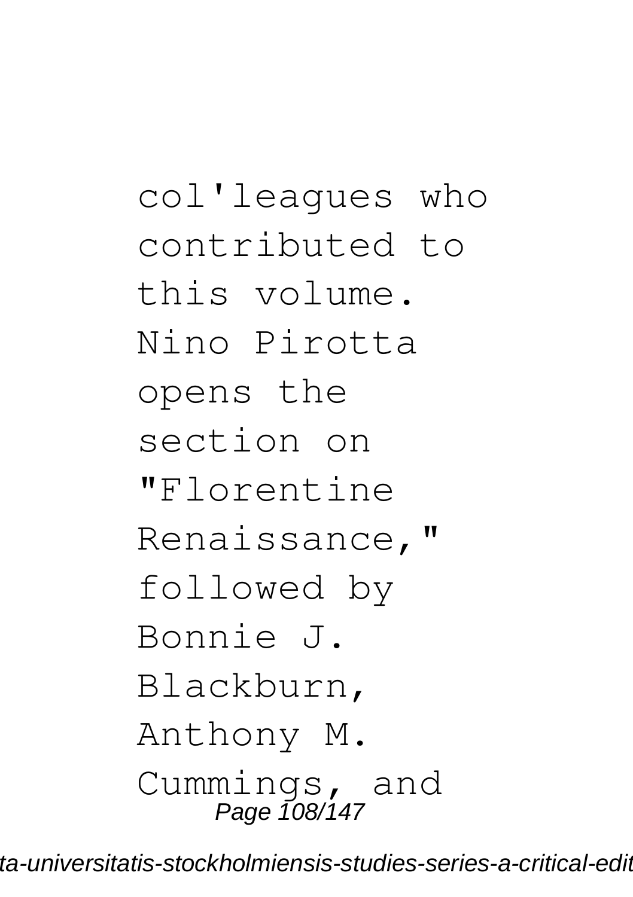col'leagues who contributed to this volume. Nino Pirotta opens the section on "Florentine Renaissance," followed by Bonnie J. Blackburn, Anthony M. Cummings, and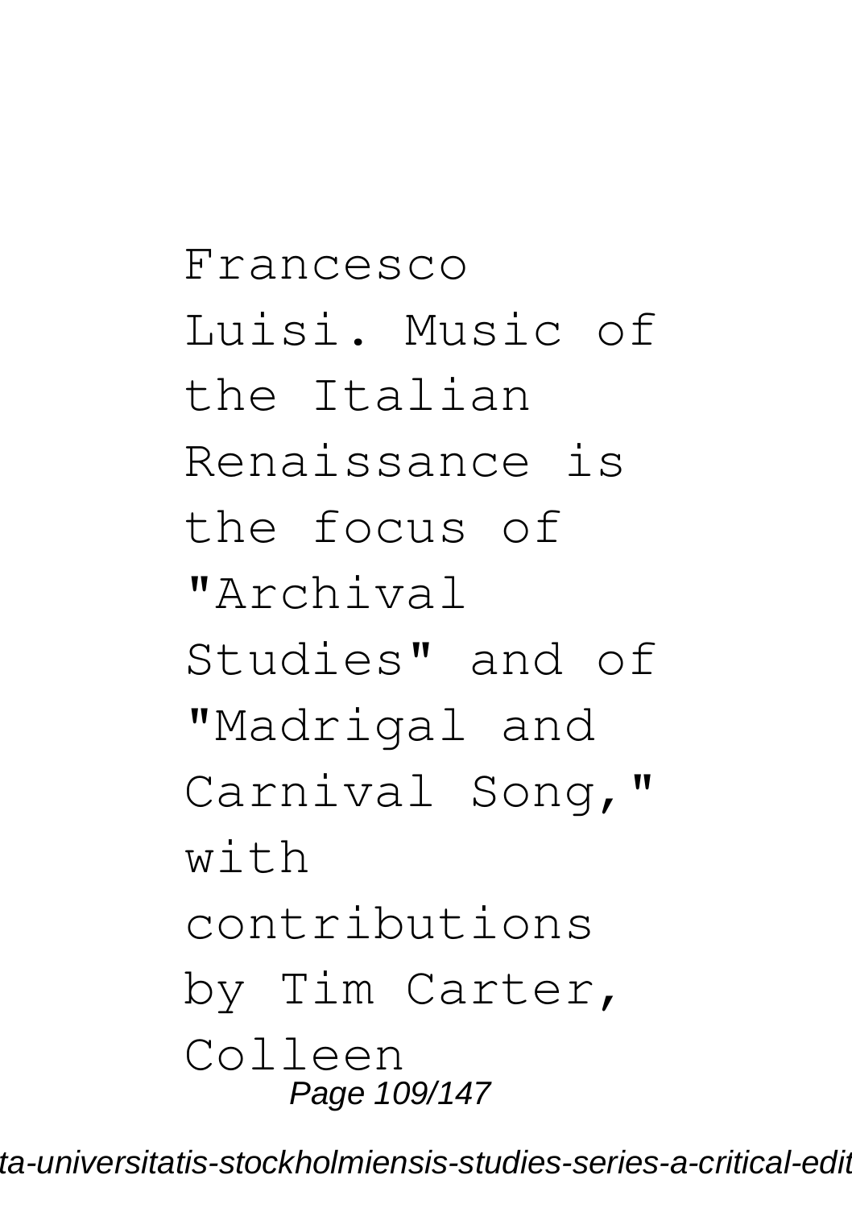Francesco Luisi. Music of the Italian Renaissance is the focus of "Archival Studies" and of "Madrigal and Carnival Song," with contributions by Tim Carter, Colleen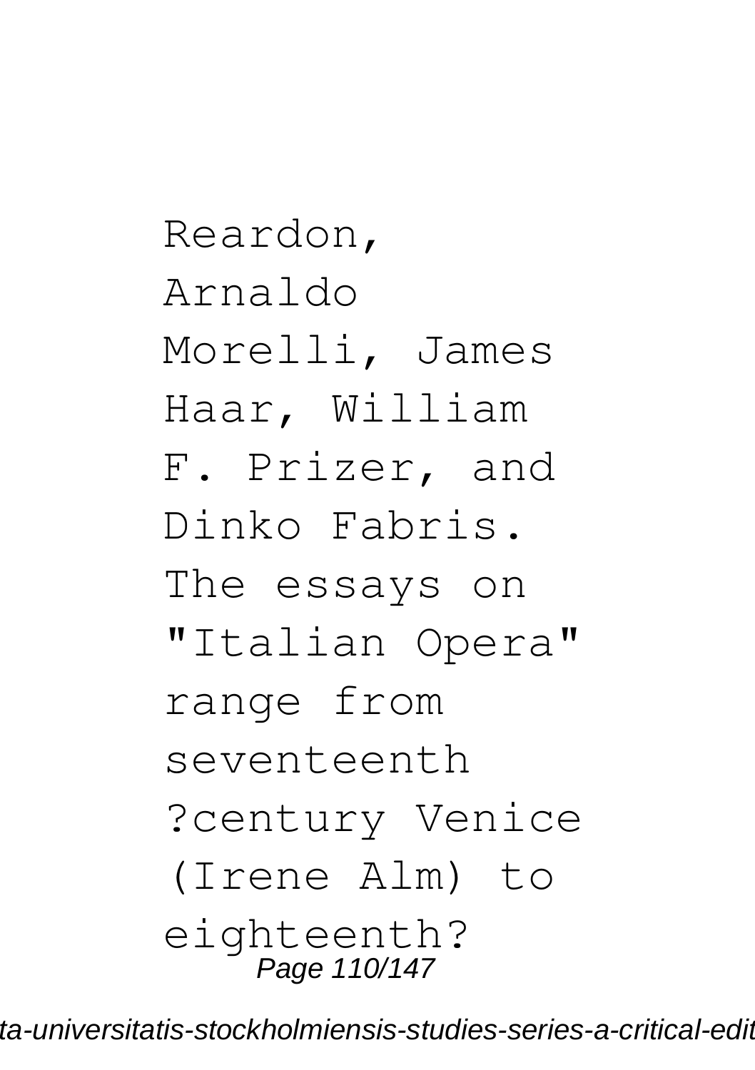Reardon, Arnaldo Morelli, James Haar, William F. Prizer, and Dinko Fabris. The essays on "Italian Opera" range from seventeenth ?century Venice (Irene Alm) to eighteenth?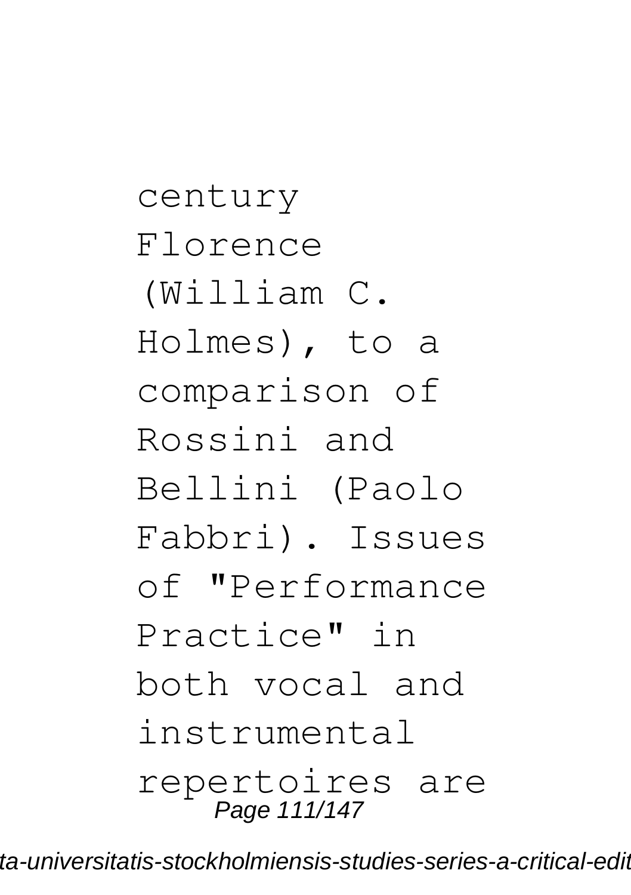century Florence (William C. Holmes), to a comparison of Rossini and Bellini (Paolo Fabbri). Issues of "Performance Practice" in both vocal and instrumental repertoires are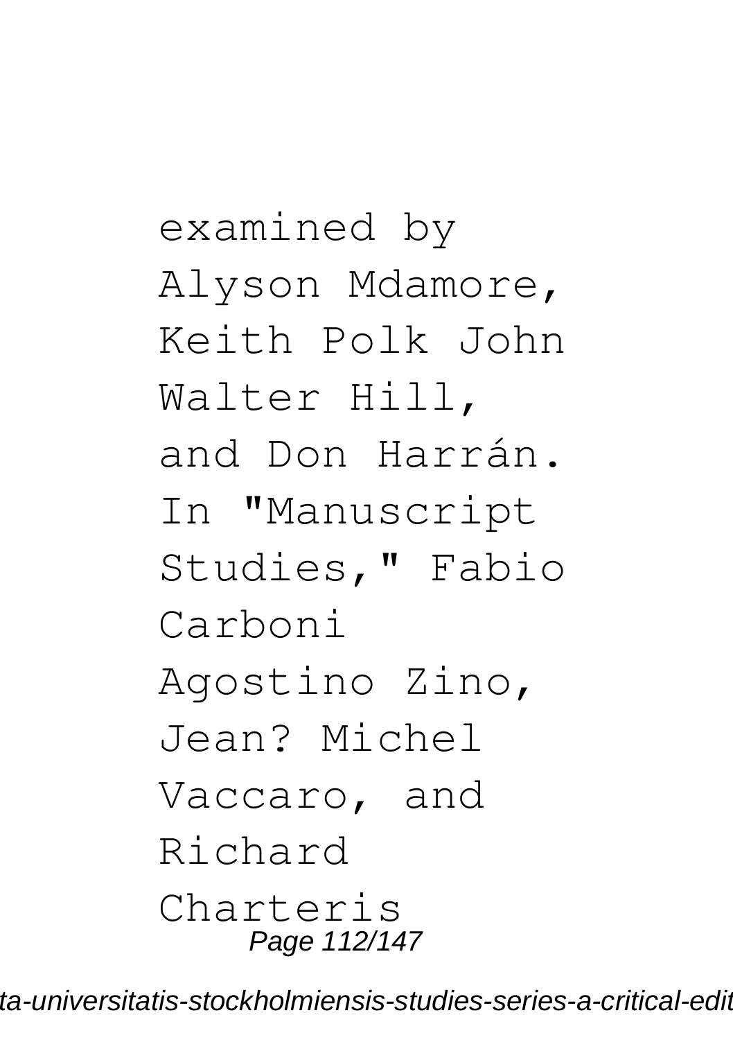examined by Alyson Mdamore, Keith Polk John Walter Hill, and Don Harrán. In "Manuscript Studies," Fabio Carboni Agostino Zino, Jean? Michel Vaccaro, and Richard Charteris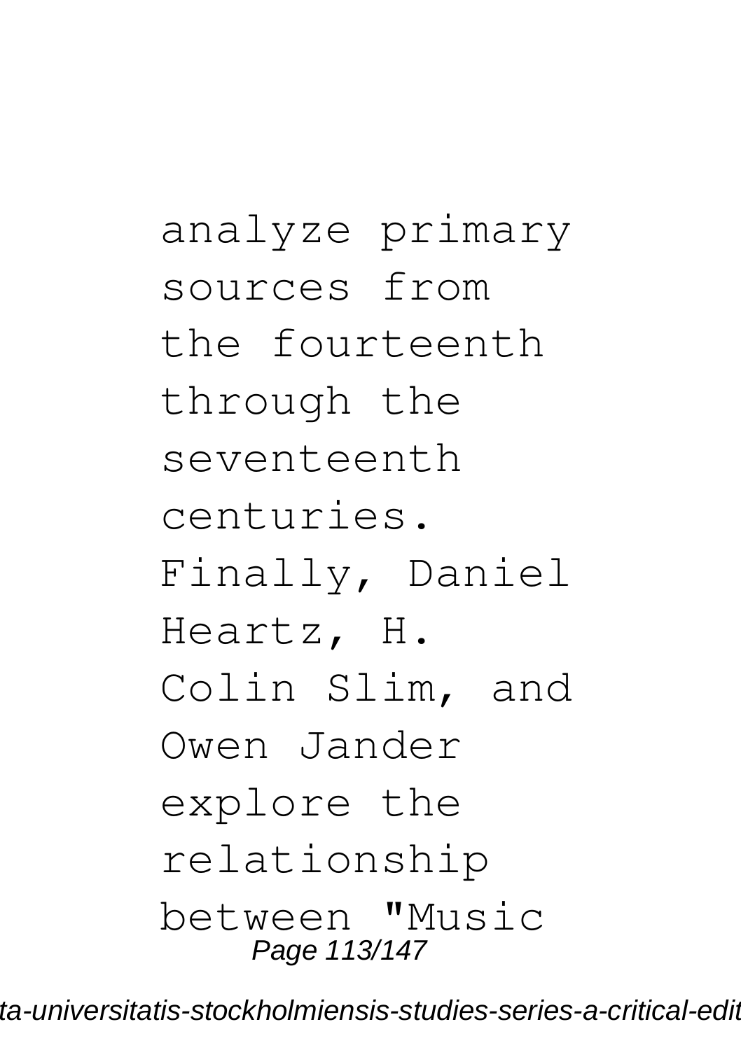analyze primary sources from the fourteenth through the seventeenth centuries. Finally, Daniel Heartz, H. Colin Slim, and Owen Jander explore the relationship between "Music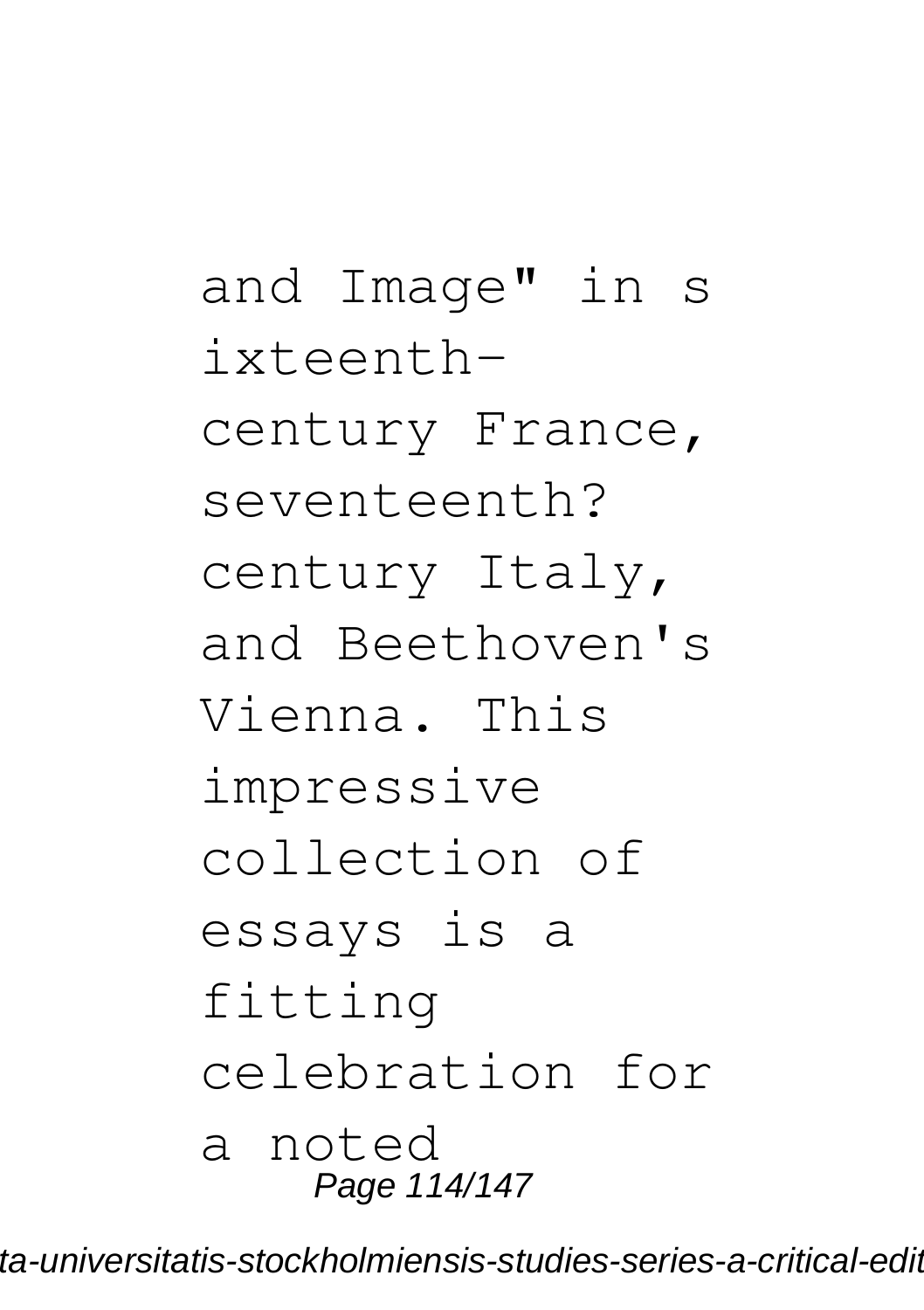and Image" in sixteenth-century France, seventeenth?century Italy, and Beethoven's Vienna. This impressive collection of essays is a fitting celebration for a noted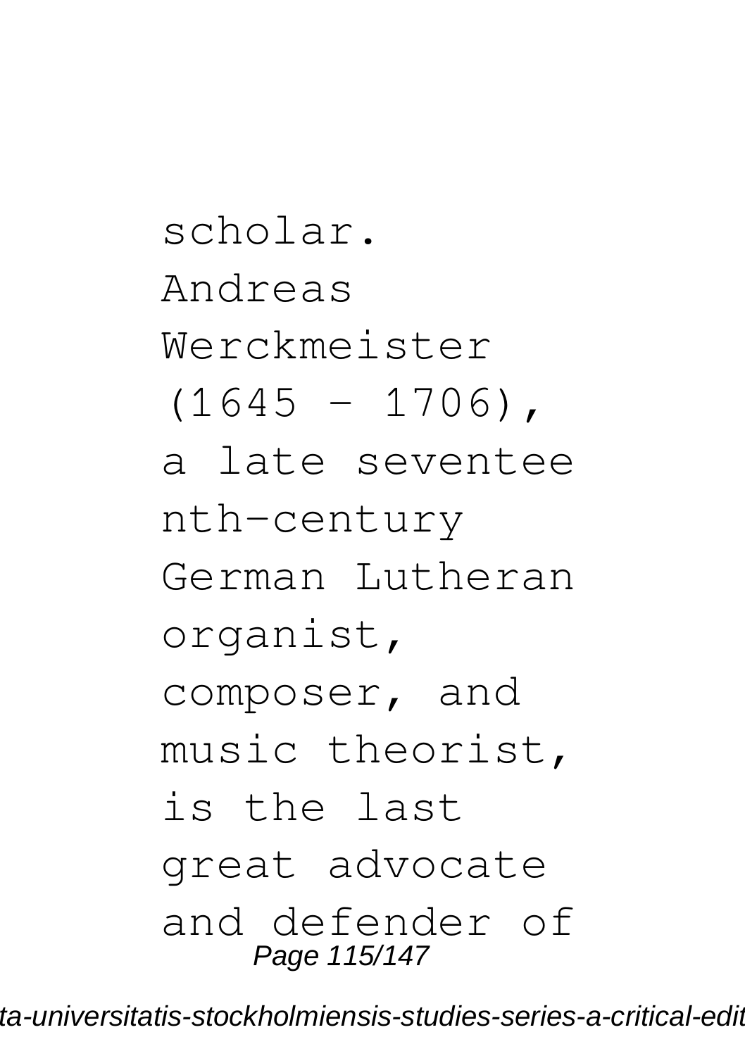scholar. Andreas Werckmeister (1645 – 1706), a late seventeenth-century German Lutheran organist, composer, and music theorist, is the last great advocate and defender of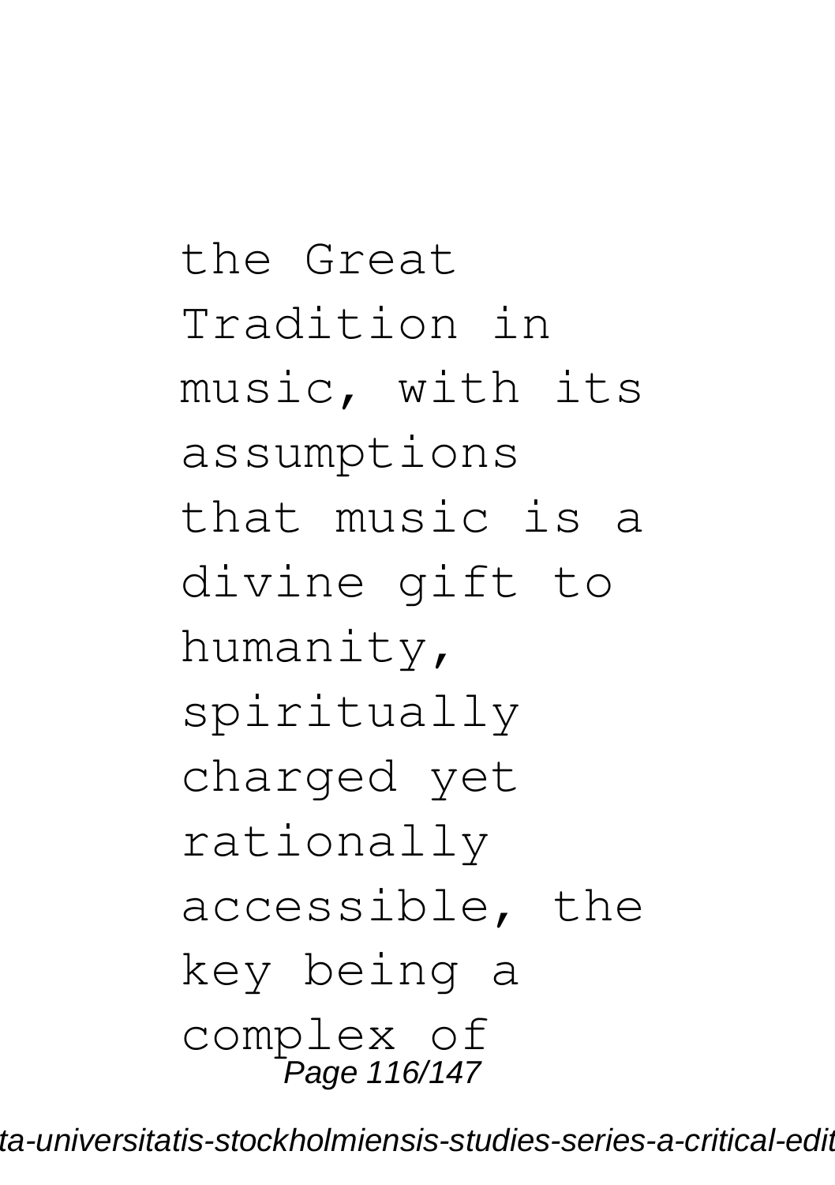the Great Tradition in music, with its assumptions that music is a divine gift to humanity, spiritually charged yet rationally accessible, the key being a complex of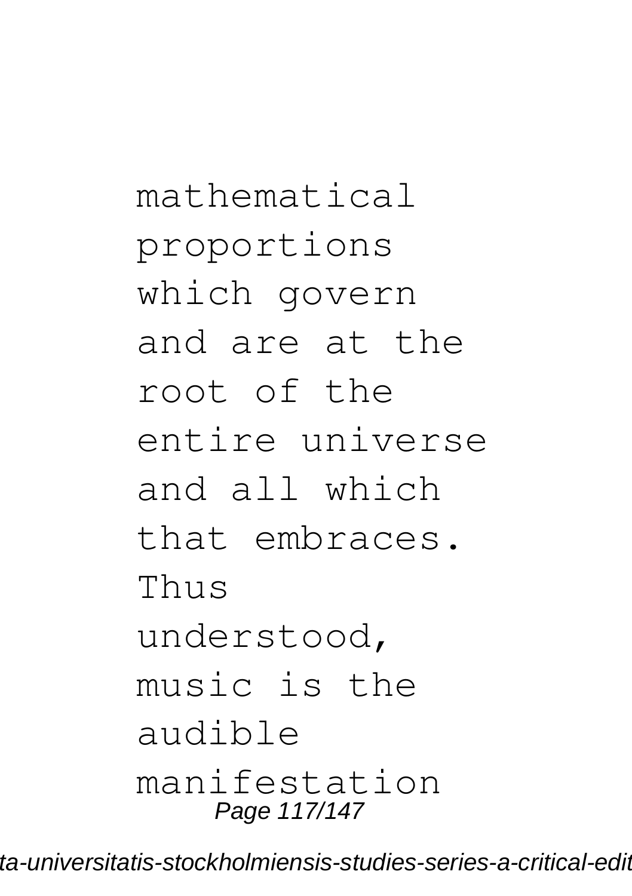mathematical proportions which govern and are at the root of the entire universe and all which that embraces. Thus understood, music is the audible manifestation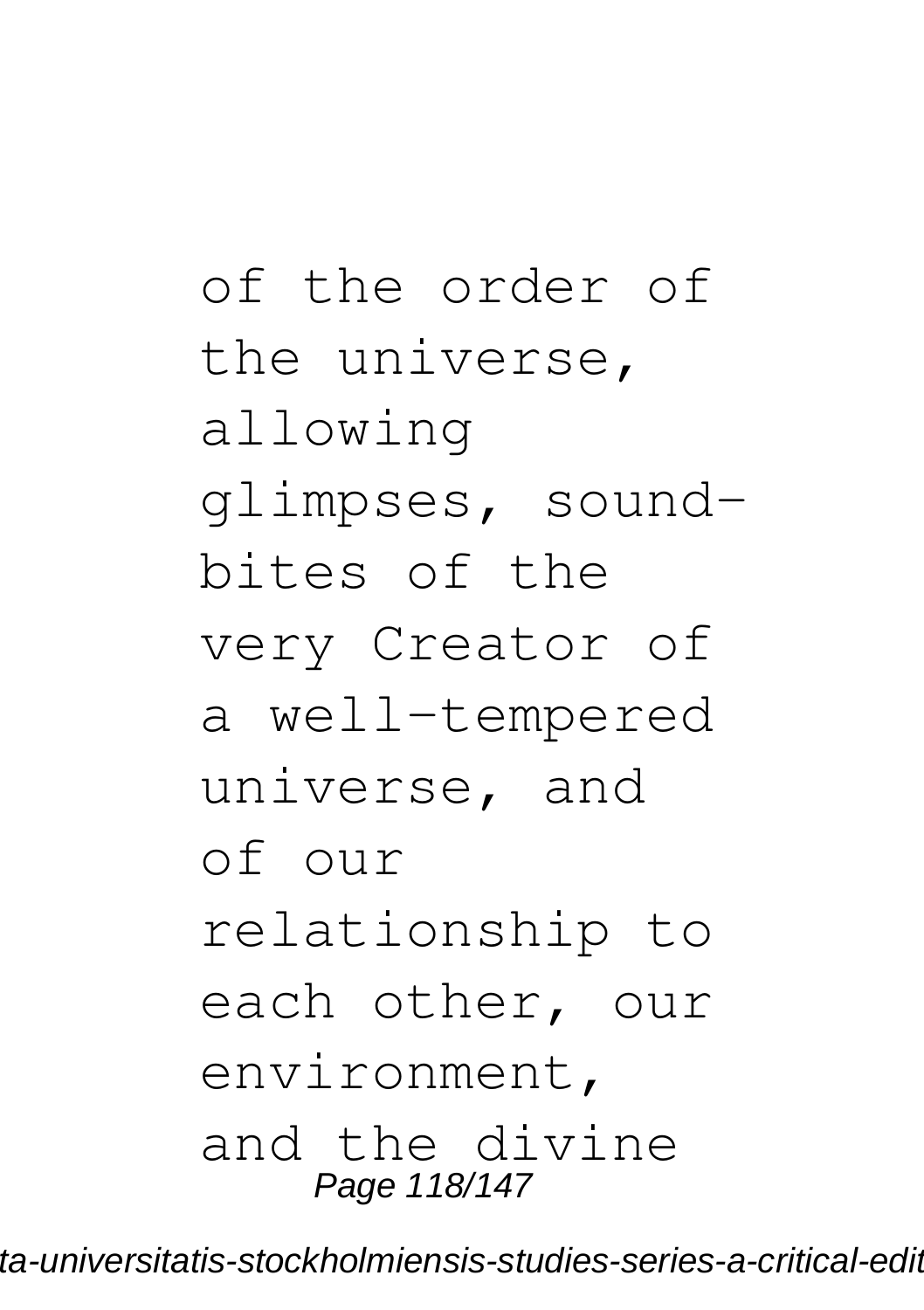of the order of the universe, allowing glimpses, sound-bites of the very Creator of a well-tempered universe, and of our relationship to each other, our environment, and the divine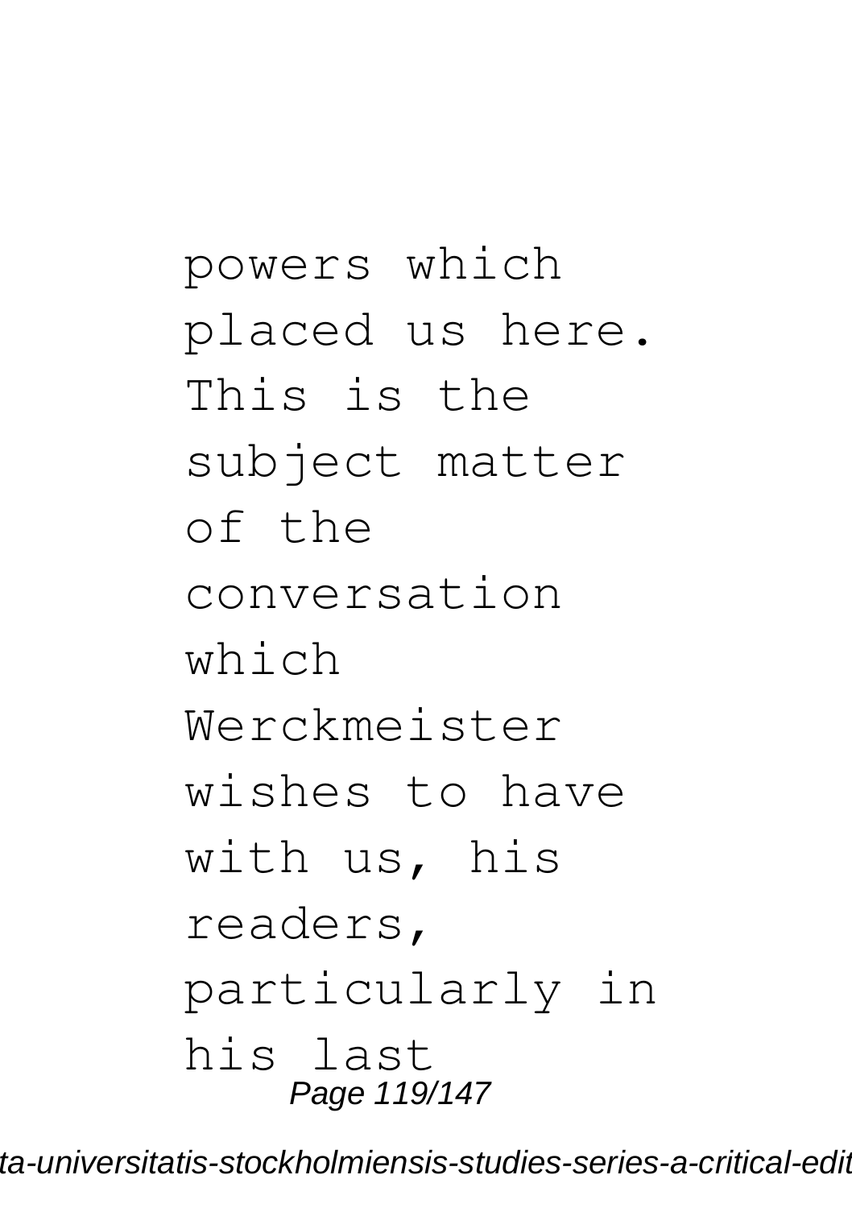powers which placed us here. This is the subject matter of the conversation which Werckmeister wishes to have with us, his readers, particularly in his last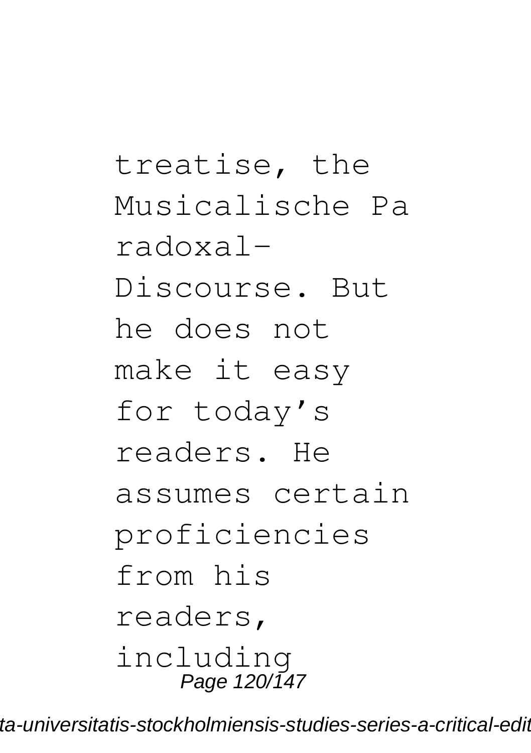treatise, the Musicalische Paradoxal-Discourse. But he does not make it easy for today's readers. He assumes certain proficiencies from his readers, including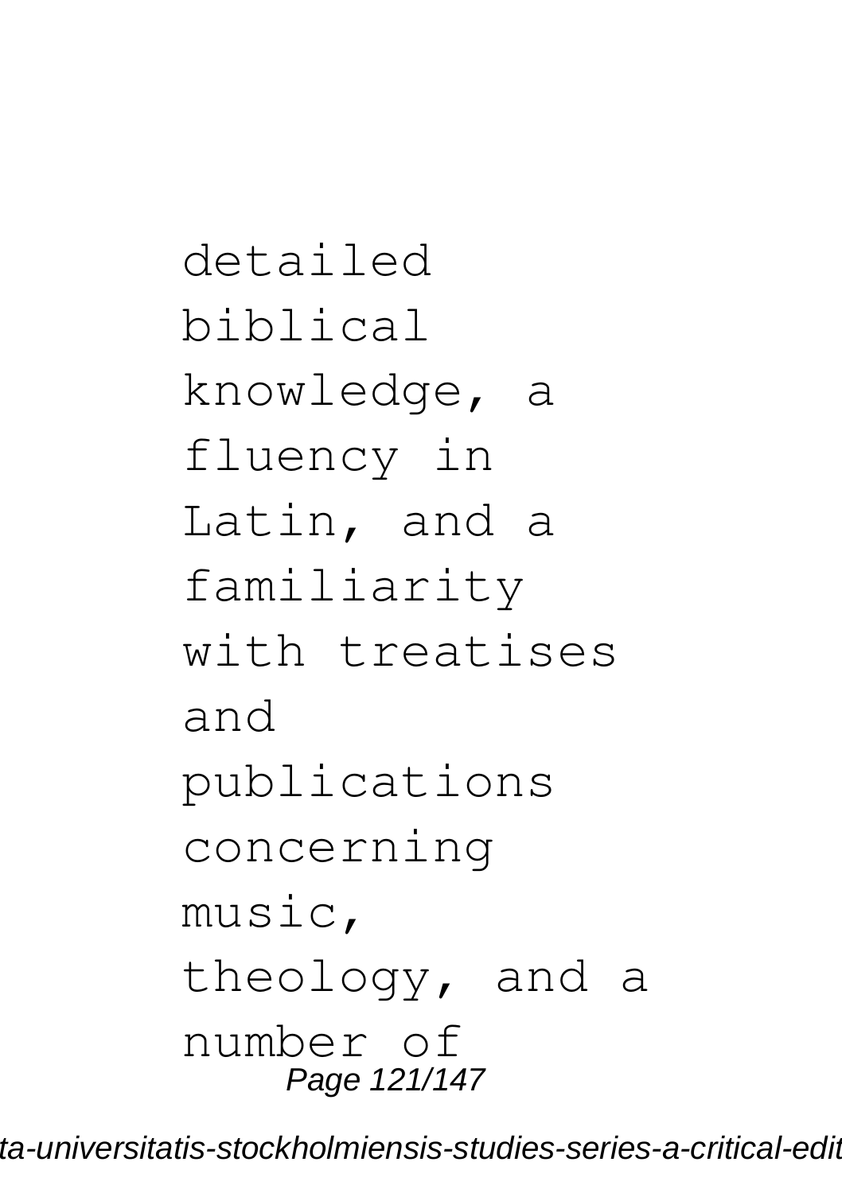detailed biblical knowledge, a fluency in Latin, and a familiarity with treatises and publications concerning music, theology, and a number of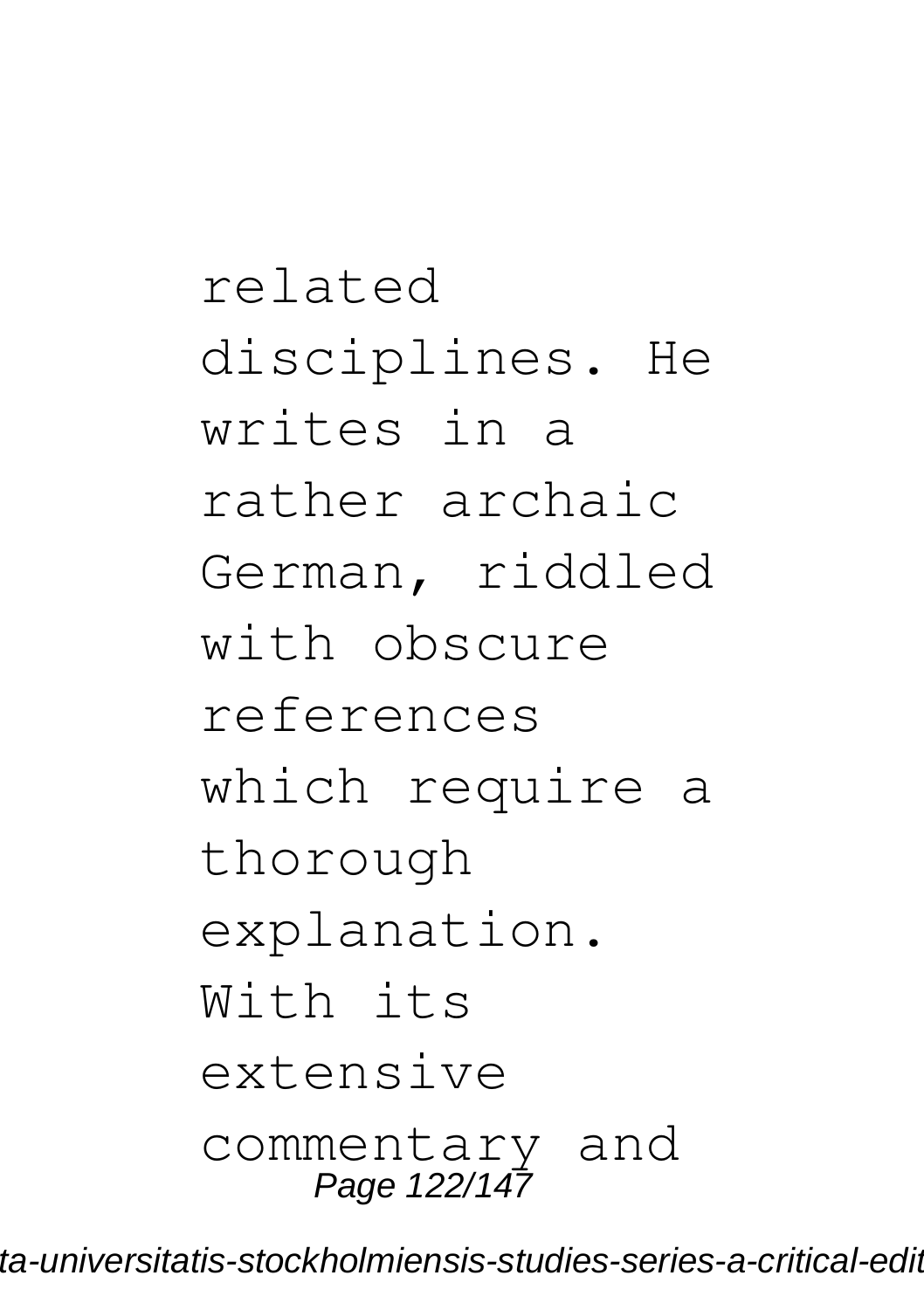related disciplines. He writes in a rather archaic German, riddled with obscure references which require a thorough explanation. With its extensive commentary and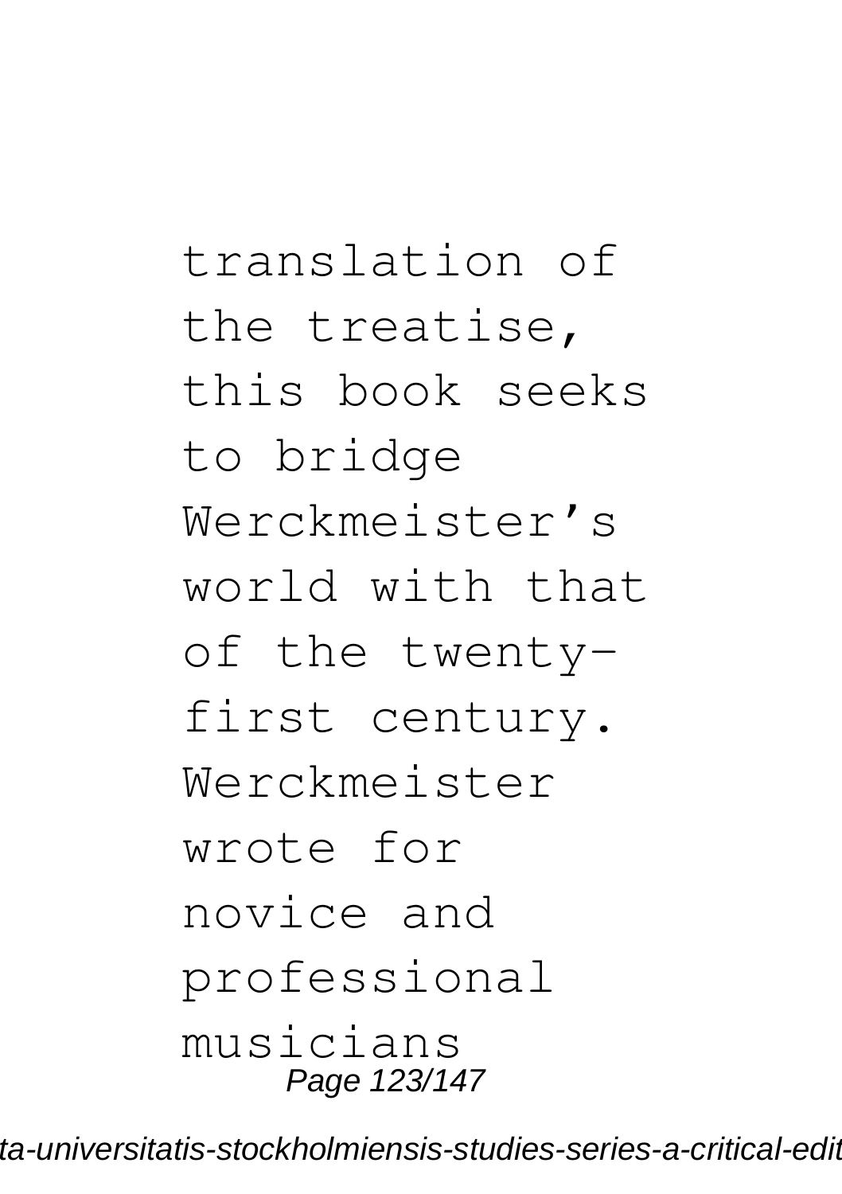translation of the treatise, this book seeks to bridge Werckmeister’s world with that of the twenty-first century. Werckmeister wrote for novice and professional musicians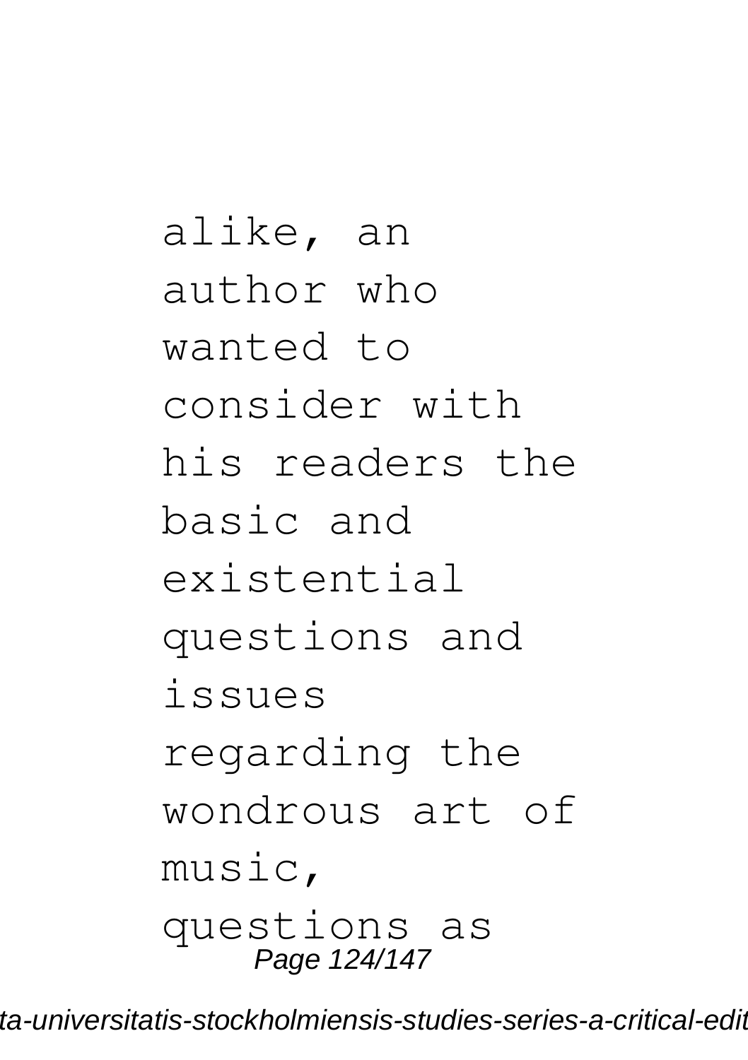alike, an author who wanted to consider with his readers the basic and existential questions and issues regarding the wondrous art of music, questions as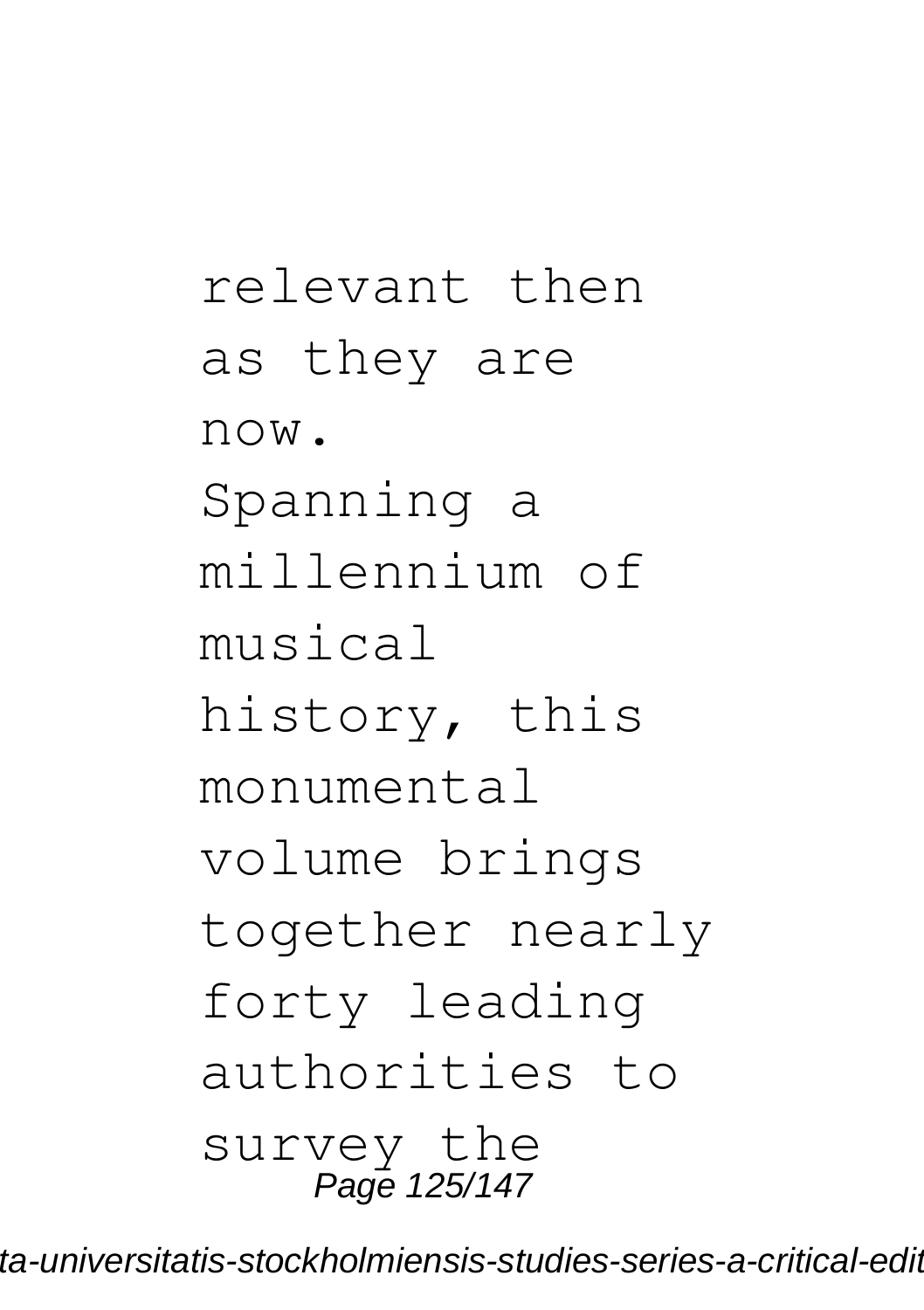relevant then as they are now.

Spanning a millennium of musical history, this monumental volume brings together nearly forty leading authorities to survey the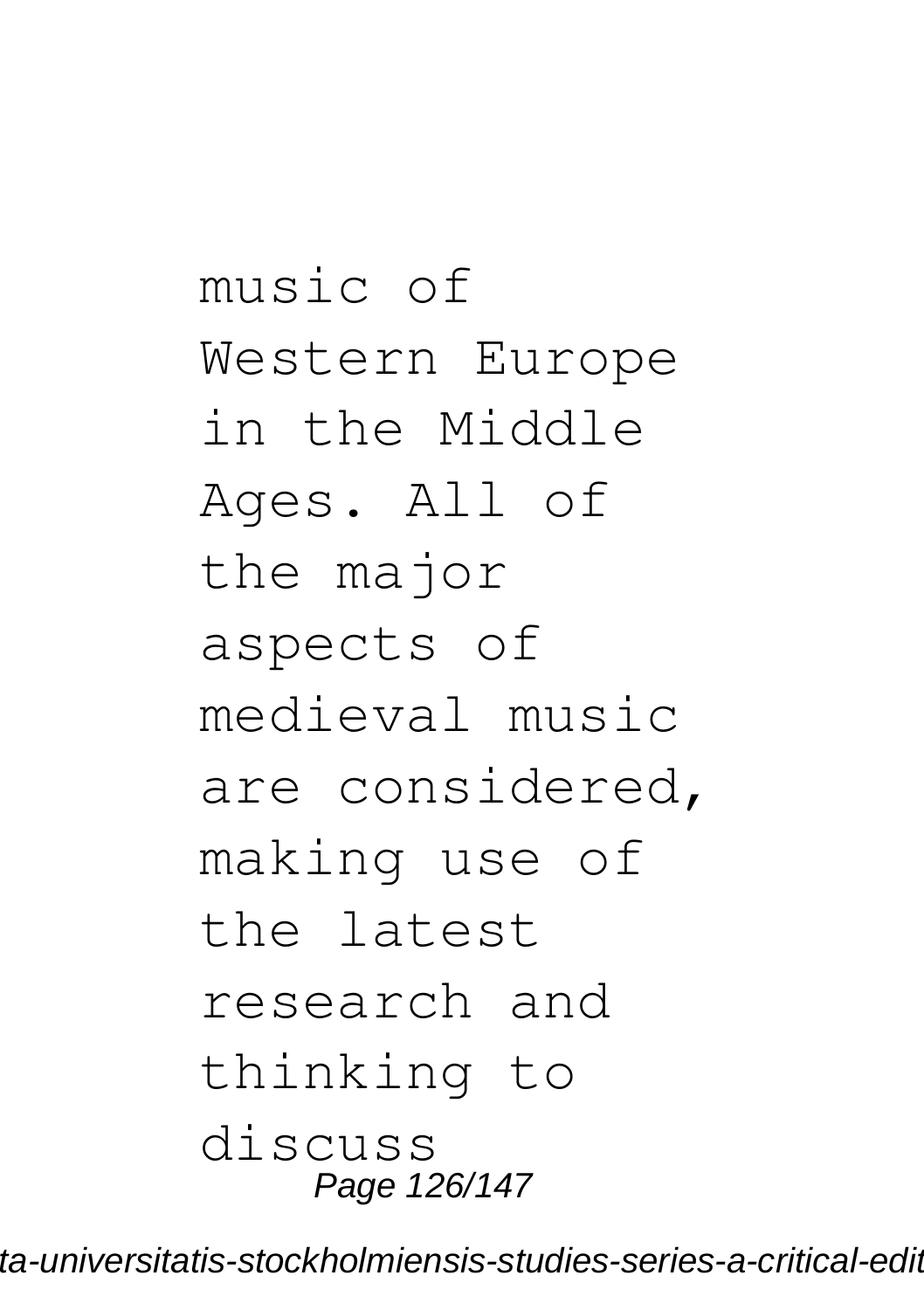music of Western Europe in the Middle Ages. All of the major aspects of medieval music are considered, making use of the latest research and thinking to discuss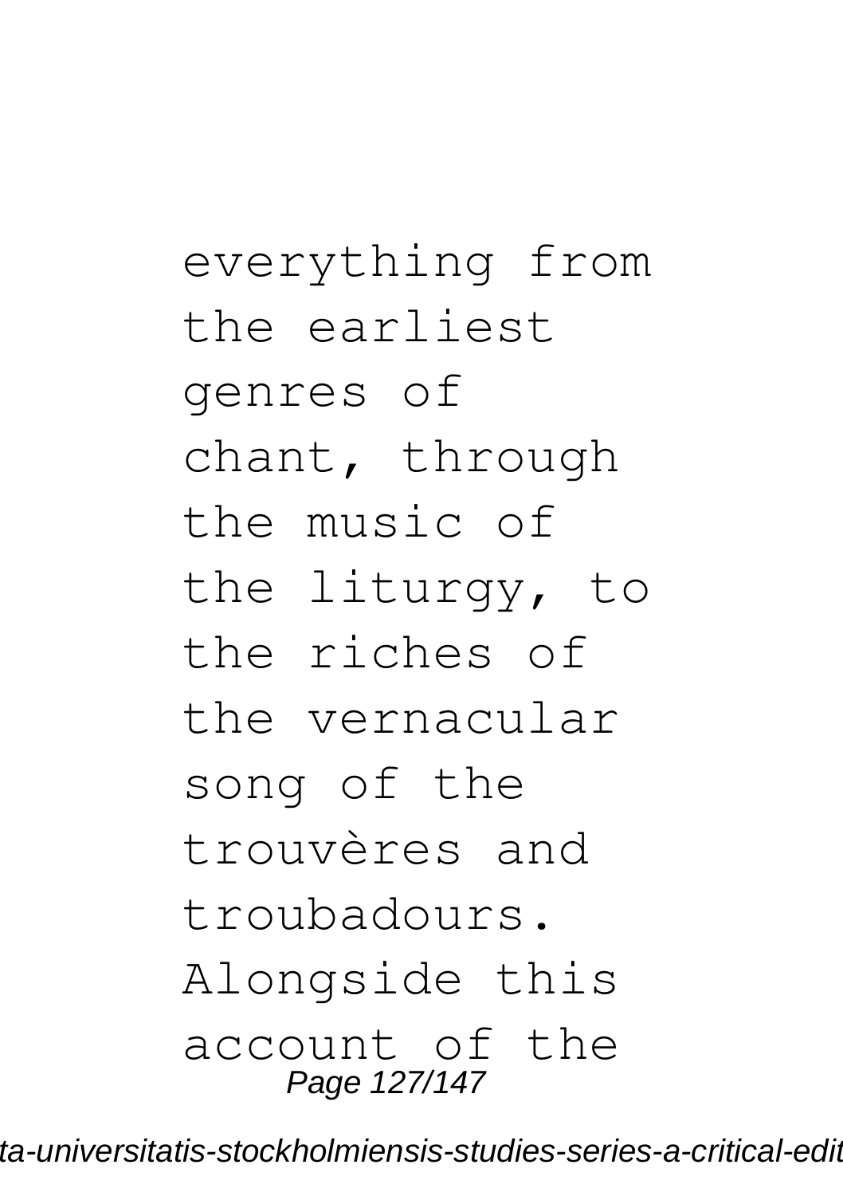everything from the earliest genres of chant, through the music of the liturgy, to the riches of the vernacular song of the trouvères and troubadours. Alongside this account of the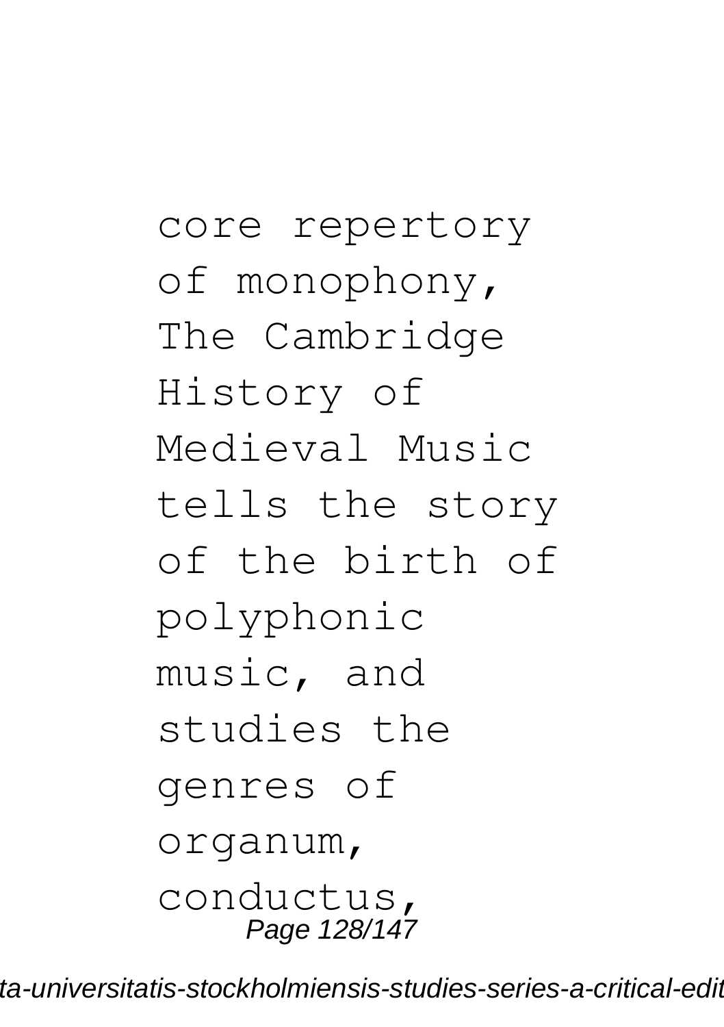core repertory of monophony, The Cambridge History of Medieval Music tells the story of the birth of polyphonic music, and studies the genres of organum, conductus,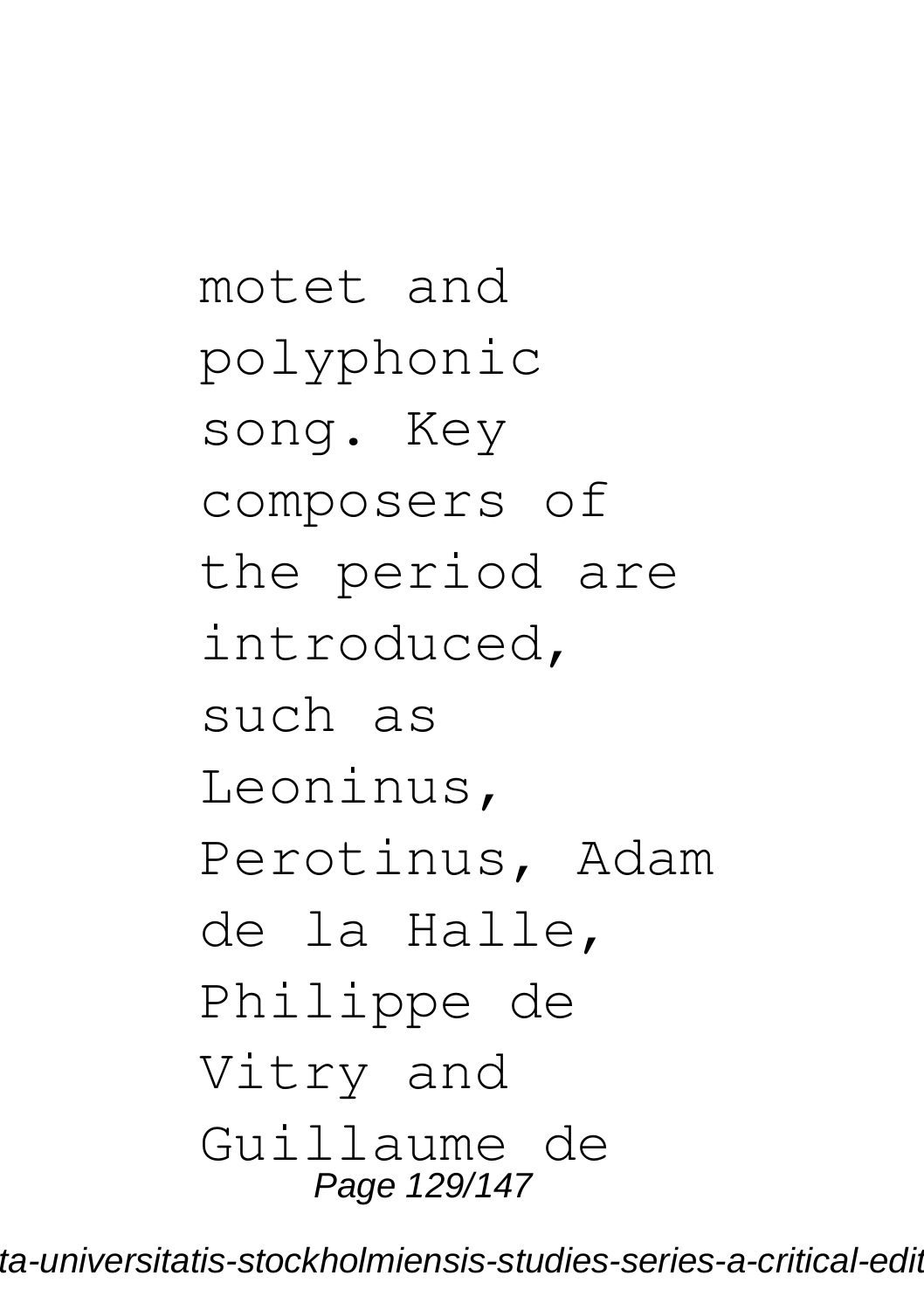motet and polyphonic song. Key composers of the period are introduced, such as Leoninus, Perotinus, Adam de la Halle, Philippe de Vitry and Guillaume de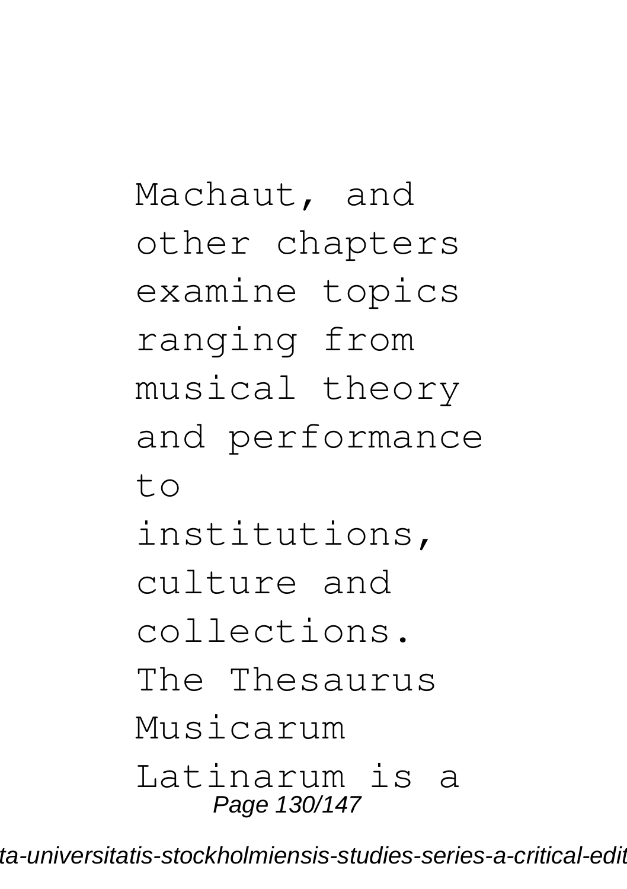Machaut, and other chapters examine topics ranging from musical theory and performance to institutions, culture and collections. The Thesaurus Musicarum Latinarum is a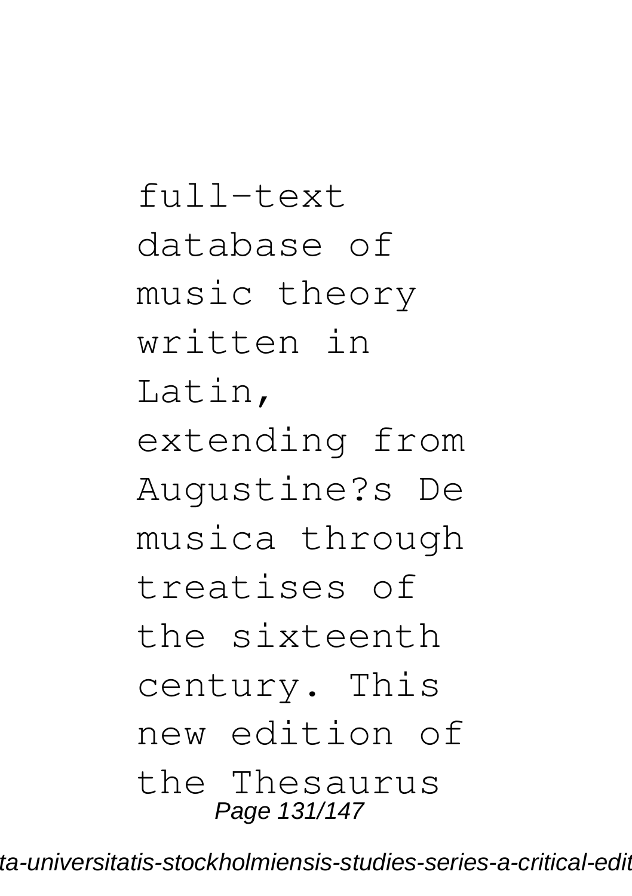full-text database of music theory written in Latin, extending from Augustine?s De musica through treatises of the sixteenth century. This new edition of the Thesaurus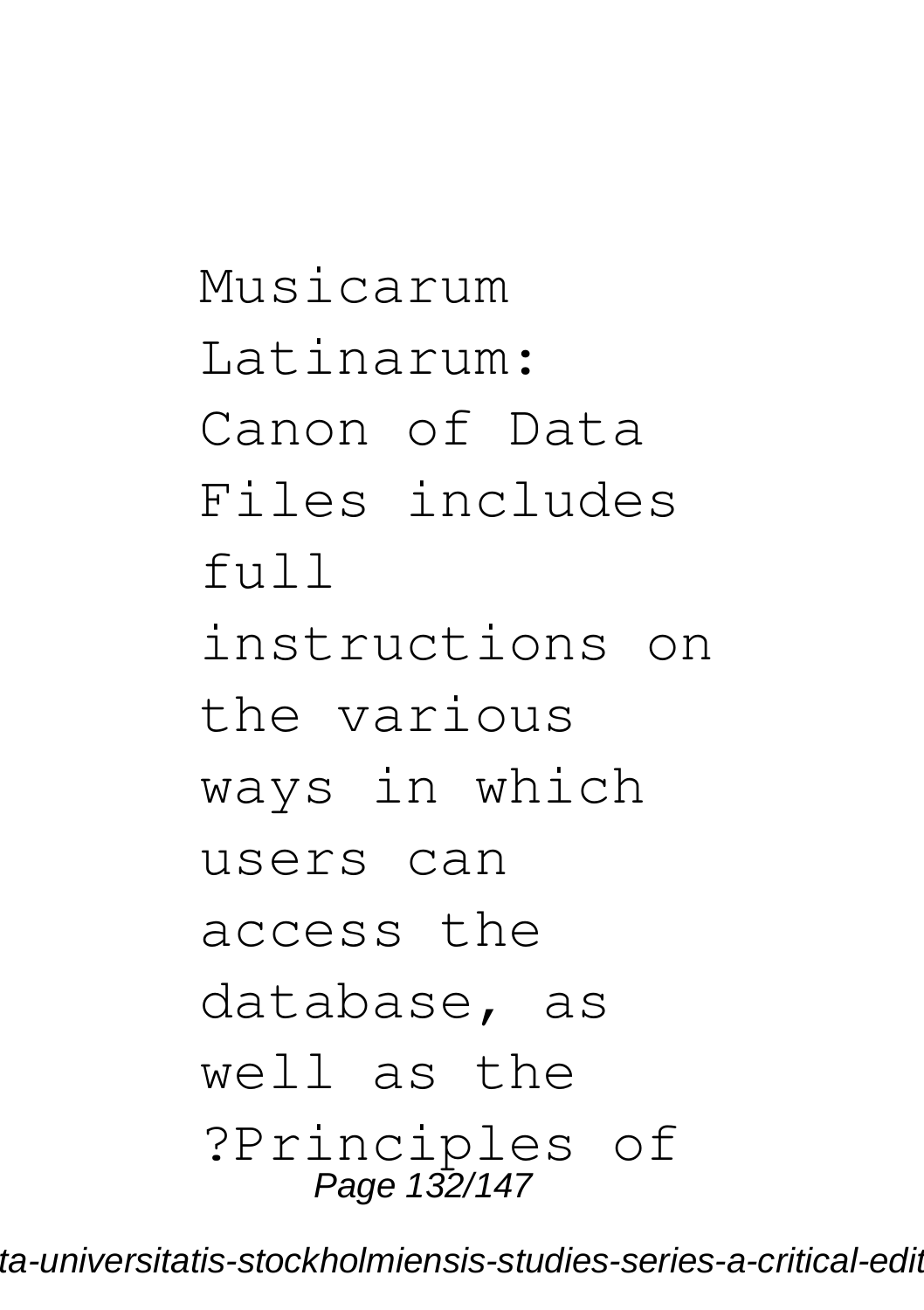Musicarum Latinarum: Canon of Data Files includes full instructions on the various ways in which users can access the database, as well as the ?Principles of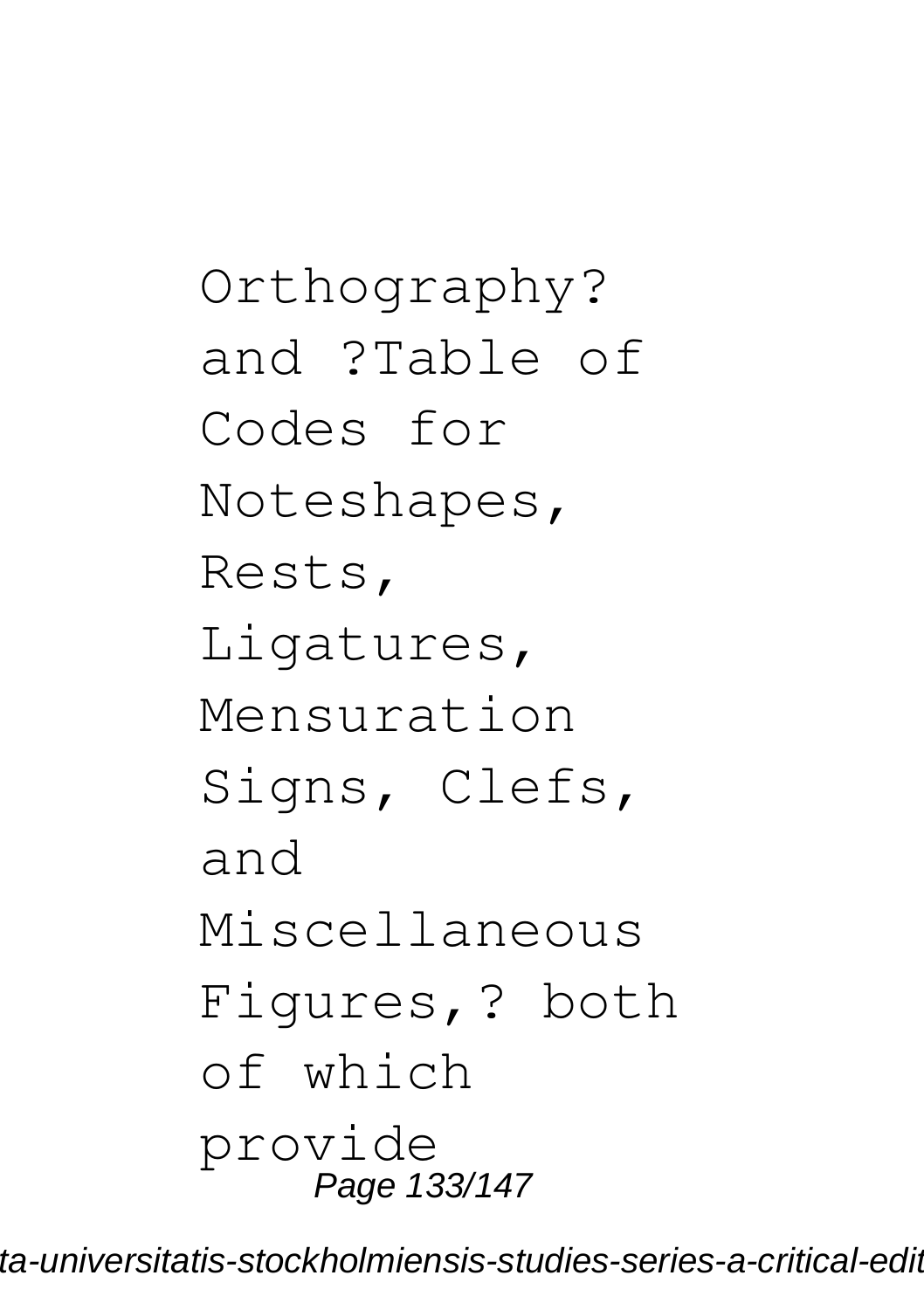Orthography? and ?Table of Codes for Noteshapes, Rests, Ligatures, Mensuration Signs, Clefs, and Miscellaneous Figures,? both of which provide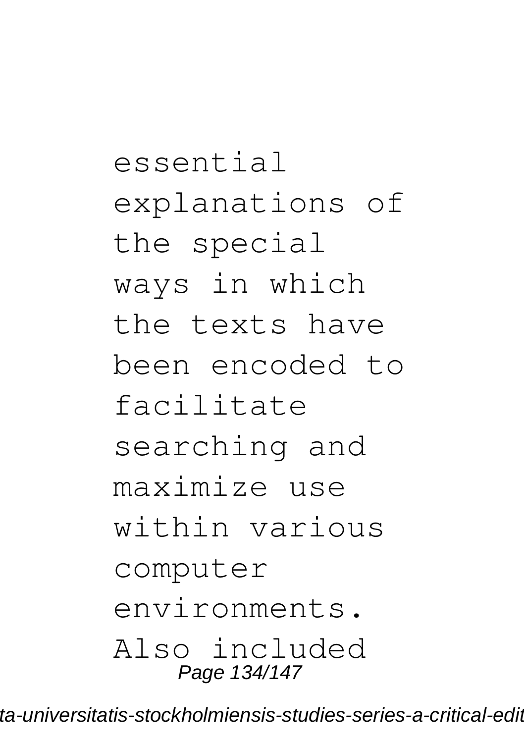essential explanations of the special ways in which the texts have been encoded to facilitate searching and maximize use within various computer environments. Also included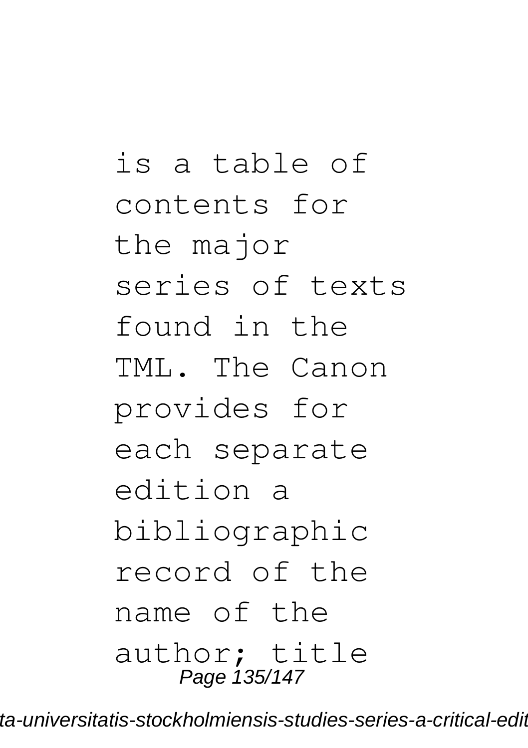is a table of contents for the major series of texts found in the TML. The Canon provides for each separate edition a bibliographic record of the name of the author; title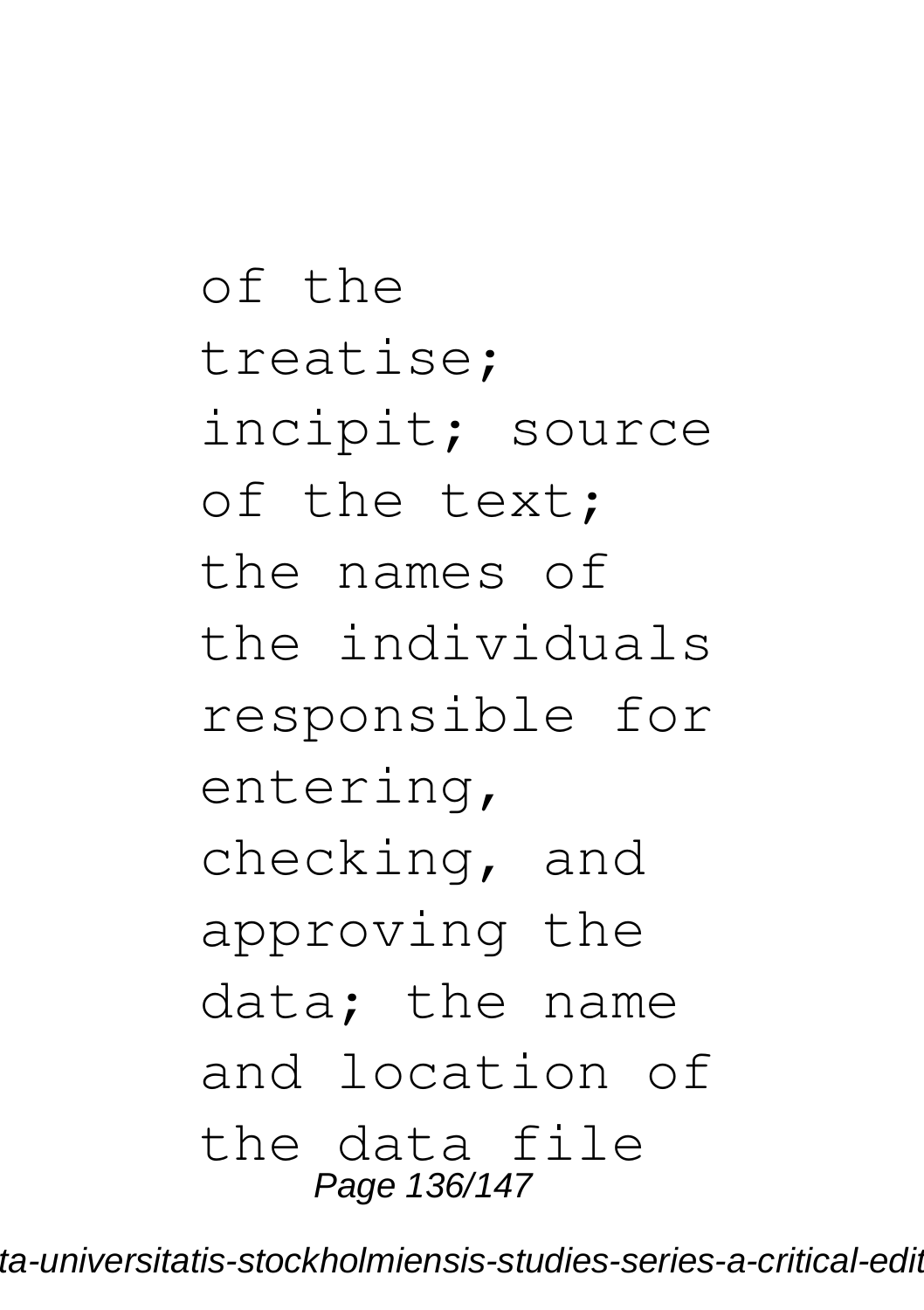of the treatise; incipit; source of the text; the names of the individuals responsible for entering, checking, and approving the data; the name and location of the data file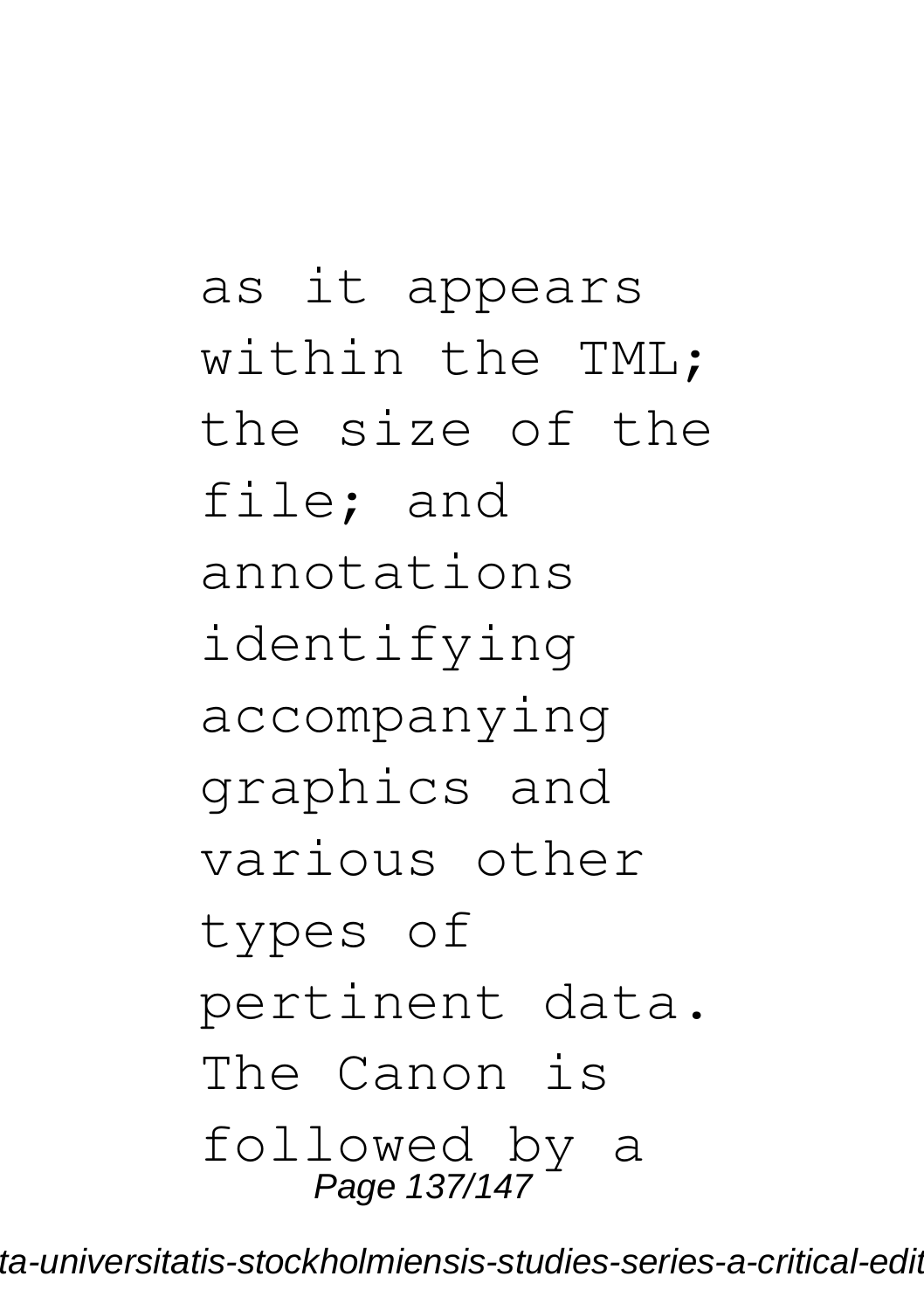as it appears within the TML; the size of the file; and annotations identifying accompanying graphics and various other types of pertinent data. The Canon is followed by a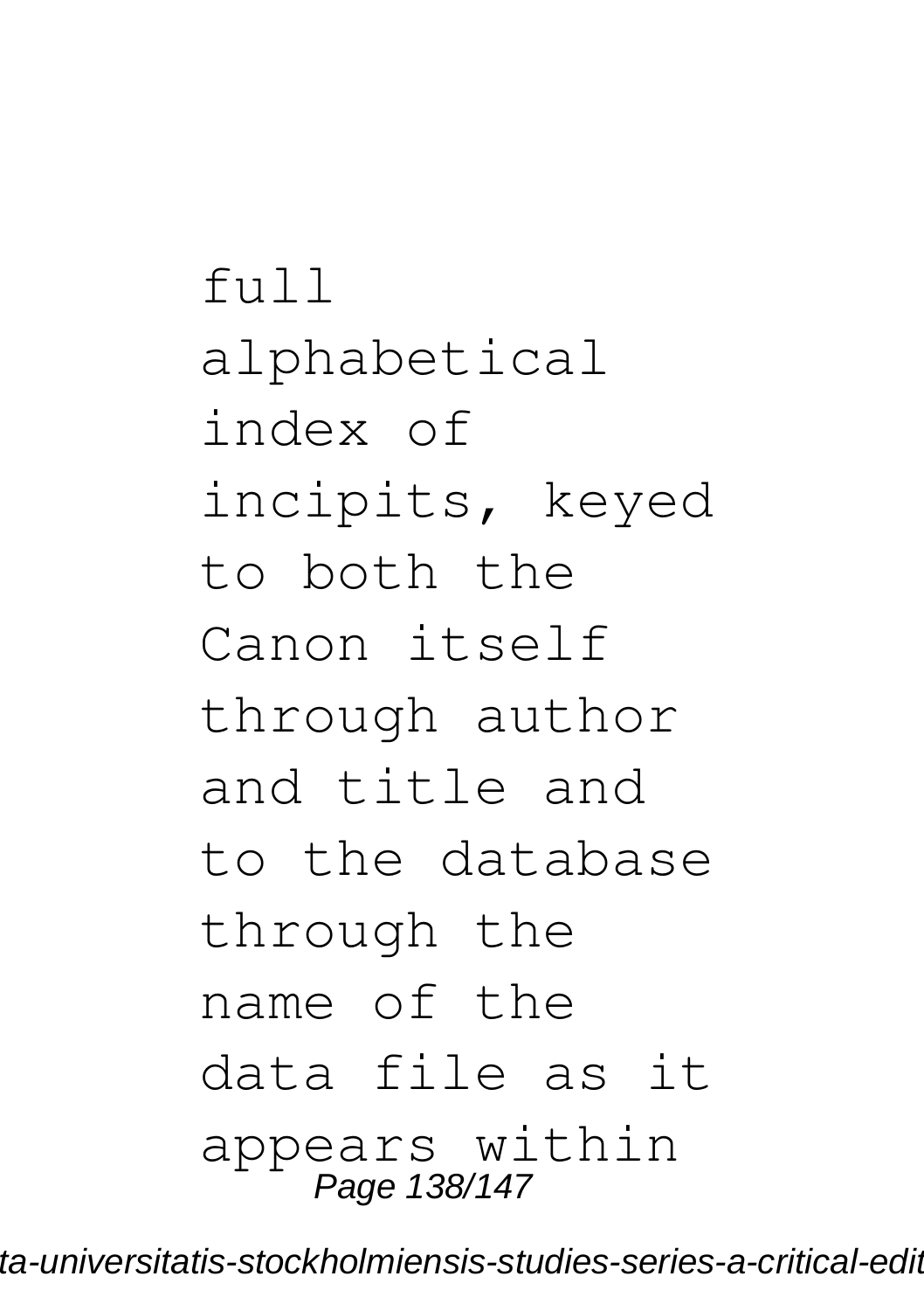full alphabetical index of incipits, keyed to both the Canon itself through author and title and to the database through the name of the data file as it appears within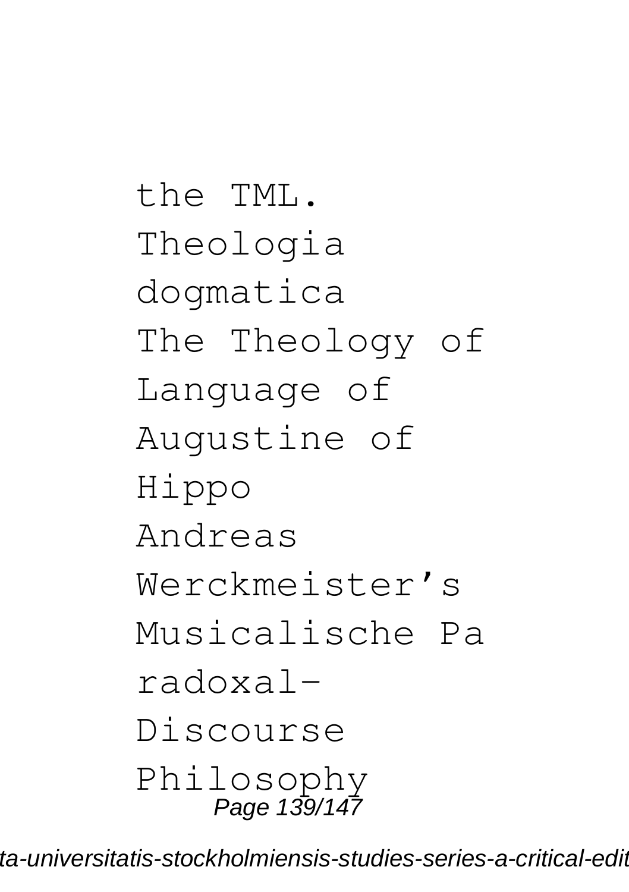the TML.
Theologia dogmatica
The Theology of Language of Augustine of Hippo
Andreas Werckmeister's Musicalische Pa radoxal-Discourse
Philosophy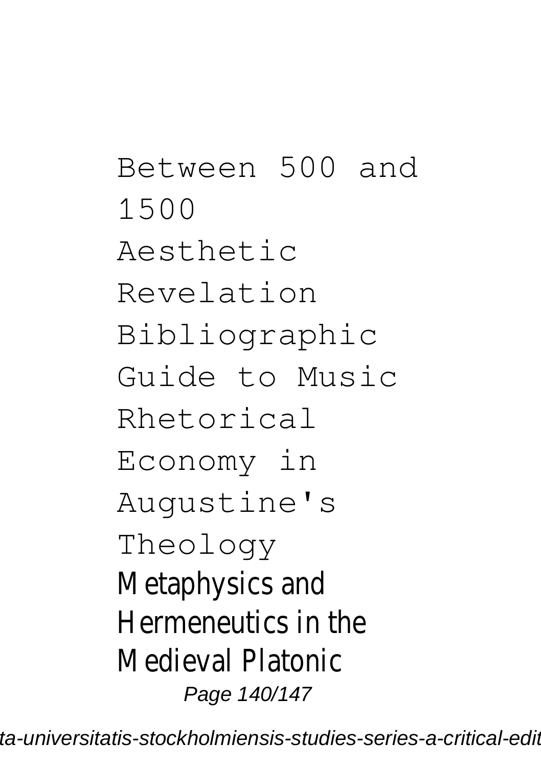Between 500 and 1500

Aesthetic Revelation

Bibliographic Guide to Music

Rhetorical Economy in Augustine's Theology

Metaphysics and Hermeneutics in the Medieval Platonic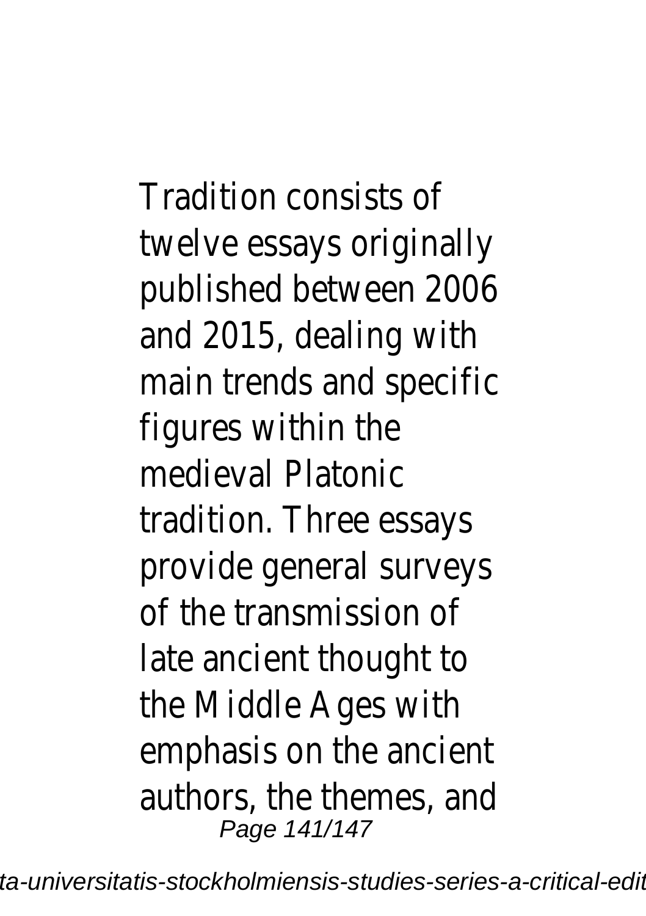Tradition consists of twelve essays originally published between 2006 and 2015, dealing with main trends and specific figures within the medieval Platonic tradition. Three essays provide general surveys of the transmission of late ancient thought to the Middle Ages with emphasis on the ancient authors, the themes, and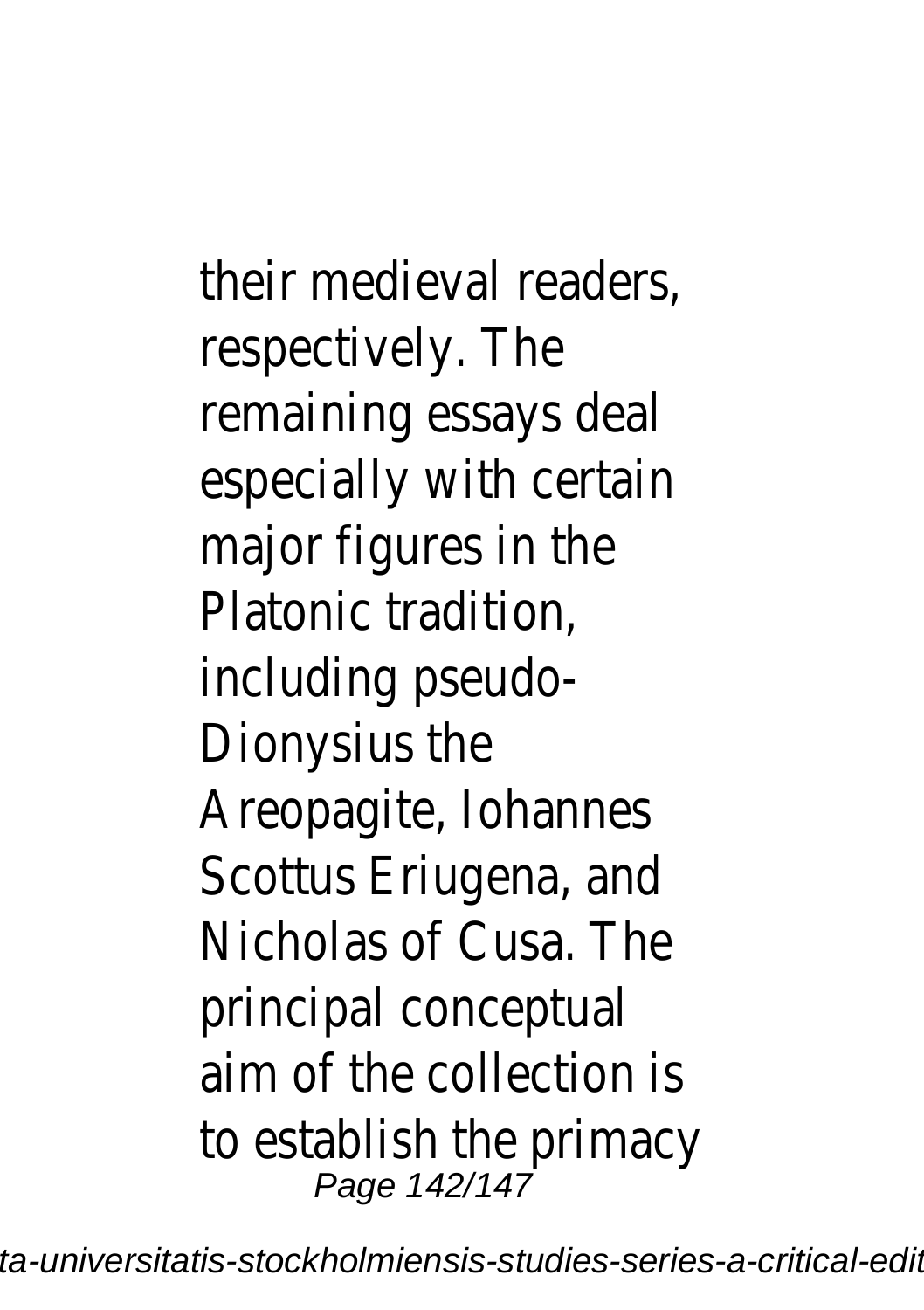their medieval readers, respectively. The remaining essays deal especially with certain major figures in the Platonic tradition, including pseudo-Dionysius the Areopagite, Iohannes Scottus Eriugena, and Nicholas of Cusa. The principal conceptual aim of the collection is to establish the primacy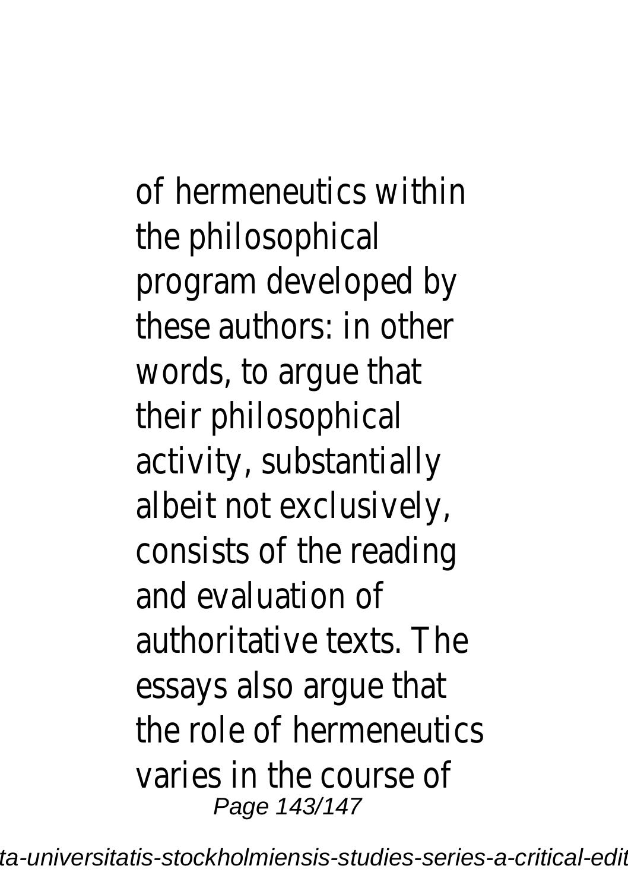of hermeneutics within the philosophical program developed by these authors: in other words, to argue that their philosophical activity, substantially albeit not exclusively, consists of the reading and evaluation of authoritative texts. The essays also argue that the role of hermeneutics varies in the course of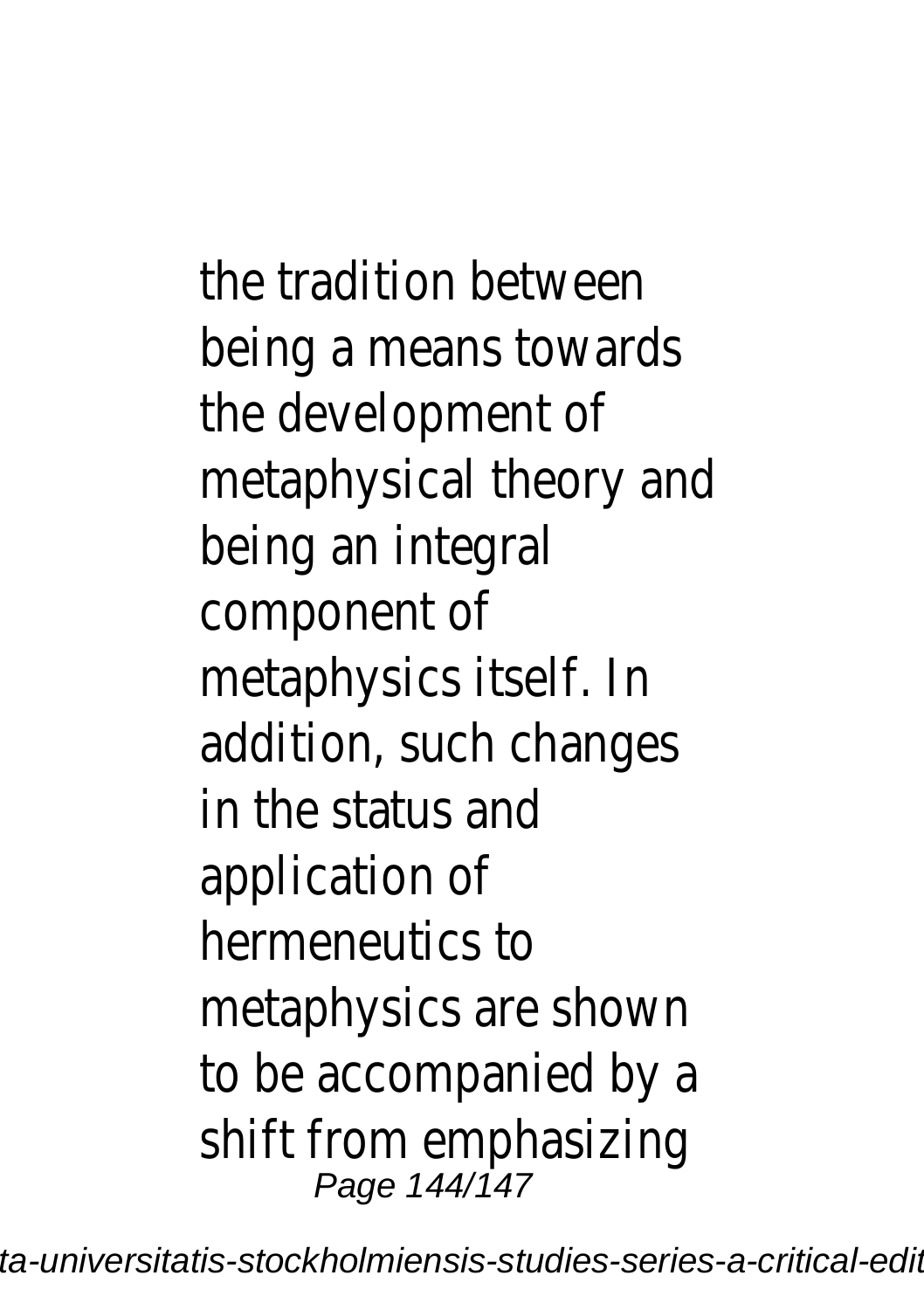the tradition between being a means towards the development of metaphysical theory and being an integral component of metaphysics itself. In addition, such changes in the status and application of hermeneutics to metaphysics are shown to be accompanied by a shift from emphasizing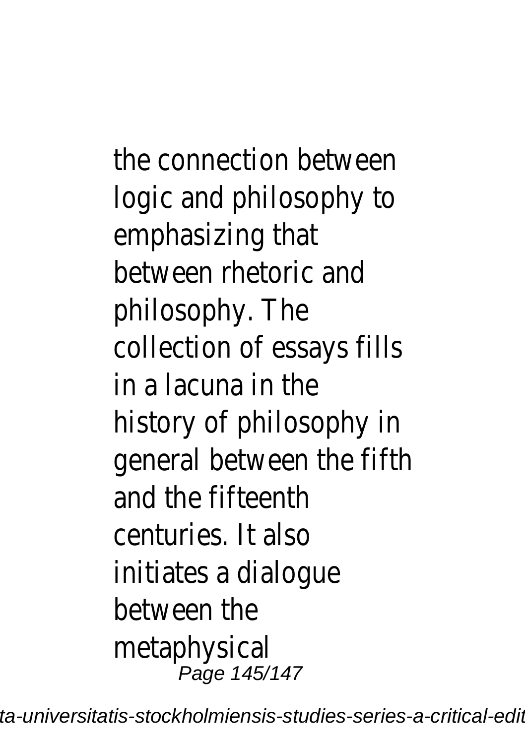the connection between logic and philosophy to emphasizing that between rhetoric and philosophy. The collection of essays fills in a lacuna in the history of philosophy in general between the fifth and the fifteenth centuries. It also initiates a dialogue between the metaphysical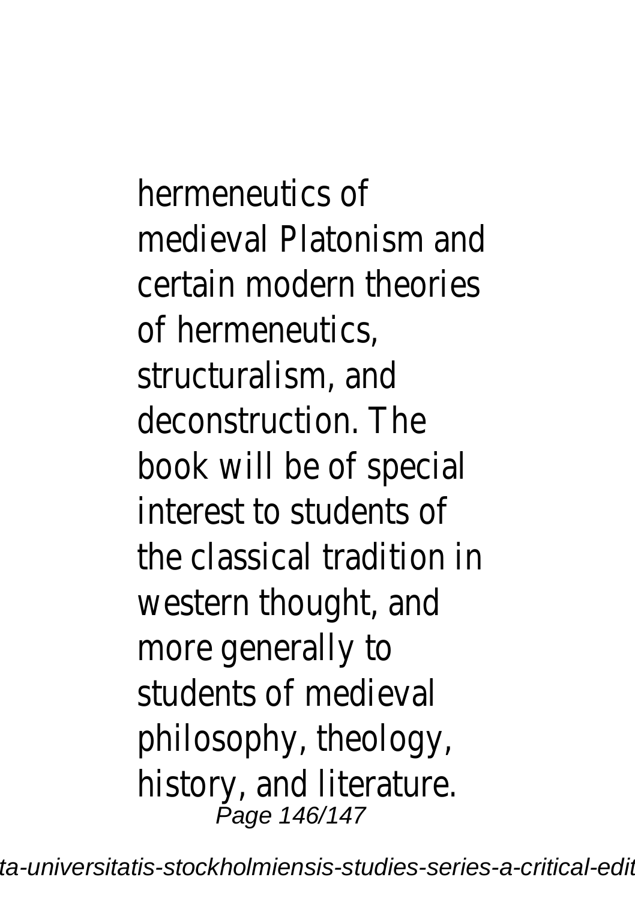hermeneutics of medieval Platonism and certain modern theories of hermeneutics, structuralism, and deconstruction. The book will be of special interest to students of the classical tradition in western thought, and more generally to students of medieval philosophy, theology, history, and literature.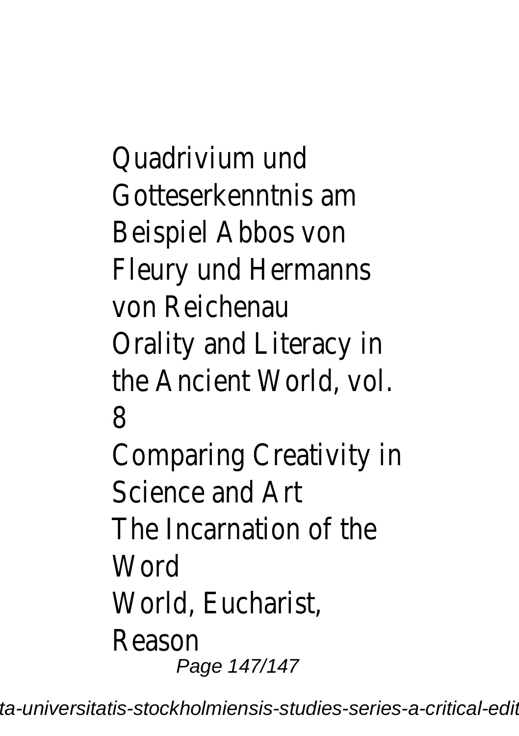Quadrivium und Gotteserkenntnis am Beispiel Abbos von Fleury und Hermanns von Reichenau

Orality and Literacy in the Ancient World, vol. 8

Comparing Creativity in Science and Art

The Incarnation of the Word

World, Eucharist, Reason